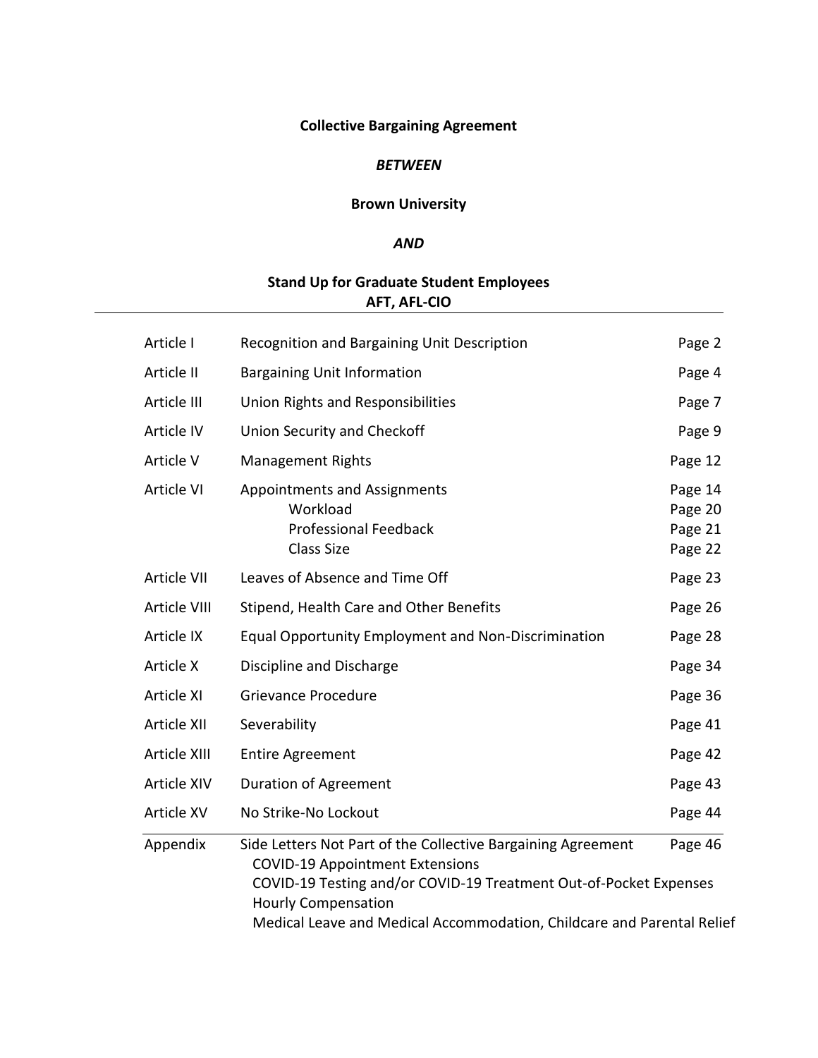**Collective Bargaining Agreement**

***BETWEEN***

**Brown University**

***AND***

**Stand Up for Graduate Student Employees**
**AFT, AFL-CIO**

---

| | | |
|---|---|---|
| Article I | Recognition and Bargaining Unit Description | Page 2 |
| Article II | Bargaining Unit Information | Page 4 |
| Article III | Union Rights and Responsibilities | Page 7 |
| Article IV | Union Security and Checkoff | Page 9 |
| Article V | Management Rights | Page 12 |
| Article VI | Appointments and Assignments | Page 14 |
| | Workload | Page 20 |
| | Professional Feedback | Page 21 |
| | Class Size | Page 22 |
| Article VII | Leaves of Absence and Time Off | Page 23 |
| Article VIII | Stipend, Health Care and Other Benefits | Page 26 |
| Article IX | Equal Opportunity Employment and Non-Discrimination | Page 28 |
| Article X | Discipline and Discharge | Page 34 |
| Article XI | Grievance Procedure | Page 36 |
| Article XII | Severability | Page 41 |
| Article XIII | Entire Agreement | Page 42 |
| Article XIV | Duration of Agreement | Page 43 |
| Article XV | No Strike-No Lockout | Page 44 |
| Appendix | Side Letters Not Part of the Collective Bargaining Agreement | Page 46 |
| | COVID-19 Appointment Extensions | |
| | COVID-19 Testing and/or COVID-19 Treatment Out-of-Pocket Expenses | |
| | Hourly Compensation | |
| | Medical Leave and Medical Accommodation, Childcare and Parental Relief | |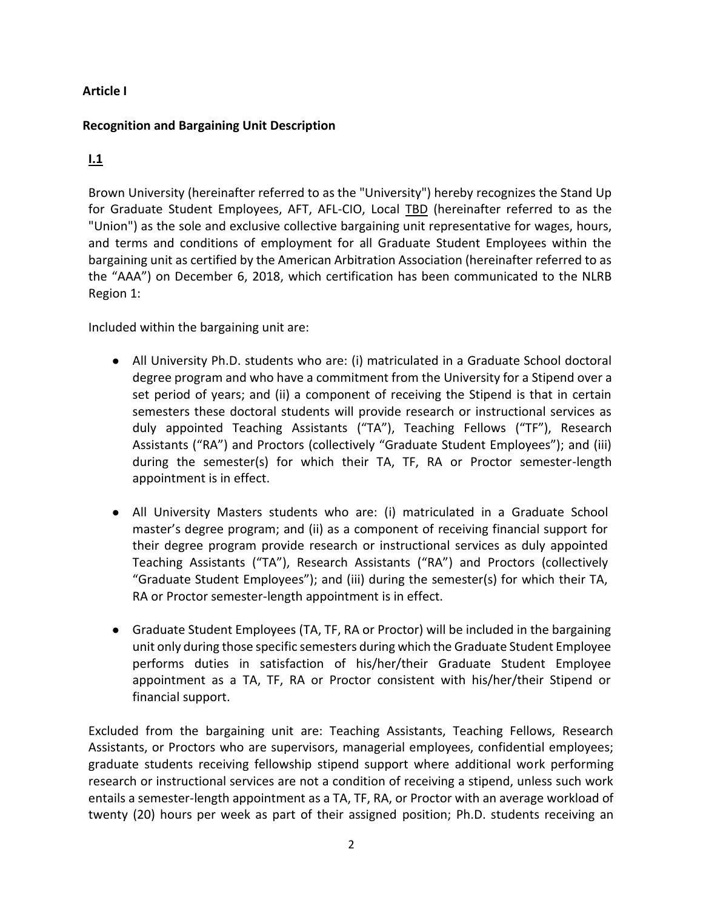**Article I**

**Recognition and Bargaining Unit Description**

**I.1**

Brown University (hereinafter referred to as the "University") hereby recognizes the Stand Up for Graduate Student Employees, AFT, AFL-CIO, Local TBD (hereinafter referred to as the "Union") as the sole and exclusive collective bargaining unit representative for wages, hours, and terms and conditions of employment for all Graduate Student Employees within the bargaining unit as certified by the American Arbitration Association (hereinafter referred to as the "AAA") on December 6, 2018, which certification has been communicated to the NLRB Region 1:

Included within the bargaining unit are:

- All University Ph.D. students who are: (i) matriculated in a Graduate School doctoral degree program and who have a commitment from the University for a Stipend over a set period of years; and (ii) a component of receiving the Stipend is that in certain semesters these doctoral students will provide research or instructional services as duly appointed Teaching Assistants ("TA"), Teaching Fellows ("TF"), Research Assistants ("RA") and Proctors (collectively "Graduate Student Employees"); and (iii) during the semester(s) for which their TA, TF, RA or Proctor semester-length appointment is in effect.

- All University Masters students who are: (i) matriculated in a Graduate School master's degree program; and (ii) as a component of receiving financial support for their degree program provide research or instructional services as duly appointed Teaching Assistants ("TA"), Research Assistants ("RA") and Proctors (collectively "Graduate Student Employees"); and (iii) during the semester(s) for which their TA, RA or Proctor semester-length appointment is in effect.

- Graduate Student Employees (TA, TF, RA or Proctor) will be included in the bargaining unit only during those specific semesters during which the Graduate Student Employee performs duties in satisfaction of his/her/their Graduate Student Employee appointment as a TA, TF, RA or Proctor consistent with his/her/their Stipend or financial support.

Excluded from the bargaining unit are: Teaching Assistants, Teaching Fellows, Research Assistants, or Proctors who are supervisors, managerial employees, confidential employees; graduate students receiving fellowship stipend support where additional work performing research or instructional services are not a condition of receiving a stipend, unless such work entails a semester-length appointment as a TA, TF, RA, or Proctor with an average workload of twenty (20) hours per week as part of their assigned position; Ph.D. students receiving an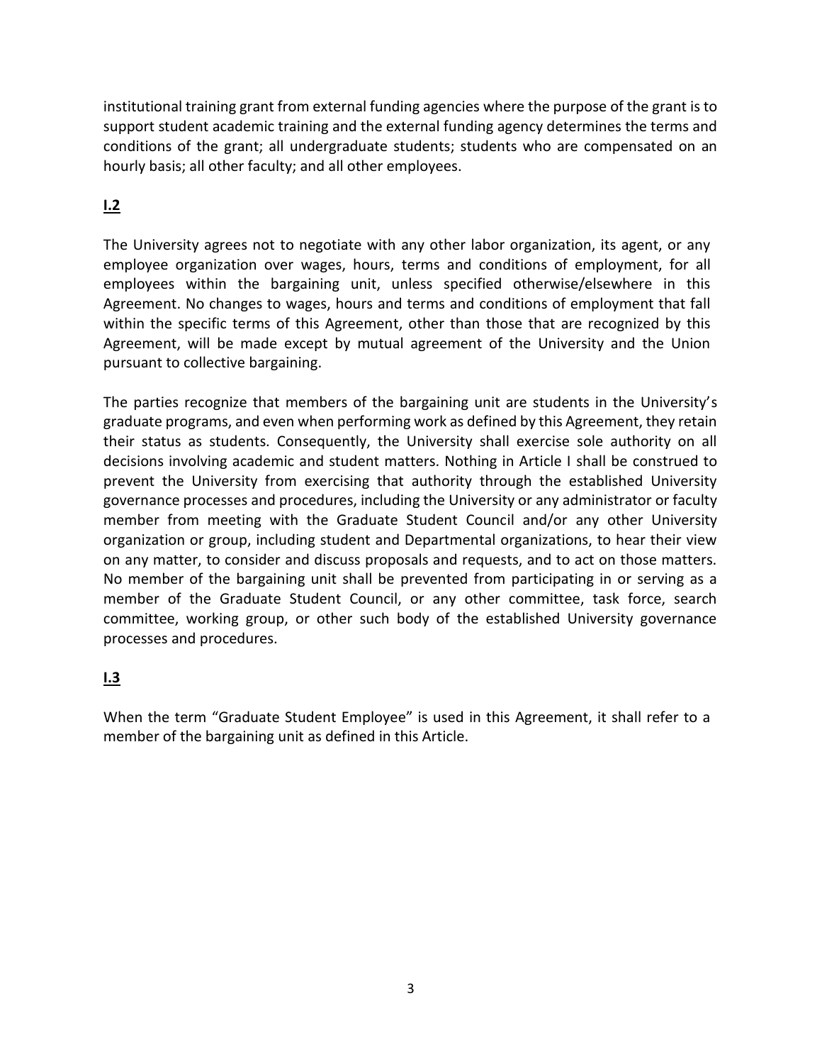institutional training grant from external funding agencies where the purpose of the grant is to support student academic training and the external funding agency determines the terms and conditions of the grant; all undergraduate students; students who are compensated on an hourly basis; all other faculty; and all other employees.

## I.2

The University agrees not to negotiate with any other labor organization, its agent, or any employee organization over wages, hours, terms and conditions of employment, for all employees within the bargaining unit, unless specified otherwise/elsewhere in this Agreement. No changes to wages, hours and terms and conditions of employment that fall within the specific terms of this Agreement, other than those that are recognized by this Agreement, will be made except by mutual agreement of the University and the Union pursuant to collective bargaining.

The parties recognize that members of the bargaining unit are students in the University's graduate programs, and even when performing work as defined by this Agreement, they retain their status as students. Consequently, the University shall exercise sole authority on all decisions involving academic and student matters. Nothing in Article I shall be construed to prevent the University from exercising that authority through the established University governance processes and procedures, including the University or any administrator or faculty member from meeting with the Graduate Student Council and/or any other University organization or group, including student and Departmental organizations, to hear their view on any matter, to consider and discuss proposals and requests, and to act on those matters. No member of the bargaining unit shall be prevented from participating in or serving as a member of the Graduate Student Council, or any other committee, task force, search committee, working group, or other such body of the established University governance processes and procedures.

## I.3

When the term "Graduate Student Employee" is used in this Agreement, it shall refer to a member of the bargaining unit as defined in this Article.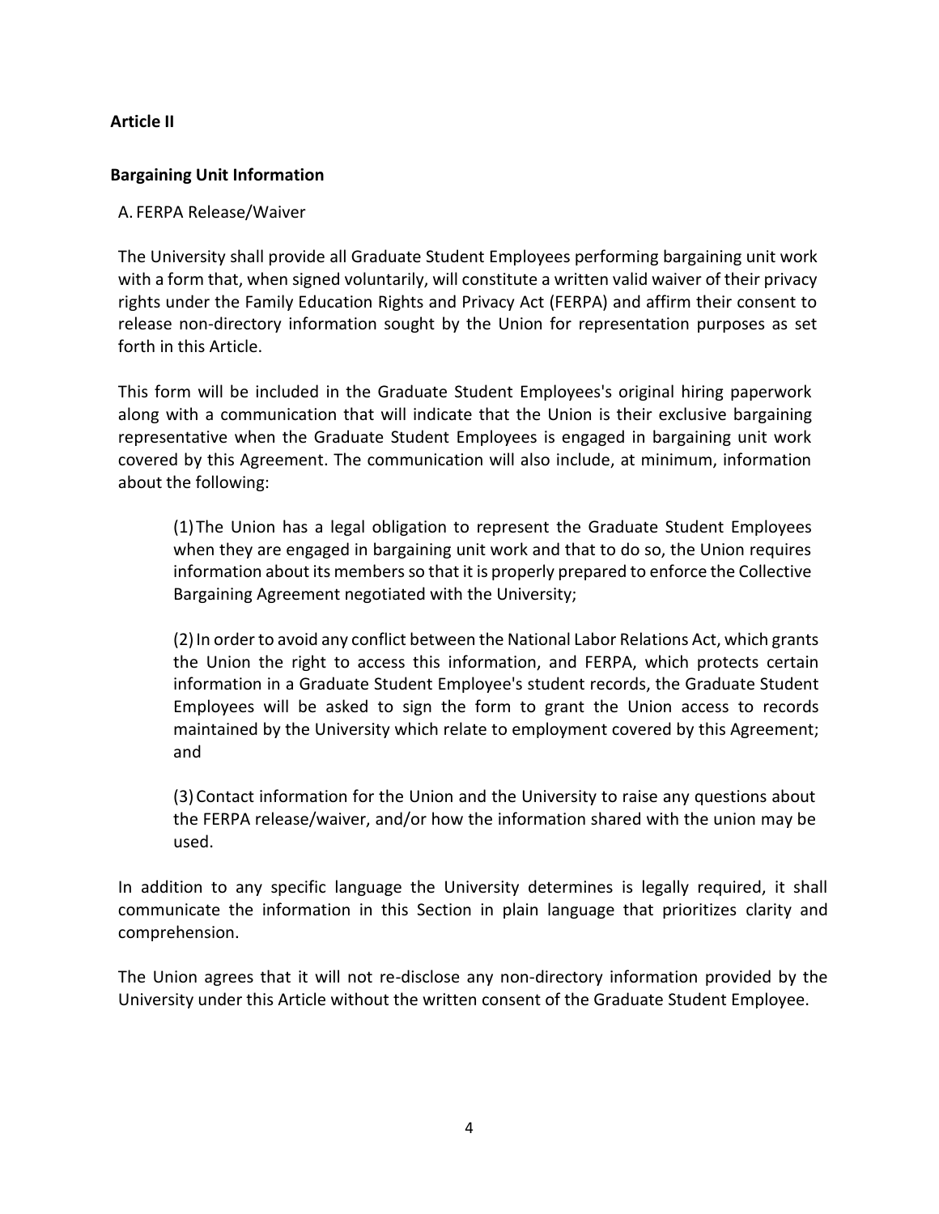## Article II

### Bargaining Unit Information

A. FERPA Release/Waiver

The University shall provide all Graduate Student Employees performing bargaining unit work with a form that, when signed voluntarily, will constitute a written valid waiver of their privacy rights under the Family Education Rights and Privacy Act (FERPA) and affirm their consent to release non-directory information sought by the Union for representation purposes as set forth in this Article.

This form will be included in the Graduate Student Employees's original hiring paperwork along with a communication that will indicate that the Union is their exclusive bargaining representative when the Graduate Student Employees is engaged in bargaining unit work covered by this Agreement. The communication will also include, at minimum, information about the following:

(1) The Union has a legal obligation to represent the Graduate Student Employees when they are engaged in bargaining unit work and that to do so, the Union requires information about its members so that it is properly prepared to enforce the Collective Bargaining Agreement negotiated with the University;

(2) In order to avoid any conflict between the National Labor Relations Act, which grants the Union the right to access this information, and FERPA, which protects certain information in a Graduate Student Employee's student records, the Graduate Student Employees will be asked to sign the form to grant the Union access to records maintained by the University which relate to employment covered by this Agreement; and

(3) Contact information for the Union and the University to raise any questions about the FERPA release/waiver, and/or how the information shared with the union may be used.

In addition to any specific language the University determines is legally required, it shall communicate the information in this Section in plain language that prioritizes clarity and comprehension.

The Union agrees that it will not re-disclose any non-directory information provided by the University under this Article without the written consent of the Graduate Student Employee.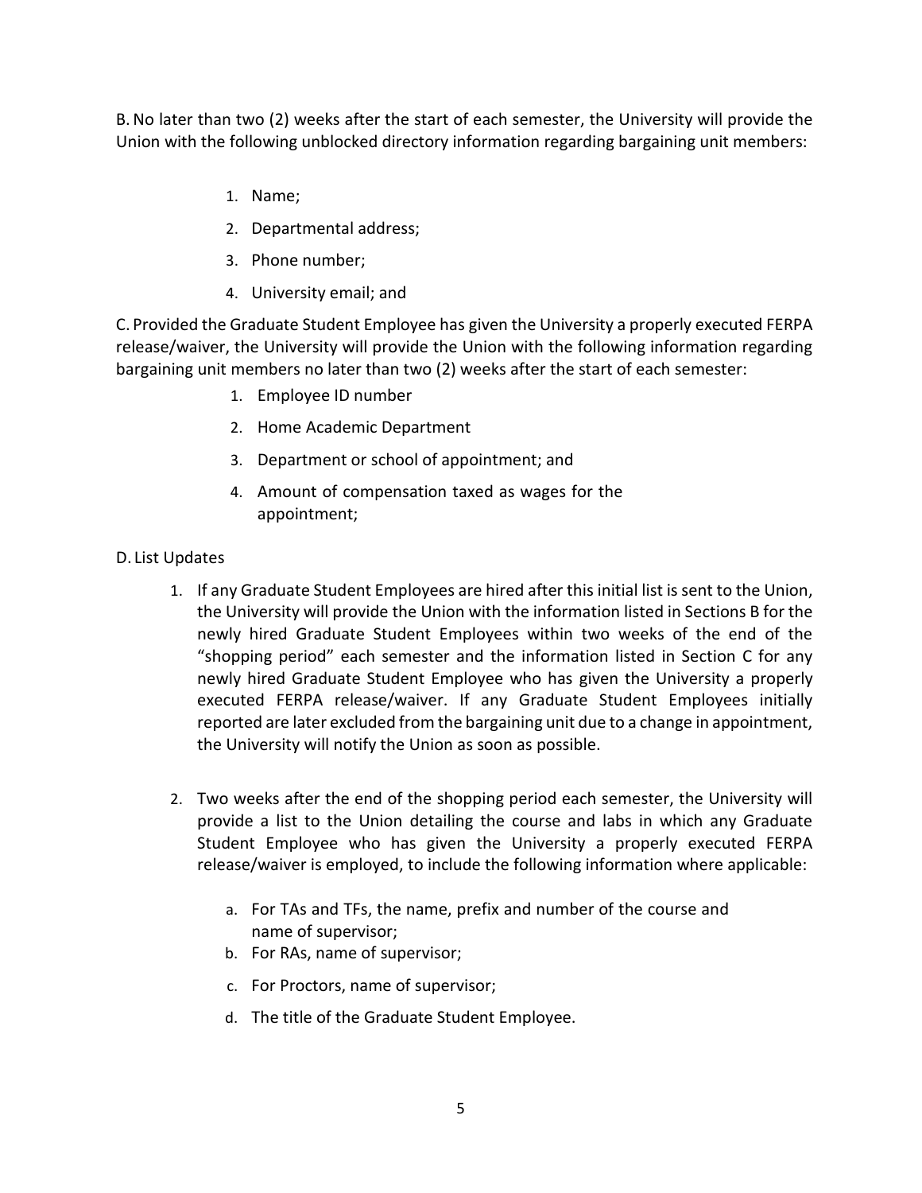B. No later than two (2) weeks after the start of each semester, the University will provide the Union with the following unblocked directory information regarding bargaining unit members:

1. Name;
2. Departmental address;
3. Phone number;
4. University email; and

C. Provided the Graduate Student Employee has given the University a properly executed FERPA release/waiver, the University will provide the Union with the following information regarding bargaining unit members no later than two (2) weeks after the start of each semester:

1. Employee ID number
2. Home Academic Department
3. Department or school of appointment; and
4. Amount of compensation taxed as wages for the appointment;

D. List Updates

1. If any Graduate Student Employees are hired after this initial list is sent to the Union, the University will provide the Union with the information listed in Sections B for the newly hired Graduate Student Employees within two weeks of the end of the "shopping period" each semester and the information listed in Section C for any newly hired Graduate Student Employee who has given the University a properly executed FERPA release/waiver. If any Graduate Student Employees initially reported are later excluded from the bargaining unit due to a change in appointment, the University will notify the Union as soon as possible.

2. Two weeks after the end of the shopping period each semester, the University will provide a list to the Union detailing the course and labs in which any Graduate Student Employee who has given the University a properly executed FERPA release/waiver is employed, to include the following information where applicable:

   a. For TAs and TFs, the name, prefix and number of the course and name of supervisor;
   b. For RAs, name of supervisor;
   c. For Proctors, name of supervisor;
   d. The title of the Graduate Student Employee.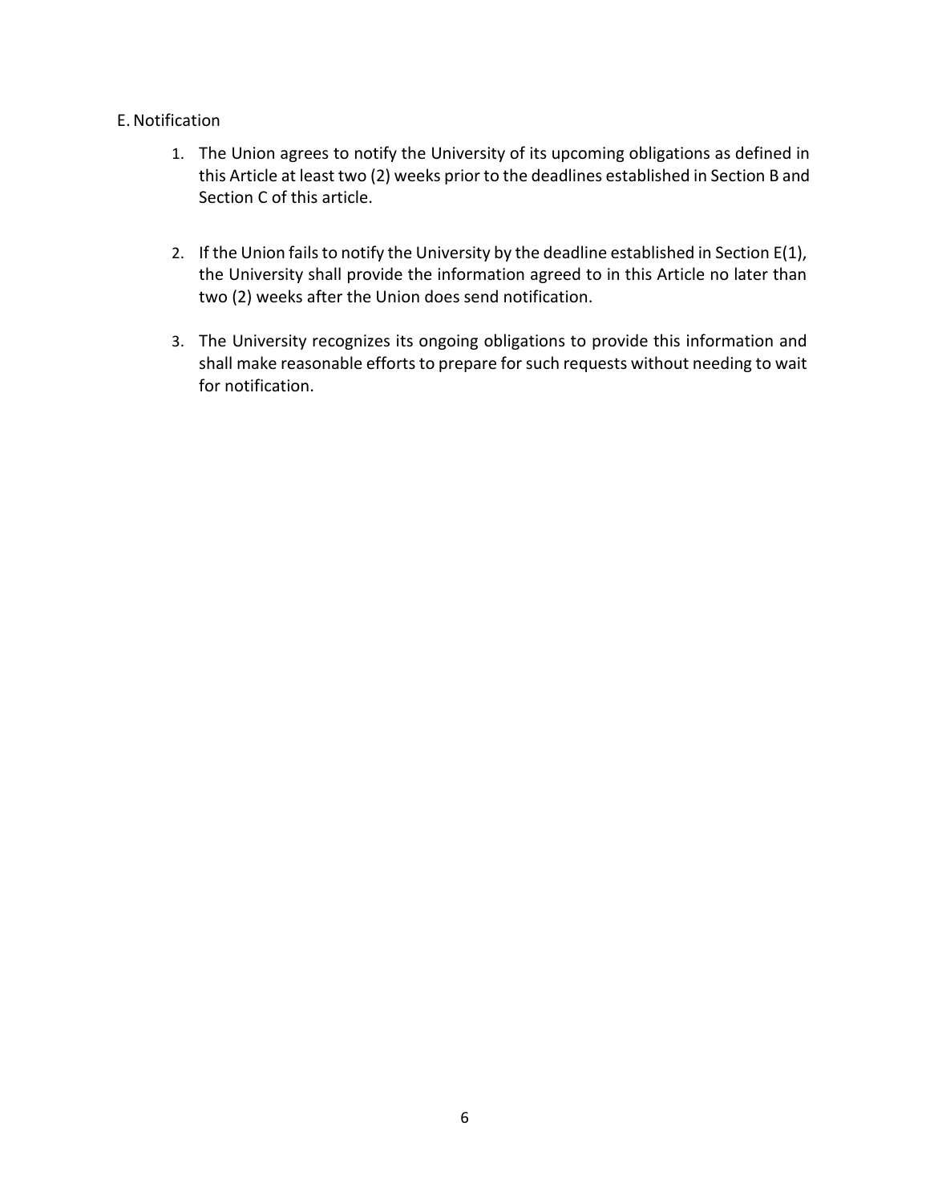E. Notification

1. The Union agrees to notify the University of its upcoming obligations as defined in this Article at least two (2) weeks prior to the deadlines established in Section B and Section C of this article.

2. If the Union fails to notify the University by the deadline established in Section E(1), the University shall provide the information agreed to in this Article no later than two (2) weeks after the Union does send notification.

3. The University recognizes its ongoing obligations to provide this information and shall make reasonable efforts to prepare for such requests without needing to wait for notification.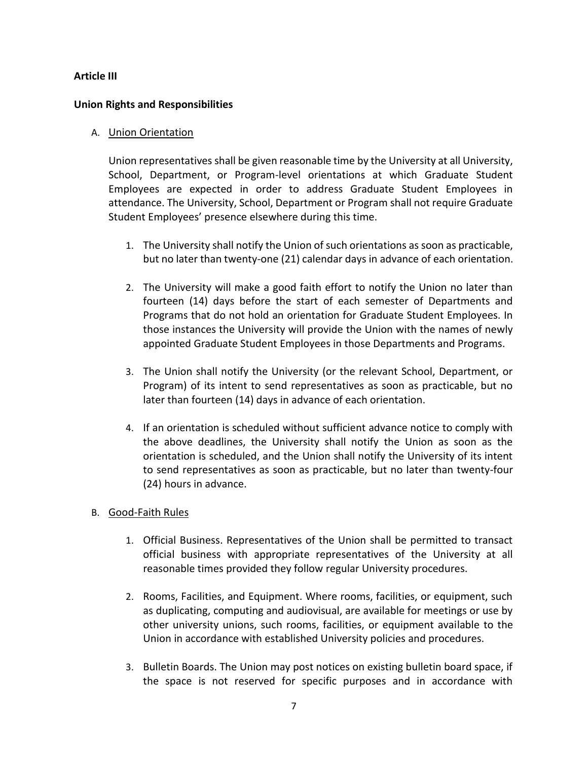**Article III**

**Union Rights and Responsibilities**

A. Union Orientation

Union representatives shall be given reasonable time by the University at all University, School, Department, or Program-level orientations at which Graduate Student Employees are expected in order to address Graduate Student Employees in attendance. The University, School, Department or Program shall not require Graduate Student Employees' presence elsewhere during this time.

1. The University shall notify the Union of such orientations as soon as practicable, but no later than twenty-one (21) calendar days in advance of each orientation.
2. The University will make a good faith effort to notify the Union no later than fourteen (14) days before the start of each semester of Departments and Programs that do not hold an orientation for Graduate Student Employees. In those instances the University will provide the Union with the names of newly appointed Graduate Student Employees in those Departments and Programs.
3. The Union shall notify the University (or the relevant School, Department, or Program) of its intent to send representatives as soon as practicable, but no later than fourteen (14) days in advance of each orientation.
4. If an orientation is scheduled without sufficient advance notice to comply with the above deadlines, the University shall notify the Union as soon as the orientation is scheduled, and the Union shall notify the University of its intent to send representatives as soon as practicable, but no later than twenty-four (24) hours in advance.

B. Good-Faith Rules

1. Official Business. Representatives of the Union shall be permitted to transact official business with appropriate representatives of the University at all reasonable times provided they follow regular University procedures.
2. Rooms, Facilities, and Equipment. Where rooms, facilities, or equipment, such as duplicating, computing and audiovisual, are available for meetings or use by other university unions, such rooms, facilities, or equipment available to the Union in accordance with established University policies and procedures.
3. Bulletin Boards. The Union may post notices on existing bulletin board space, if the space is not reserved for specific purposes and in accordance with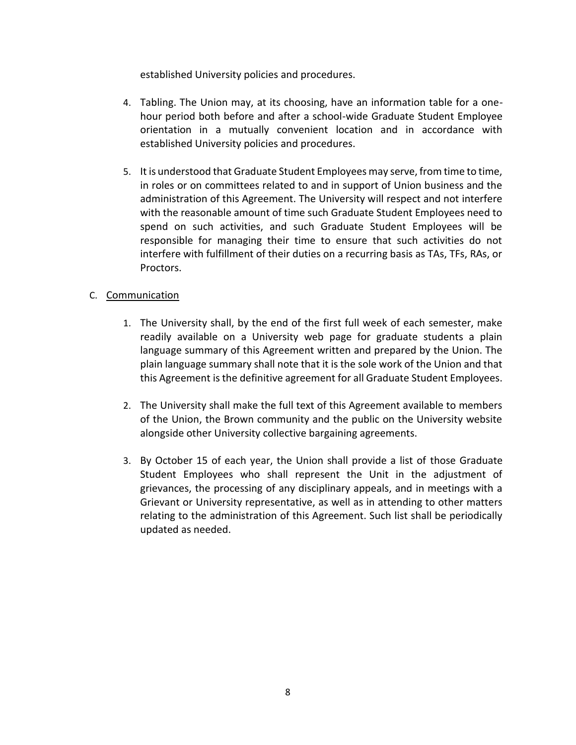established University policies and procedures.

4. Tabling. The Union may, at its choosing, have an information table for a one-hour period both before and after a school-wide Graduate Student Employee orientation in a mutually convenient location and in accordance with established University policies and procedures.

5. It is understood that Graduate Student Employees may serve, from time to time, in roles or on committees related to and in support of Union business and the administration of this Agreement. The University will respect and not interfere with the reasonable amount of time such Graduate Student Employees need to spend on such activities, and such Graduate Student Employees will be responsible for managing their time to ensure that such activities do not interfere with fulfillment of their duties on a recurring basis as TAs, TFs, RAs, or Proctors.

C. <u>Communication</u>

1. The University shall, by the end of the first full week of each semester, make readily available on a University web page for graduate students a plain language summary of this Agreement written and prepared by the Union. The plain language summary shall note that it is the sole work of the Union and that this Agreement is the definitive agreement for all Graduate Student Employees.

2. The University shall make the full text of this Agreement available to members of the Union, the Brown community and the public on the University website alongside other University collective bargaining agreements.

3. By October 15 of each year, the Union shall provide a list of those Graduate Student Employees who shall represent the Unit in the adjustment of grievances, the processing of any disciplinary appeals, and in meetings with a Grievant or University representative, as well as in attending to other matters relating to the administration of this Agreement. Such list shall be periodically updated as needed.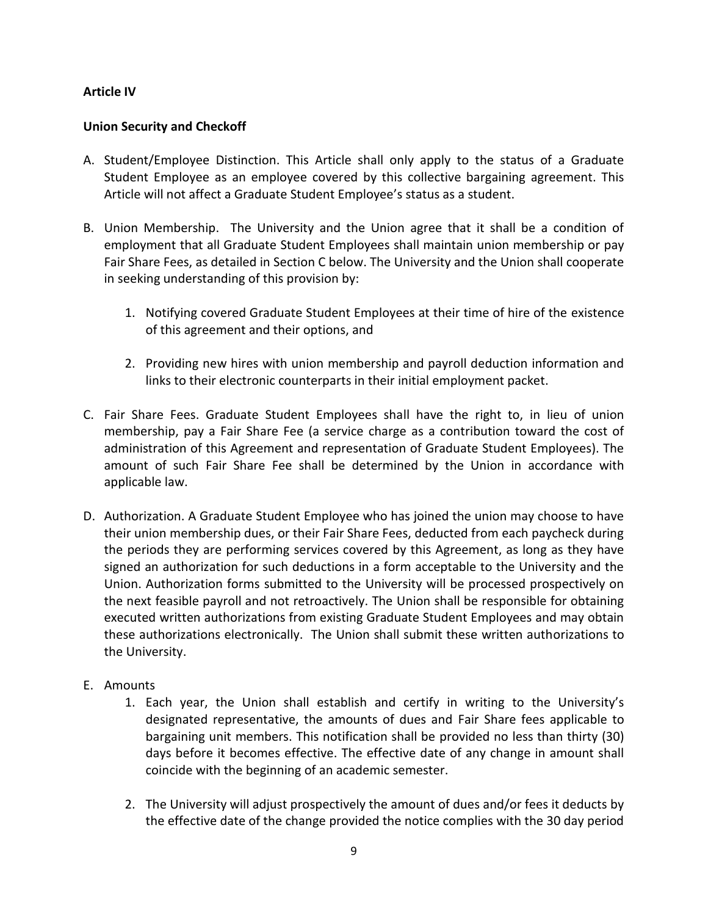**Article IV**

**Union Security and Checkoff**

A. Student/Employee Distinction. This Article shall only apply to the status of a Graduate Student Employee as an employee covered by this collective bargaining agreement. This Article will not affect a Graduate Student Employee's status as a student.

B. Union Membership. The University and the Union agree that it shall be a condition of employment that all Graduate Student Employees shall maintain union membership or pay Fair Share Fees, as detailed in Section C below. The University and the Union shall cooperate in seeking understanding of this provision by:

    1. Notifying covered Graduate Student Employees at their time of hire of the existence of this agreement and their options, and

    2. Providing new hires with union membership and payroll deduction information and links to their electronic counterparts in their initial employment packet.

C. Fair Share Fees. Graduate Student Employees shall have the right to, in lieu of union membership, pay a Fair Share Fee (a service charge as a contribution toward the cost of administration of this Agreement and representation of Graduate Student Employees). The amount of such Fair Share Fee shall be determined by the Union in accordance with applicable law.

D. Authorization. A Graduate Student Employee who has joined the union may choose to have their union membership dues, or their Fair Share Fees, deducted from each paycheck during the periods they are performing services covered by this Agreement, as long as they have signed an authorization for such deductions in a form acceptable to the University and the Union. Authorization forms submitted to the University will be processed prospectively on the next feasible payroll and not retroactively. The Union shall be responsible for obtaining executed written authorizations from existing Graduate Student Employees and may obtain these authorizations electronically. The Union shall submit these written authorizations to the University.

E. Amounts

    1. Each year, the Union shall establish and certify in writing to the University's designated representative, the amounts of dues and Fair Share fees applicable to bargaining unit members. This notification shall be provided no less than thirty (30) days before it becomes effective. The effective date of any change in amount shall coincide with the beginning of an academic semester.

    2. The University will adjust prospectively the amount of dues and/or fees it deducts by the effective date of the change provided the notice complies with the 30 day period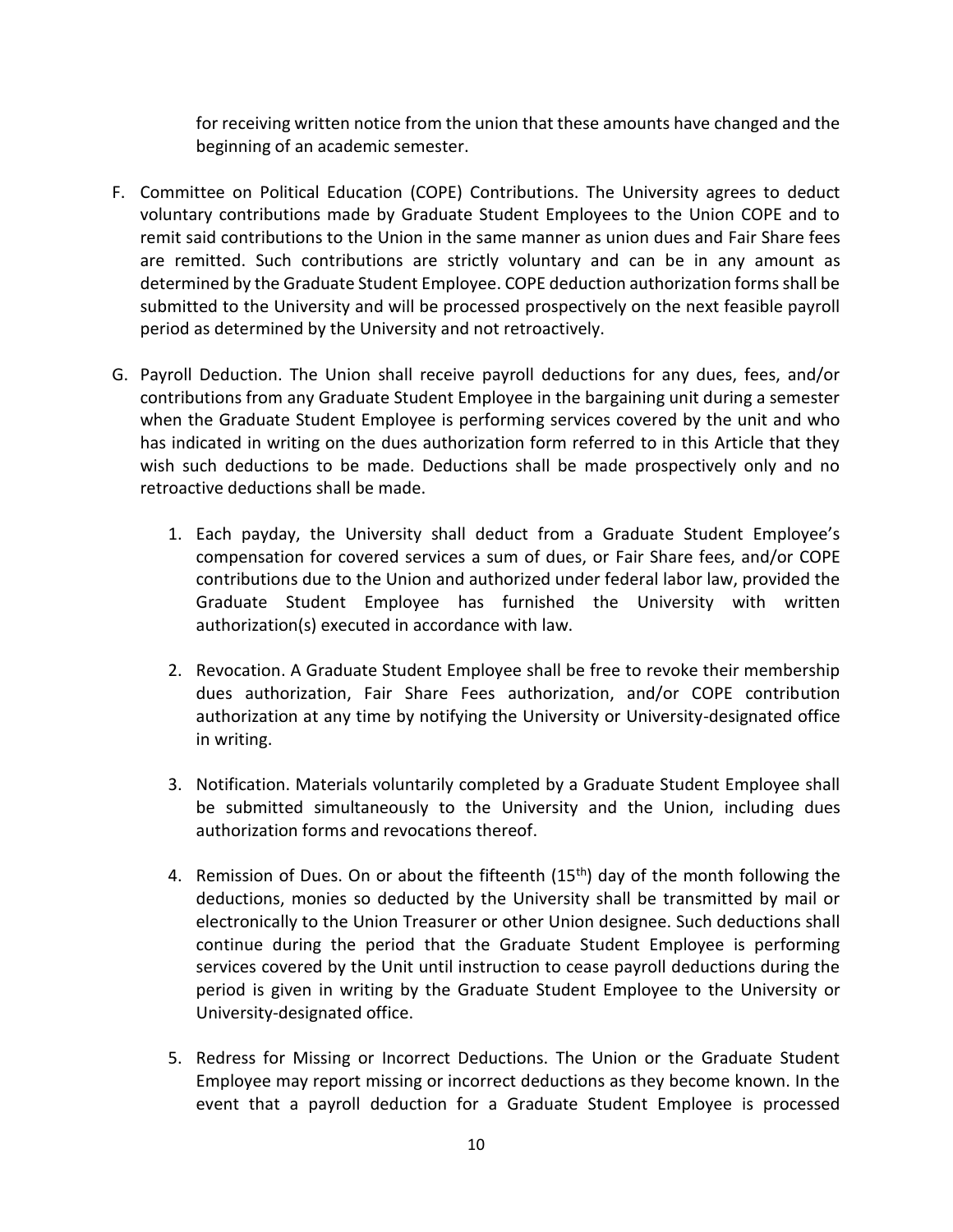for receiving written notice from the union that these amounts have changed and the beginning of an academic semester.

F. Committee on Political Education (COPE) Contributions. The University agrees to deduct voluntary contributions made by Graduate Student Employees to the Union COPE and to remit said contributions to the Union in the same manner as union dues and Fair Share fees are remitted. Such contributions are strictly voluntary and can be in any amount as determined by the Graduate Student Employee. COPE deduction authorization forms shall be submitted to the University and will be processed prospectively on the next feasible payroll period as determined by the University and not retroactively.

G. Payroll Deduction. The Union shall receive payroll deductions for any dues, fees, and/or contributions from any Graduate Student Employee in the bargaining unit during a semester when the Graduate Student Employee is performing services covered by the unit and who has indicated in writing on the dues authorization form referred to in this Article that they wish such deductions to be made. Deductions shall be made prospectively only and no retroactive deductions shall be made.

   1. Each payday, the University shall deduct from a Graduate Student Employee's compensation for covered services a sum of dues, or Fair Share fees, and/or COPE contributions due to the Union and authorized under federal labor law, provided the Graduate Student Employee has furnished the University with written authorization(s) executed in accordance with law.

   2. Revocation. A Graduate Student Employee shall be free to revoke their membership dues authorization, Fair Share Fees authorization, and/or COPE contribution authorization at any time by notifying the University or University-designated office in writing.

   3. Notification. Materials voluntarily completed by a Graduate Student Employee shall be submitted simultaneously to the University and the Union, including dues authorization forms and revocations thereof.

   4. Remission of Dues. On or about the fifteenth (15th) day of the month following the deductions, monies so deducted by the University shall be transmitted by mail or electronically to the Union Treasurer or other Union designee. Such deductions shall continue during the period that the Graduate Student Employee is performing services covered by the Unit until instruction to cease payroll deductions during the period is given in writing by the Graduate Student Employee to the University or University-designated office.

   5. Redress for Missing or Incorrect Deductions. The Union or the Graduate Student Employee may report missing or incorrect deductions as they become known. In the event that a payroll deduction for a Graduate Student Employee is processed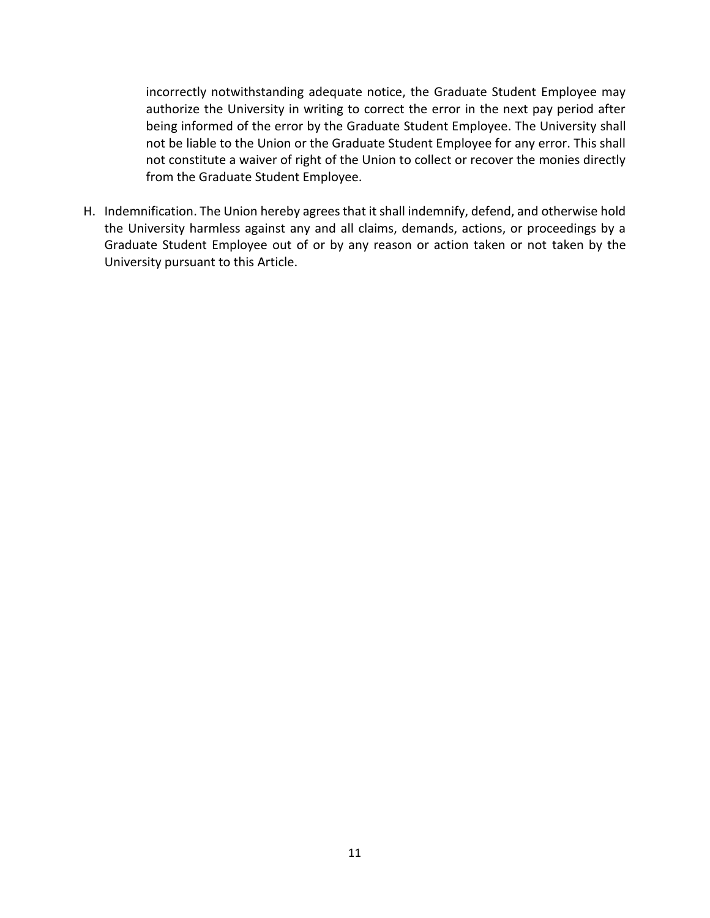incorrectly notwithstanding adequate notice, the Graduate Student Employee may authorize the University in writing to correct the error in the next pay period after being informed of the error by the Graduate Student Employee. The University shall not be liable to the Union or the Graduate Student Employee for any error. This shall not constitute a waiver of right of the Union to collect or recover the monies directly from the Graduate Student Employee.

H. Indemnification. The Union hereby agrees that it shall indemnify, defend, and otherwise hold the University harmless against any and all claims, demands, actions, or proceedings by a Graduate Student Employee out of or by any reason or action taken or not taken by the University pursuant to this Article.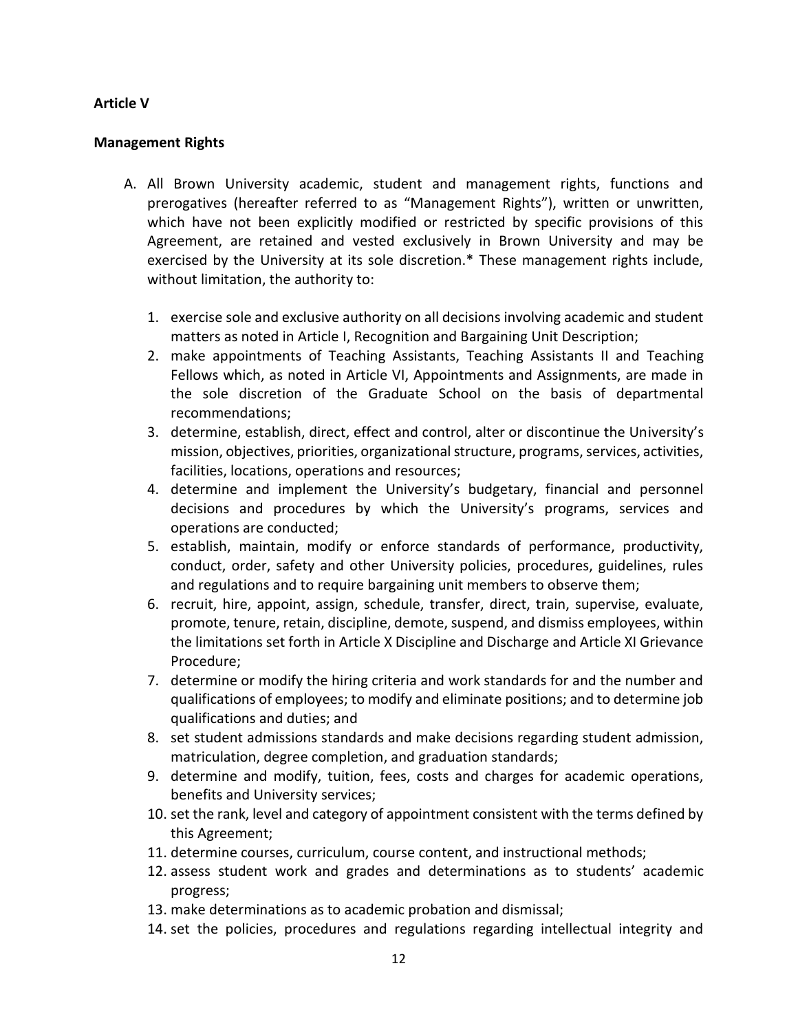**Article V**

**Management Rights**

A. All Brown University academic, student and management rights, functions and prerogatives (hereafter referred to as "Management Rights"), written or unwritten, which have not been explicitly modified or restricted by specific provisions of this Agreement, are retained and vested exclusively in Brown University and may be exercised by the University at its sole discretion.* These management rights include, without limitation, the authority to:

   1. exercise sole and exclusive authority on all decisions involving academic and student matters as noted in Article I, Recognition and Bargaining Unit Description;
   2. make appointments of Teaching Assistants, Teaching Assistants II and Teaching Fellows which, as noted in Article VI, Appointments and Assignments, are made in the sole discretion of the Graduate School on the basis of departmental recommendations;
   3. determine, establish, direct, effect and control, alter or discontinue the University's mission, objectives, priorities, organizational structure, programs, services, activities, facilities, locations, operations and resources;
   4. determine and implement the University's budgetary, financial and personnel decisions and procedures by which the University's programs, services and operations are conducted;
   5. establish, maintain, modify or enforce standards of performance, productivity, conduct, order, safety and other University policies, procedures, guidelines, rules and regulations and to require bargaining unit members to observe them;
   6. recruit, hire, appoint, assign, schedule, transfer, direct, train, supervise, evaluate, promote, tenure, retain, discipline, demote, suspend, and dismiss employees, within the limitations set forth in Article X Discipline and Discharge and Article XI Grievance Procedure;
   7. determine or modify the hiring criteria and work standards for and the number and qualifications of employees; to modify and eliminate positions; and to determine job qualifications and duties; and
   8. set student admissions standards and make decisions regarding student admission, matriculation, degree completion, and graduation standards;
   9. determine and modify, tuition, fees, costs and charges for academic operations, benefits and University services;
   10. set the rank, level and category of appointment consistent with the terms defined by this Agreement;
   11. determine courses, curriculum, course content, and instructional methods;
   12. assess student work and grades and determinations as to students' academic progress;
   13. make determinations as to academic probation and dismissal;
   14. set the policies, procedures and regulations regarding intellectual integrity and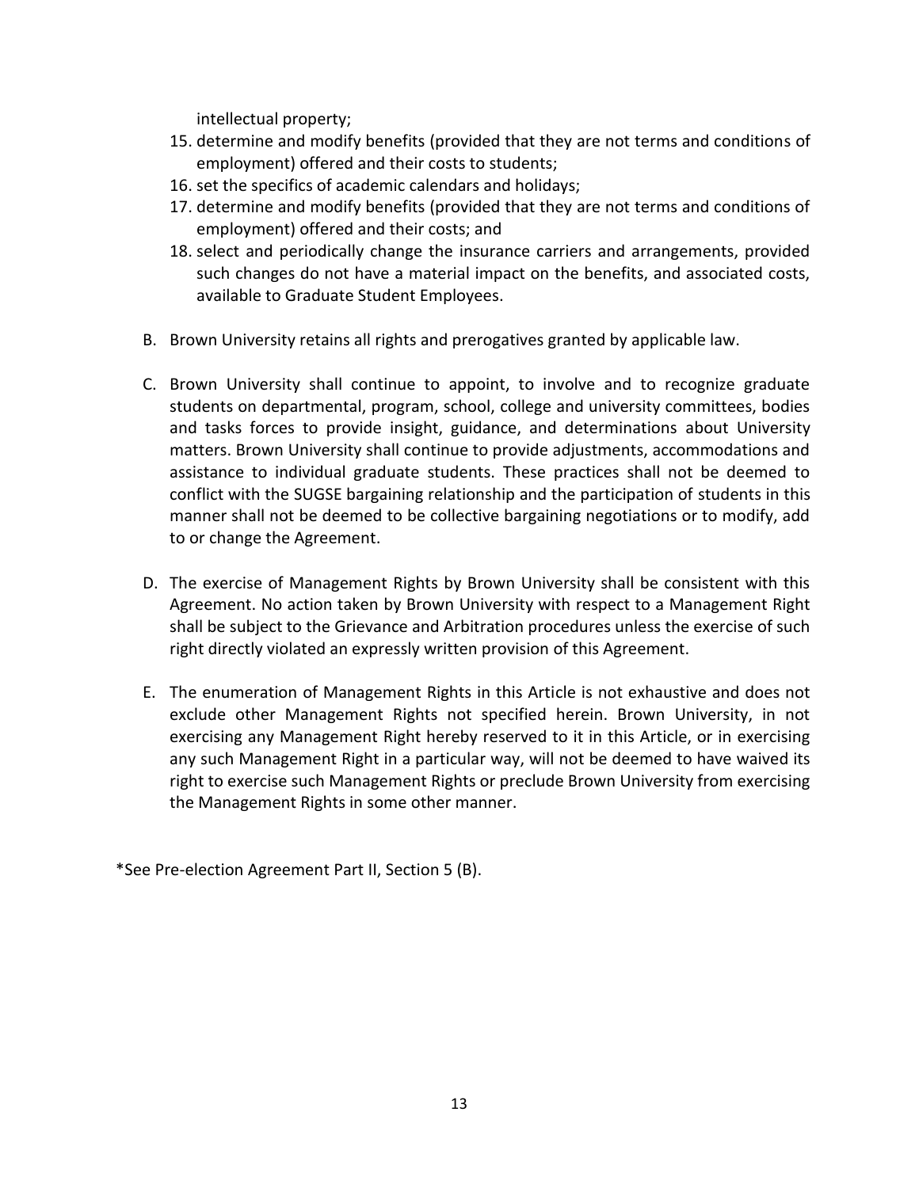intellectual property;

15. determine and modify benefits (provided that they are not terms and conditions of employment) offered and their costs to students;
16. set the specifics of academic calendars and holidays;
17. determine and modify benefits (provided that they are not terms and conditions of employment) offered and their costs; and
18. select and periodically change the insurance carriers and arrangements, provided such changes do not have a material impact on the benefits, and associated costs, available to Graduate Student Employees.

B. Brown University retains all rights and prerogatives granted by applicable law.

C. Brown University shall continue to appoint, to involve and to recognize graduate students on departmental, program, school, college and university committees, bodies and tasks forces to provide insight, guidance, and determinations about University matters. Brown University shall continue to provide adjustments, accommodations and assistance to individual graduate students. These practices shall not be deemed to conflict with the SUGSE bargaining relationship and the participation of students in this manner shall not be deemed to be collective bargaining negotiations or to modify, add to or change the Agreement.

D. The exercise of Management Rights by Brown University shall be consistent with this Agreement. No action taken by Brown University with respect to a Management Right shall be subject to the Grievance and Arbitration procedures unless the exercise of such right directly violated an expressly written provision of this Agreement.

E. The enumeration of Management Rights in this Article is not exhaustive and does not exclude other Management Rights not specified herein. Brown University, in not exercising any Management Right hereby reserved to it in this Article, or in exercising any such Management Right in a particular way, will not be deemed to have waived its right to exercise such Management Rights or preclude Brown University from exercising the Management Rights in some other manner.

*See Pre-election Agreement Part II, Section 5 (B).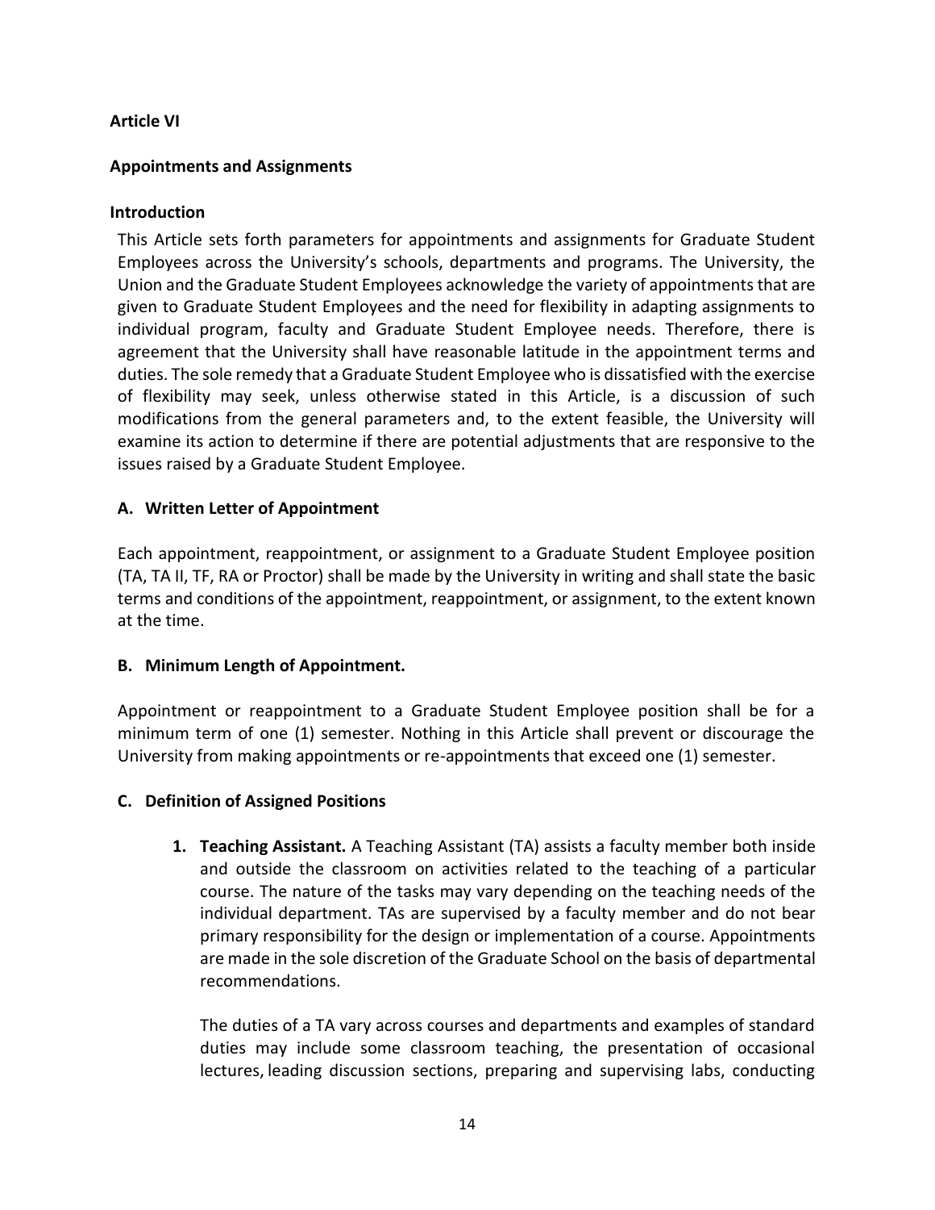**Article VI**

**Appointments and Assignments**

**Introduction**

This Article sets forth parameters for appointments and assignments for Graduate Student Employees across the University's schools, departments and programs. The University, the Union and the Graduate Student Employees acknowledge the variety of appointments that are given to Graduate Student Employees and the need for flexibility in adapting assignments to individual program, faculty and Graduate Student Employee needs. Therefore, there is agreement that the University shall have reasonable latitude in the appointment terms and duties. The sole remedy that a Graduate Student Employee who is dissatisfied with the exercise of flexibility may seek, unless otherwise stated in this Article, is a discussion of such modifications from the general parameters and, to the extent feasible, the University will examine its action to determine if there are potential adjustments that are responsive to the issues raised by a Graduate Student Employee.

**A. Written Letter of Appointment**

Each appointment, reappointment, or assignment to a Graduate Student Employee position (TA, TA II, TF, RA or Proctor) shall be made by the University in writing and shall state the basic terms and conditions of the appointment, reappointment, or assignment, to the extent known at the time.

**B. Minimum Length of Appointment.**

Appointment or reappointment to a Graduate Student Employee position shall be for a minimum term of one (1) semester. Nothing in this Article shall prevent or discourage the University from making appointments or re-appointments that exceed one (1) semester.

**C. Definition of Assigned Positions**

1. **Teaching Assistant.** A Teaching Assistant (TA) assists a faculty member both inside and outside the classroom on activities related to the teaching of a particular course. The nature of the tasks may vary depending on the teaching needs of the individual department. TAs are supervised by a faculty member and do not bear primary responsibility for the design or implementation of a course. Appointments are made in the sole discretion of the Graduate School on the basis of departmental recommendations.

   The duties of a TA vary across courses and departments and examples of standard duties may include some classroom teaching, the presentation of occasional lectures, leading discussion sections, preparing and supervising labs, conducting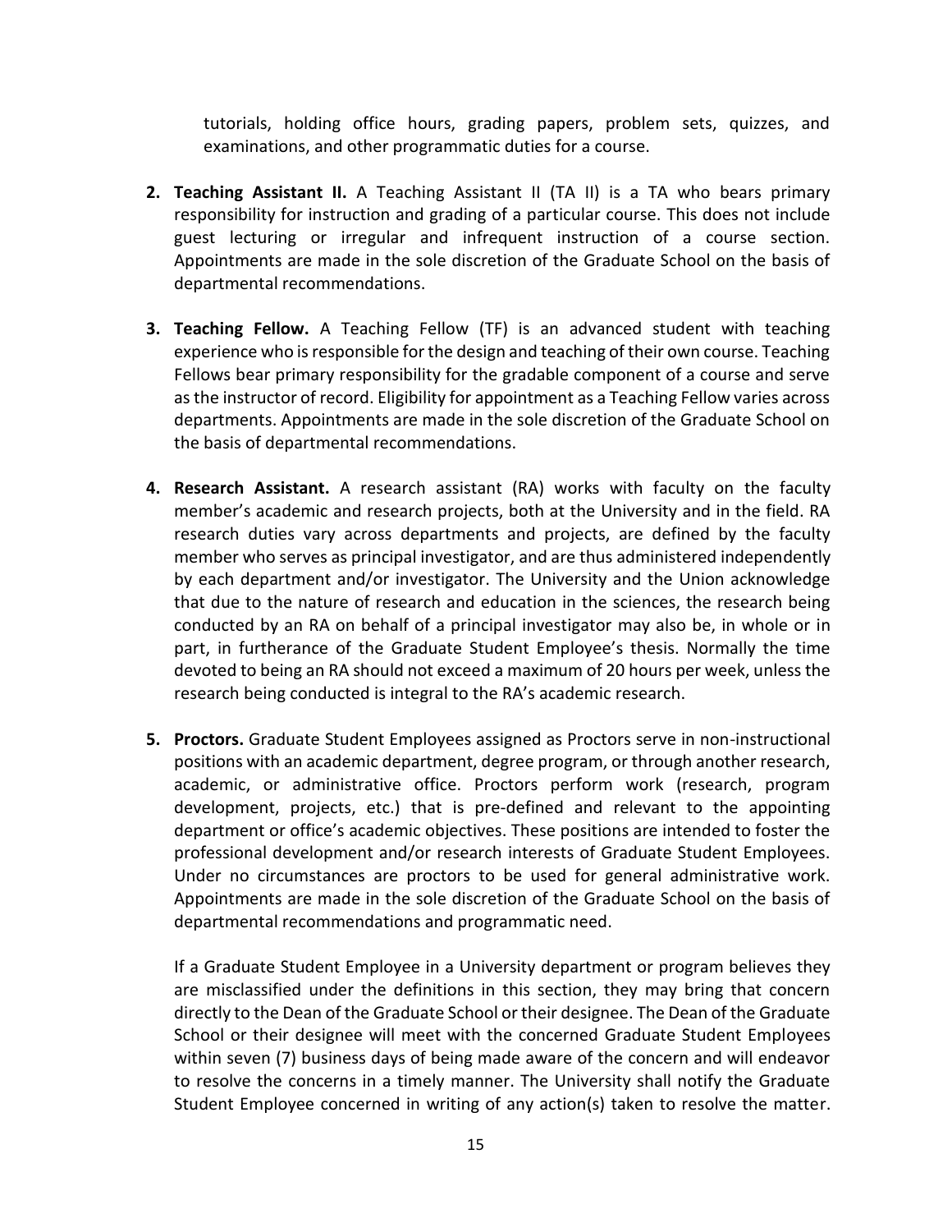tutorials, holding office hours, grading papers, problem sets, quizzes, and examinations, and other programmatic duties for a course.

2. **Teaching Assistant II.** A Teaching Assistant II (TA II) is a TA who bears primary responsibility for instruction and grading of a particular course. This does not include guest lecturing or irregular and infrequent instruction of a course section. Appointments are made in the sole discretion of the Graduate School on the basis of departmental recommendations.

3. **Teaching Fellow.** A Teaching Fellow (TF) is an advanced student with teaching experience who is responsible for the design and teaching of their own course. Teaching Fellows bear primary responsibility for the gradable component of a course and serve as the instructor of record. Eligibility for appointment as a Teaching Fellow varies across departments. Appointments are made in the sole discretion of the Graduate School on the basis of departmental recommendations.

4. **Research Assistant.** A research assistant (RA) works with faculty on the faculty member's academic and research projects, both at the University and in the field. RA research duties vary across departments and projects, are defined by the faculty member who serves as principal investigator, and are thus administered independently by each department and/or investigator. The University and the Union acknowledge that due to the nature of research and education in the sciences, the research being conducted by an RA on behalf of a principal investigator may also be, in whole or in part, in furtherance of the Graduate Student Employee's thesis. Normally the time devoted to being an RA should not exceed a maximum of 20 hours per week, unless the research being conducted is integral to the RA's academic research.

5. **Proctors.** Graduate Student Employees assigned as Proctors serve in non-instructional positions with an academic department, degree program, or through another research, academic, or administrative office. Proctors perform work (research, program development, projects, etc.) that is pre-defined and relevant to the appointing department or office's academic objectives. These positions are intended to foster the professional development and/or research interests of Graduate Student Employees. Under no circumstances are proctors to be used for general administrative work. Appointments are made in the sole discretion of the Graduate School on the basis of departmental recommendations and programmatic need.

   If a Graduate Student Employee in a University department or program believes they are misclassified under the definitions in this section, they may bring that concern directly to the Dean of the Graduate School or their designee. The Dean of the Graduate School or their designee will meet with the concerned Graduate Student Employees within seven (7) business days of being made aware of the concern and will endeavor to resolve the concerns in a timely manner. The University shall notify the Graduate Student Employee concerned in writing of any action(s) taken to resolve the matter.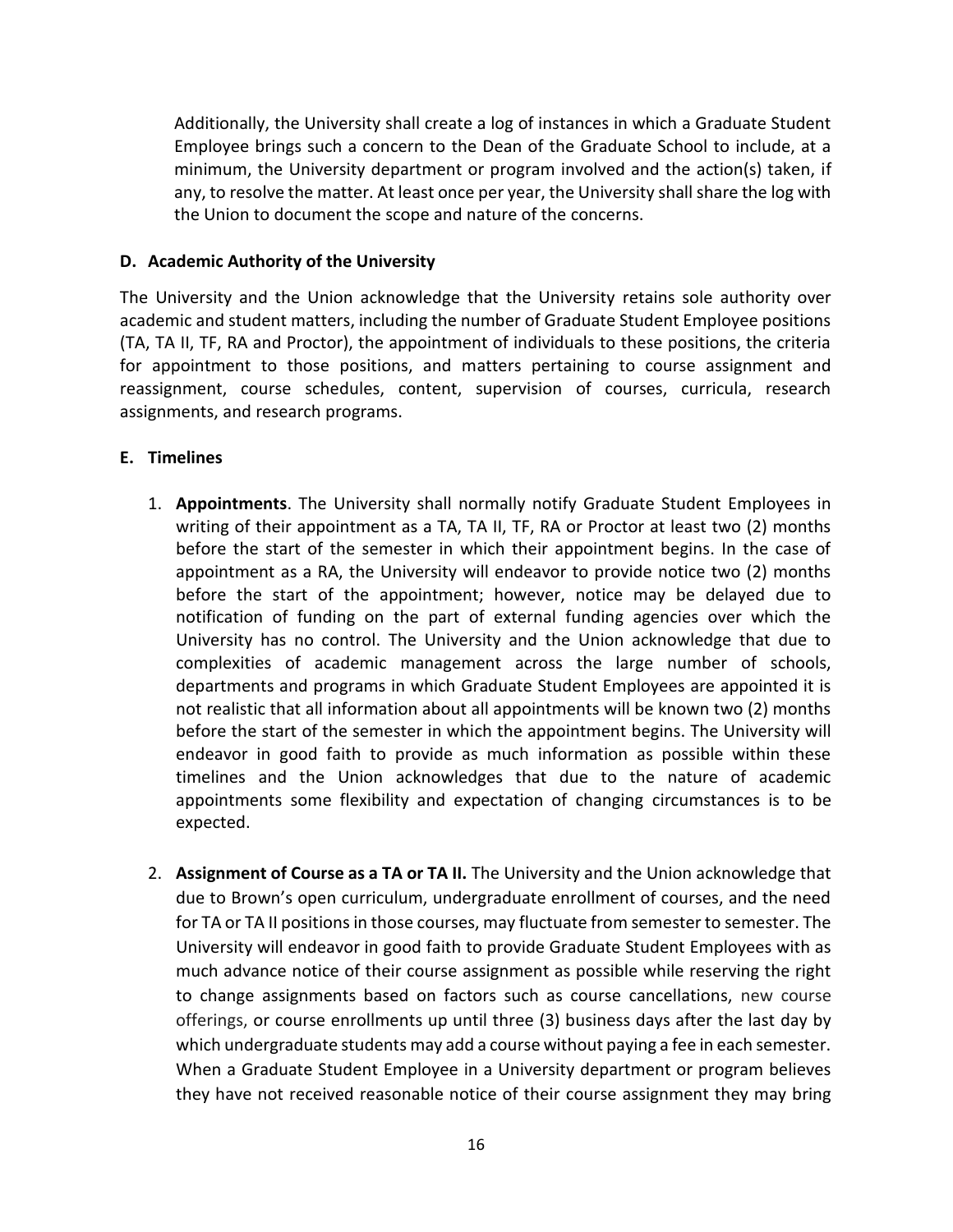Additionally, the University shall create a log of instances in which a Graduate Student Employee brings such a concern to the Dean of the Graduate School to include, at a minimum, the University department or program involved and the action(s) taken, if any, to resolve the matter. At least once per year, the University shall share the log with the Union to document the scope and nature of the concerns.

### D. Academic Authority of the University

The University and the Union acknowledge that the University retains sole authority over academic and student matters, including the number of Graduate Student Employee positions (TA, TA II, TF, RA and Proctor), the appointment of individuals to these positions, the criteria for appointment to those positions, and matters pertaining to course assignment and reassignment, course schedules, content, supervision of courses, curricula, research assignments, and research programs.

### E. Timelines

1. **Appointments**. The University shall normally notify Graduate Student Employees in writing of their appointment as a TA, TA II, TF, RA or Proctor at least two (2) months before the start of the semester in which their appointment begins. In the case of appointment as a RA, the University will endeavor to provide notice two (2) months before the start of the appointment; however, notice may be delayed due to notification of funding on the part of external funding agencies over which the University has no control. The University and the Union acknowledge that due to complexities of academic management across the large number of schools, departments and programs in which Graduate Student Employees are appointed it is not realistic that all information about all appointments will be known two (2) months before the start of the semester in which the appointment begins. The University will endeavor in good faith to provide as much information as possible within these timelines and the Union acknowledges that due to the nature of academic appointments some flexibility and expectation of changing circumstances is to be expected.

2. **Assignment of Course as a TA or TA II.** The University and the Union acknowledge that due to Brown's open curriculum, undergraduate enrollment of courses, and the need for TA or TA II positions in those courses, may fluctuate from semester to semester. The University will endeavor in good faith to provide Graduate Student Employees with as much advance notice of their course assignment as possible while reserving the right to change assignments based on factors such as course cancellations, new course offerings, or course enrollments up until three (3) business days after the last day by which undergraduate students may add a course without paying a fee in each semester. When a Graduate Student Employee in a University department or program believes they have not received reasonable notice of their course assignment they may bring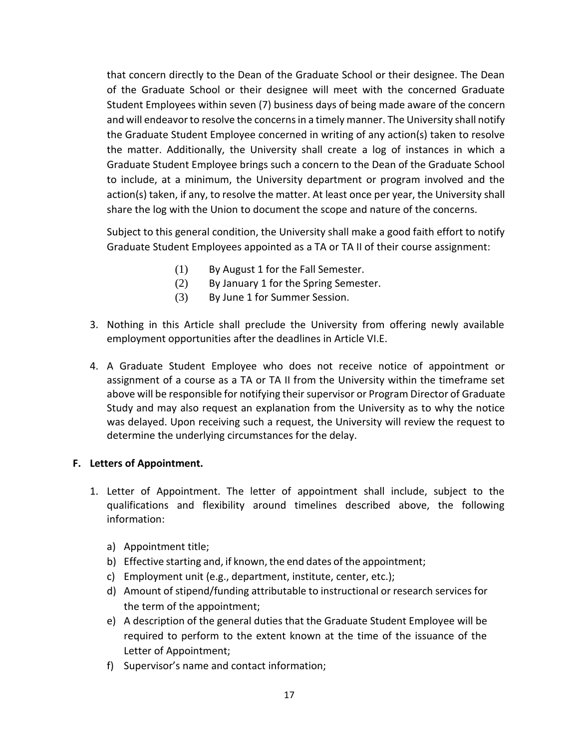that concern directly to the Dean of the Graduate School or their designee. The Dean of the Graduate School or their designee will meet with the concerned Graduate Student Employees within seven (7) business days of being made aware of the concern and will endeavor to resolve the concerns in a timely manner. The University shall notify the Graduate Student Employee concerned in writing of any action(s) taken to resolve the matter. Additionally, the University shall create a log of instances in which a Graduate Student Employee brings such a concern to the Dean of the Graduate School to include, at a minimum, the University department or program involved and the action(s) taken, if any, to resolve the matter. At least once per year, the University shall share the log with the Union to document the scope and nature of the concerns.

Subject to this general condition, the University shall make a good faith effort to notify Graduate Student Employees appointed as a TA or TA II of their course assignment:

(1) By August 1 for the Fall Semester.
(2) By January 1 for the Spring Semester.
(3) By June 1 for Summer Session.

3. Nothing in this Article shall preclude the University from offering newly available employment opportunities after the deadlines in Article VI.E.

4. A Graduate Student Employee who does not receive notice of appointment or assignment of a course as a TA or TA II from the University within the timeframe set above will be responsible for notifying their supervisor or Program Director of Graduate Study and may also request an explanation from the University as to why the notice was delayed. Upon receiving such a request, the University will review the request to determine the underlying circumstances for the delay.

## F. Letters of Appointment.

1. Letter of Appointment. The letter of appointment shall include, subject to the qualifications and flexibility around timelines described above, the following information:

   a) Appointment title;
   b) Effective starting and, if known, the end dates of the appointment;
   c) Employment unit (e.g., department, institute, center, etc.);
   d) Amount of stipend/funding attributable to instructional or research services for the term of the appointment;
   e) A description of the general duties that the Graduate Student Employee will be required to perform to the extent known at the time of the issuance of the Letter of Appointment;
   f) Supervisor's name and contact information;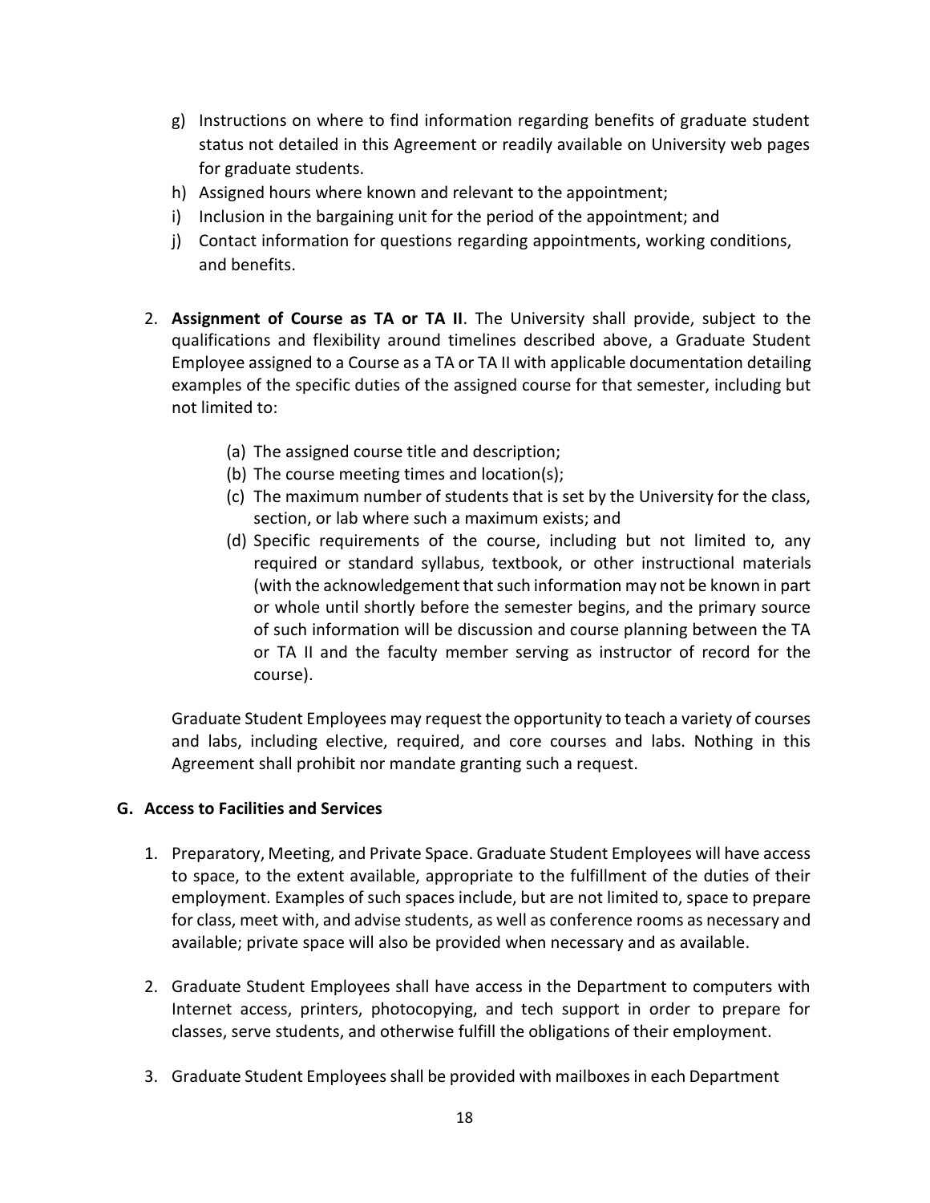g) Instructions on where to find information regarding benefits of graduate student status not detailed in this Agreement or readily available on University web pages for graduate students.
h) Assigned hours where known and relevant to the appointment;
i) Inclusion in the bargaining unit for the period of the appointment; and
j) Contact information for questions regarding appointments, working conditions, and benefits.

2. **Assignment of Course as TA or TA II**. The University shall provide, subject to the qualifications and flexibility around timelines described above, a Graduate Student Employee assigned to a Course as a TA or TA II with applicable documentation detailing examples of the specific duties of the assigned course for that semester, including but not limited to:

   (a) The assigned course title and description;
   (b) The course meeting times and location(s);
   (c) The maximum number of students that is set by the University for the class, section, or lab where such a maximum exists; and
   (d) Specific requirements of the course, including but not limited to, any required or standard syllabus, textbook, or other instructional materials (with the acknowledgement that such information may not be known in part or whole until shortly before the semester begins, and the primary source of such information will be discussion and course planning between the TA or TA II and the faculty member serving as instructor of record for the course).

   Graduate Student Employees may request the opportunity to teach a variety of courses and labs, including elective, required, and core courses and labs. Nothing in this Agreement shall prohibit nor mandate granting such a request.

### G. Access to Facilities and Services

1. Preparatory, Meeting, and Private Space. Graduate Student Employees will have access to space, to the extent available, appropriate to the fulfillment of the duties of their employment. Examples of such spaces include, but are not limited to, space to prepare for class, meet with, and advise students, as well as conference rooms as necessary and available; private space will also be provided when necessary and as available.

2. Graduate Student Employees shall have access in the Department to computers with Internet access, printers, photocopying, and tech support in order to prepare for classes, serve students, and otherwise fulfill the obligations of their employment.

3. Graduate Student Employees shall be provided with mailboxes in each Department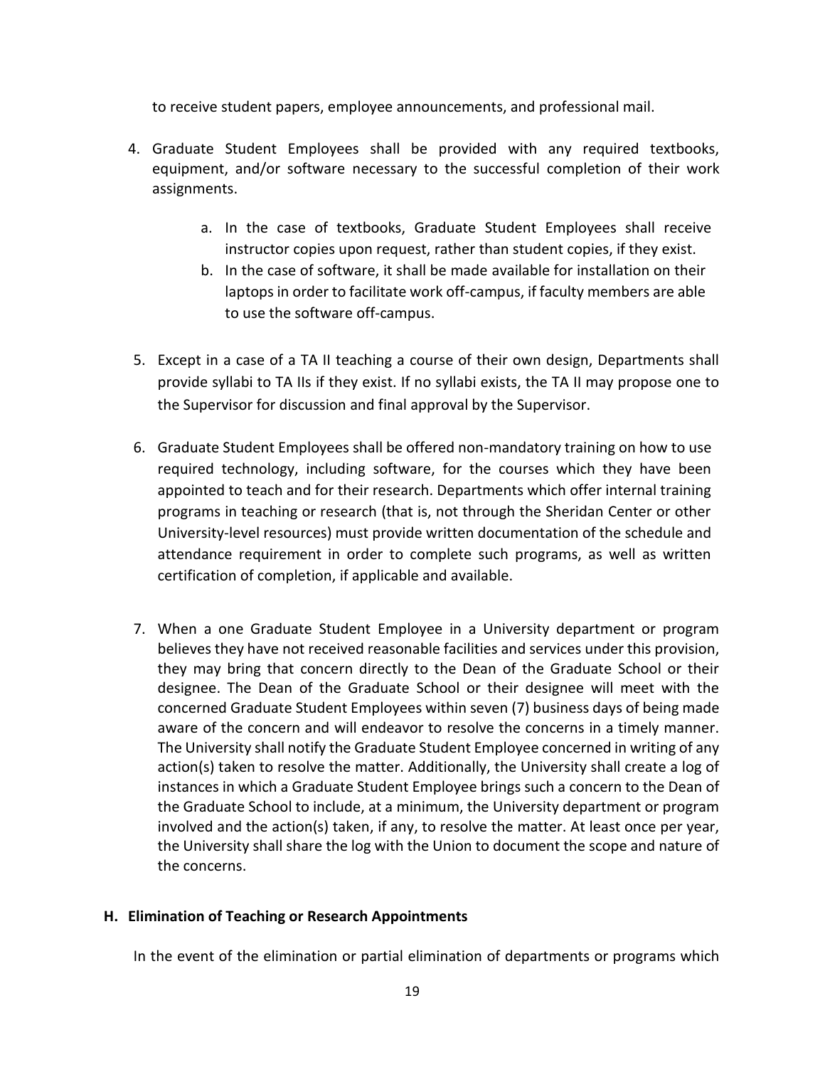to receive student papers, employee announcements, and professional mail.

4. Graduate Student Employees shall be provided with any required textbooks, equipment, and/or software necessary to the successful completion of their work assignments.

    a. In the case of textbooks, Graduate Student Employees shall receive instructor copies upon request, rather than student copies, if they exist.
    b. In the case of software, it shall be made available for installation on their laptops in order to facilitate work off-campus, if faculty members are able to use the software off-campus.

5. Except in a case of a TA II teaching a course of their own design, Departments shall provide syllabi to TA IIs if they exist. If no syllabi exists, the TA II may propose one to the Supervisor for discussion and final approval by the Supervisor.

6. Graduate Student Employees shall be offered non-mandatory training on how to use required technology, including software, for the courses which they have been appointed to teach and for their research. Departments which offer internal training programs in teaching or research (that is, not through the Sheridan Center or other University-level resources) must provide written documentation of the schedule and attendance requirement in order to complete such programs, as well as written certification of completion, if applicable and available.

7. When a one Graduate Student Employee in a University department or program believes they have not received reasonable facilities and services under this provision, they may bring that concern directly to the Dean of the Graduate School or their designee. The Dean of the Graduate School or their designee will meet with the concerned Graduate Student Employees within seven (7) business days of being made aware of the concern and will endeavor to resolve the concerns in a timely manner. The University shall notify the Graduate Student Employee concerned in writing of any action(s) taken to resolve the matter. Additionally, the University shall create a log of instances in which a Graduate Student Employee brings such a concern to the Dean of the Graduate School to include, at a minimum, the University department or program involved and the action(s) taken, if any, to resolve the matter. At least once per year, the University shall share the log with the Union to document the scope and nature of the concerns.

### H. Elimination of Teaching or Research Appointments

In the event of the elimination or partial elimination of departments or programs which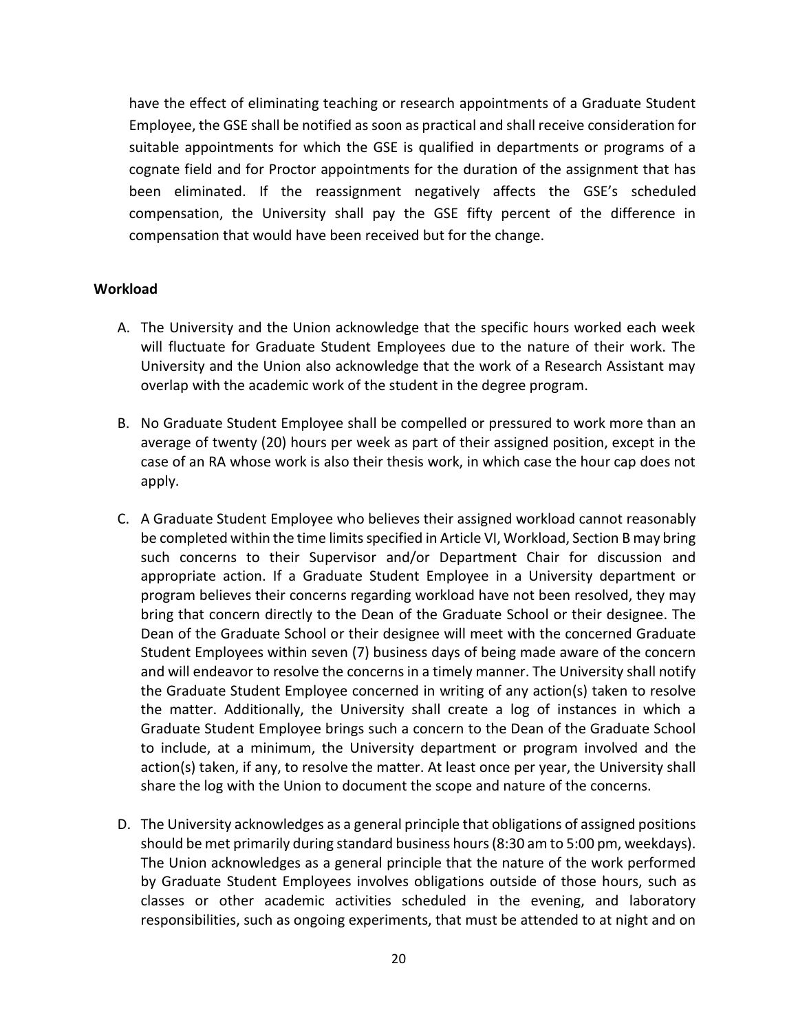have the effect of eliminating teaching or research appointments of a Graduate Student Employee, the GSE shall be notified as soon as practical and shall receive consideration for suitable appointments for which the GSE is qualified in departments or programs of a cognate field and for Proctor appointments for the duration of the assignment that has been eliminated. If the reassignment negatively affects the GSE's scheduled compensation, the University shall pay the GSE fifty percent of the difference in compensation that would have been received but for the change.

**Workload**

A. The University and the Union acknowledge that the specific hours worked each week will fluctuate for Graduate Student Employees due to the nature of their work. The University and the Union also acknowledge that the work of a Research Assistant may overlap with the academic work of the student in the degree program.

B. No Graduate Student Employee shall be compelled or pressured to work more than an average of twenty (20) hours per week as part of their assigned position, except in the case of an RA whose work is also their thesis work, in which case the hour cap does not apply.

C. A Graduate Student Employee who believes their assigned workload cannot reasonably be completed within the time limits specified in Article VI, Workload, Section B may bring such concerns to their Supervisor and/or Department Chair for discussion and appropriate action. If a Graduate Student Employee in a University department or program believes their concerns regarding workload have not been resolved, they may bring that concern directly to the Dean of the Graduate School or their designee. The Dean of the Graduate School or their designee will meet with the concerned Graduate Student Employees within seven (7) business days of being made aware of the concern and will endeavor to resolve the concerns in a timely manner. The University shall notify the Graduate Student Employee concerned in writing of any action(s) taken to resolve the matter. Additionally, the University shall create a log of instances in which a Graduate Student Employee brings such a concern to the Dean of the Graduate School to include, at a minimum, the University department or program involved and the action(s) taken, if any, to resolve the matter. At least once per year, the University shall share the log with the Union to document the scope and nature of the concerns.

D. The University acknowledges as a general principle that obligations of assigned positions should be met primarily during standard business hours (8:30 am to 5:00 pm, weekdays). The Union acknowledges as a general principle that the nature of the work performed by Graduate Student Employees involves obligations outside of those hours, such as classes or other academic activities scheduled in the evening, and laboratory responsibilities, such as ongoing experiments, that must be attended to at night and on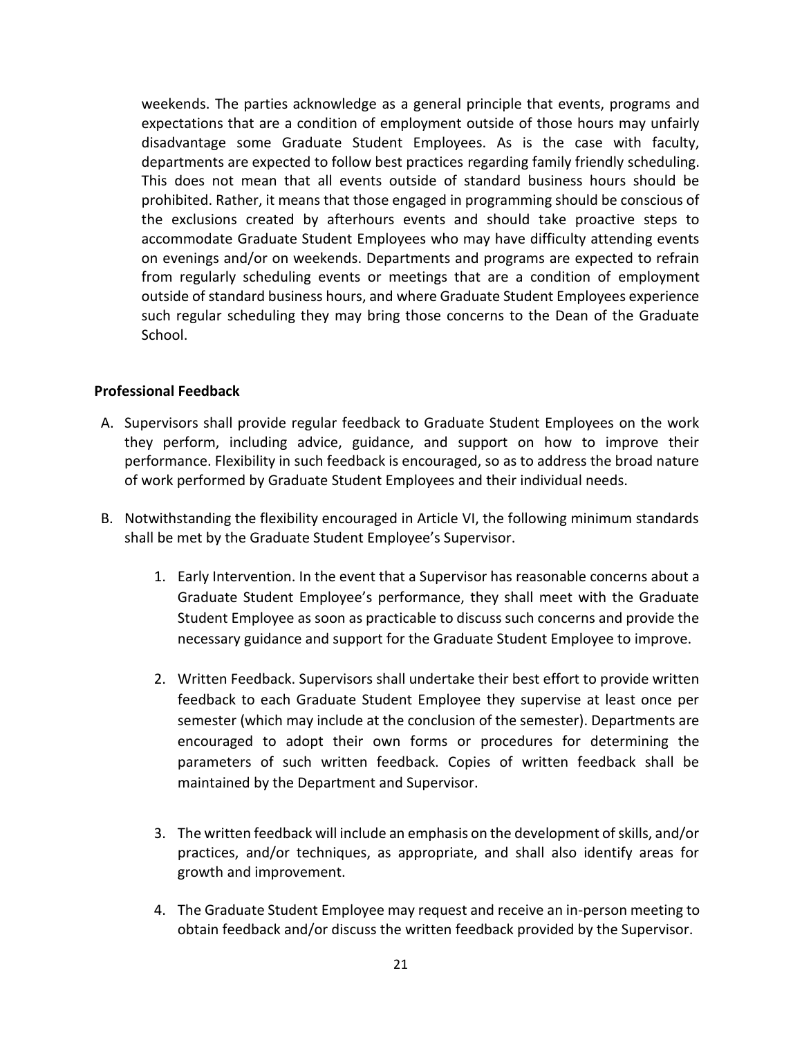weekends. The parties acknowledge as a general principle that events, programs and expectations that are a condition of employment outside of those hours may unfairly disadvantage some Graduate Student Employees. As is the case with faculty, departments are expected to follow best practices regarding family friendly scheduling. This does not mean that all events outside of standard business hours should be prohibited. Rather, it means that those engaged in programming should be conscious of the exclusions created by afterhours events and should take proactive steps to accommodate Graduate Student Employees who may have difficulty attending events on evenings and/or on weekends. Departments and programs are expected to refrain from regularly scheduling events or meetings that are a condition of employment outside of standard business hours, and where Graduate Student Employees experience such regular scheduling they may bring those concerns to the Dean of the Graduate School.

**Professional Feedback**

A. Supervisors shall provide regular feedback to Graduate Student Employees on the work they perform, including advice, guidance, and support on how to improve their performance. Flexibility in such feedback is encouraged, so as to address the broad nature of work performed by Graduate Student Employees and their individual needs.

B. Notwithstanding the flexibility encouraged in Article VI, the following minimum standards shall be met by the Graduate Student Employee's Supervisor.

   1. Early Intervention. In the event that a Supervisor has reasonable concerns about a Graduate Student Employee's performance, they shall meet with the Graduate Student Employee as soon as practicable to discuss such concerns and provide the necessary guidance and support for the Graduate Student Employee to improve.

   2. Written Feedback. Supervisors shall undertake their best effort to provide written feedback to each Graduate Student Employee they supervise at least once per semester (which may include at the conclusion of the semester). Departments are encouraged to adopt their own forms or procedures for determining the parameters of such written feedback. Copies of written feedback shall be maintained by the Department and Supervisor.

   3. The written feedback will include an emphasis on the development of skills, and/or practices, and/or techniques, as appropriate, and shall also identify areas for growth and improvement.

   4. The Graduate Student Employee may request and receive an in-person meeting to obtain feedback and/or discuss the written feedback provided by the Supervisor.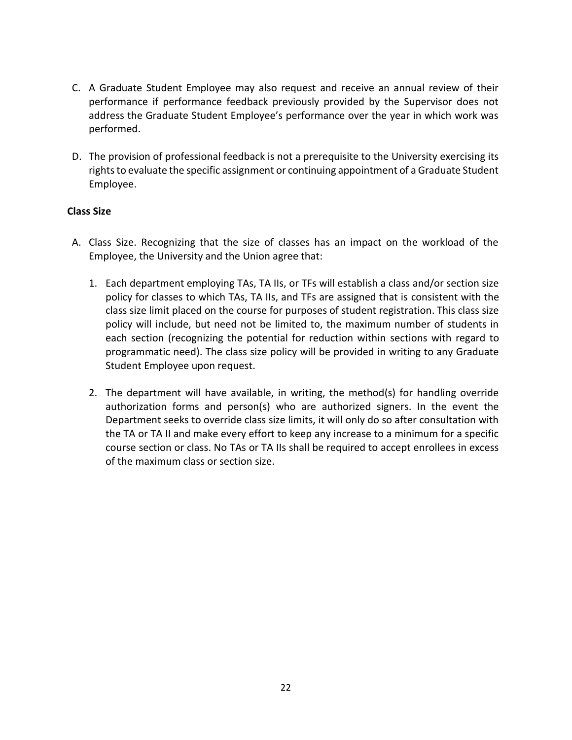C. A Graduate Student Employee may also request and receive an annual review of their performance if performance feedback previously provided by the Supervisor does not address the Graduate Student Employee's performance over the year in which work was performed.

D. The provision of professional feedback is not a prerequisite to the University exercising its rights to evaluate the specific assignment or continuing appointment of a Graduate Student Employee.

**Class Size**

A. Class Size. Recognizing that the size of classes has an impact on the workload of the Employee, the University and the Union agree that:

   1. Each department employing TAs, TA IIs, or TFs will establish a class and/or section size policy for classes to which TAs, TA IIs, and TFs are assigned that is consistent with the class size limit placed on the course for purposes of student registration. This class size policy will include, but need not be limited to, the maximum number of students in each section (recognizing the potential for reduction within sections with regard to programmatic need). The class size policy will be provided in writing to any Graduate Student Employee upon request.

   2. The department will have available, in writing, the method(s) for handling override authorization forms and person(s) who are authorized signers. In the event the Department seeks to override class size limits, it will only do so after consultation with the TA or TA II and make every effort to keep any increase to a minimum for a specific course section or class. No TAs or TA IIs shall be required to accept enrollees in excess of the maximum class or section size.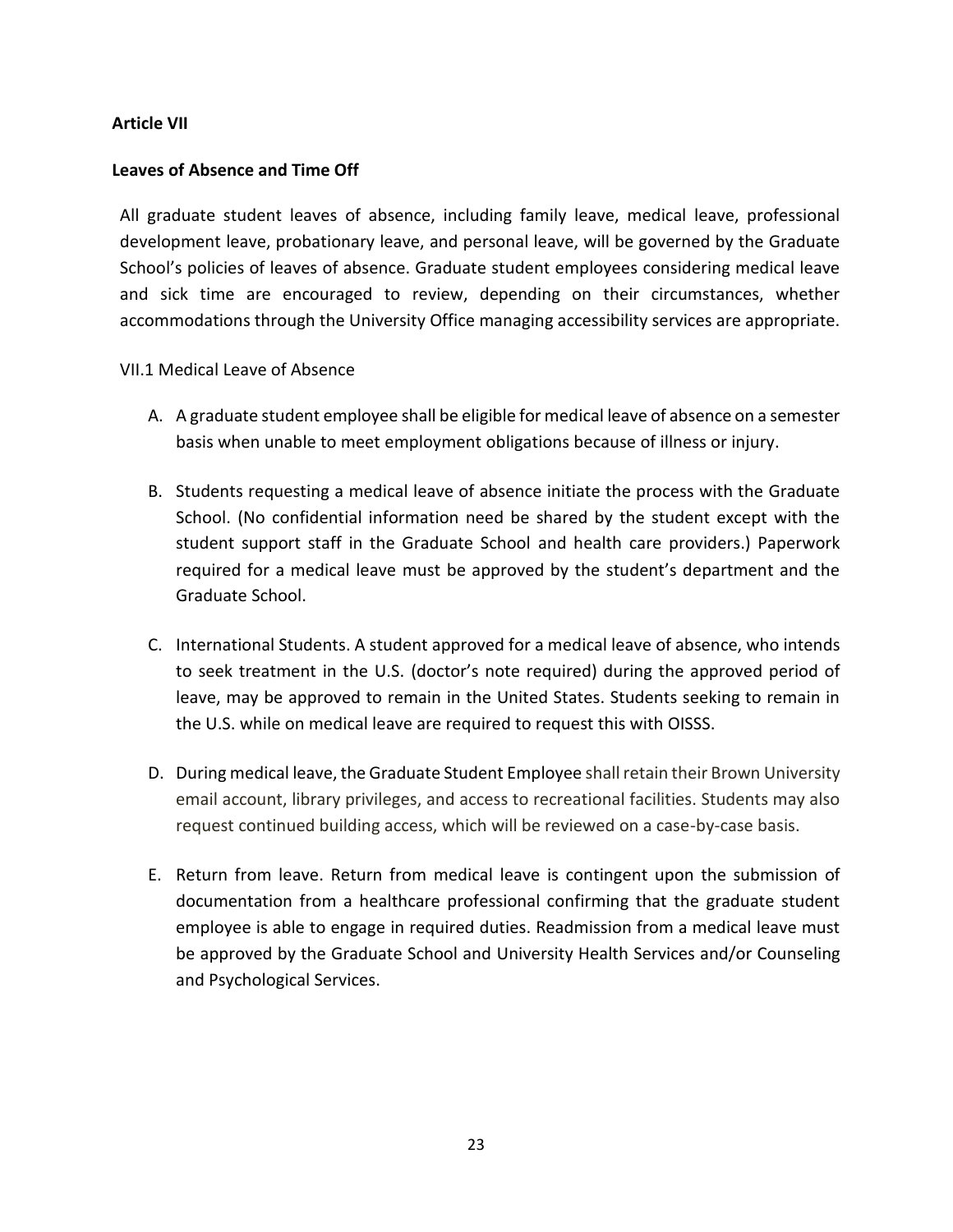**Article VII**

**Leaves of Absence and Time Off**

All graduate student leaves of absence, including family leave, medical leave, professional development leave, probationary leave, and personal leave, will be governed by the Graduate School's policies of leaves of absence. Graduate student employees considering medical leave and sick time are encouraged to review, depending on their circumstances, whether accommodations through the University Office managing accessibility services are appropriate.

VII.1 Medical Leave of Absence

A. A graduate student employee shall be eligible for medical leave of absence on a semester basis when unable to meet employment obligations because of illness or injury.

B. Students requesting a medical leave of absence initiate the process with the Graduate School. (No confidential information need be shared by the student except with the student support staff in the Graduate School and health care providers.) Paperwork required for a medical leave must be approved by the student's department and the Graduate School.

C. International Students. A student approved for a medical leave of absence, who intends to seek treatment in the U.S. (doctor's note required) during the approved period of leave, may be approved to remain in the United States. Students seeking to remain in the U.S. while on medical leave are required to request this with OISSS.

D. During medical leave, the Graduate Student Employee shall retain their Brown University email account, library privileges, and access to recreational facilities. Students may also request continued building access, which will be reviewed on a case-by-case basis.

E. Return from leave. Return from medical leave is contingent upon the submission of documentation from a healthcare professional confirming that the graduate student employee is able to engage in required duties. Readmission from a medical leave must be approved by the Graduate School and University Health Services and/or Counseling and Psychological Services.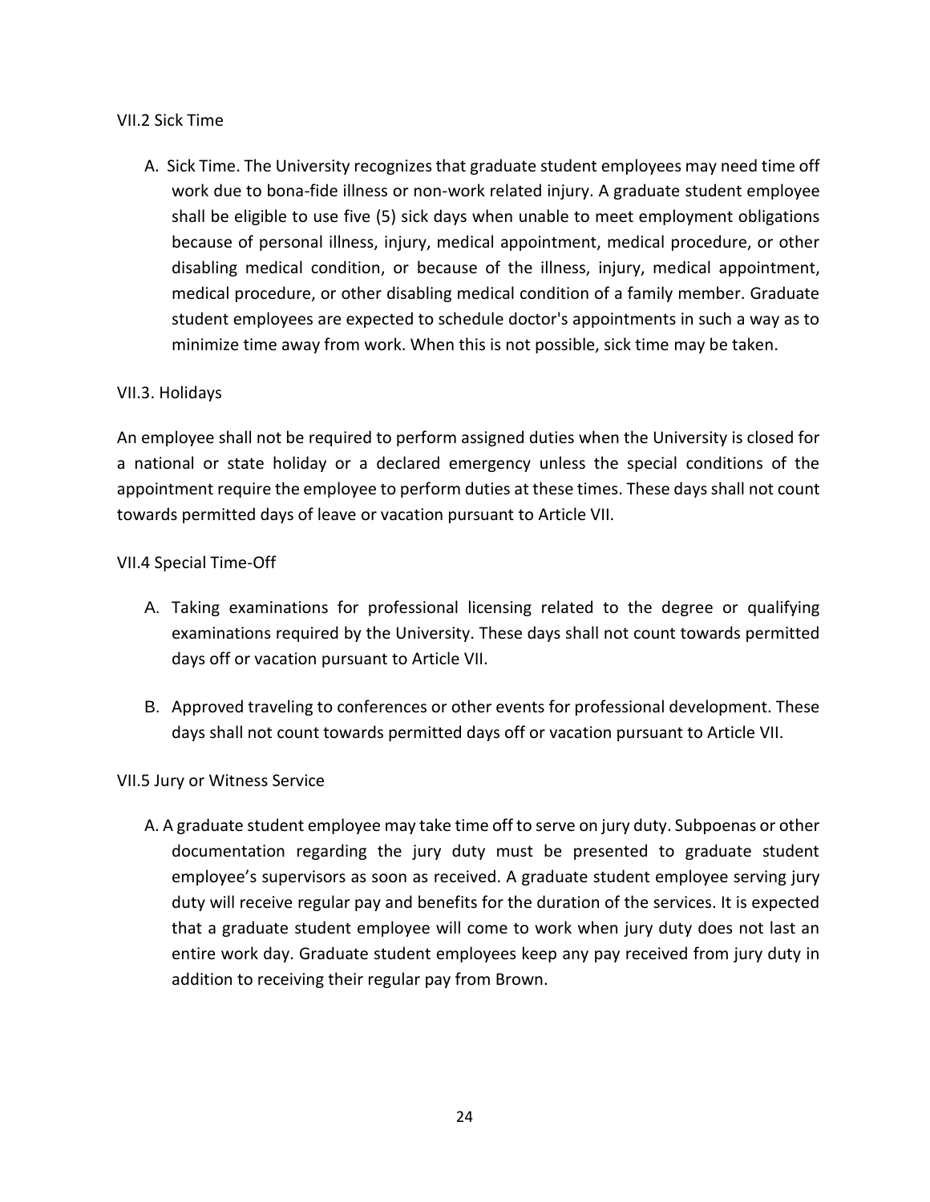### VII.2 Sick Time

A. Sick Time. The University recognizes that graduate student employees may need time off work due to bona-fide illness or non-work related injury. A graduate student employee shall be eligible to use five (5) sick days when unable to meet employment obligations because of personal illness, injury, medical appointment, medical procedure, or other disabling medical condition, or because of the illness, injury, medical appointment, medical procedure, or other disabling medical condition of a family member. Graduate student employees are expected to schedule doctor's appointments in such a way as to minimize time away from work. When this is not possible, sick time may be taken.

### VII.3. Holidays

An employee shall not be required to perform assigned duties when the University is closed for a national or state holiday or a declared emergency unless the special conditions of the appointment require the employee to perform duties at these times. These days shall not count towards permitted days of leave or vacation pursuant to Article VII.

### VII.4 Special Time-Off

A. Taking examinations for professional licensing related to the degree or qualifying examinations required by the University. These days shall not count towards permitted days off or vacation pursuant to Article VII.

B. Approved traveling to conferences or other events for professional development. These days shall not count towards permitted days off or vacation pursuant to Article VII.

### VII.5 Jury or Witness Service

A. A graduate student employee may take time off to serve on jury duty. Subpoenas or other documentation regarding the jury duty must be presented to graduate student employee's supervisors as soon as received. A graduate student employee serving jury duty will receive regular pay and benefits for the duration of the services. It is expected that a graduate student employee will come to work when jury duty does not last an entire work day. Graduate student employees keep any pay received from jury duty in addition to receiving their regular pay from Brown.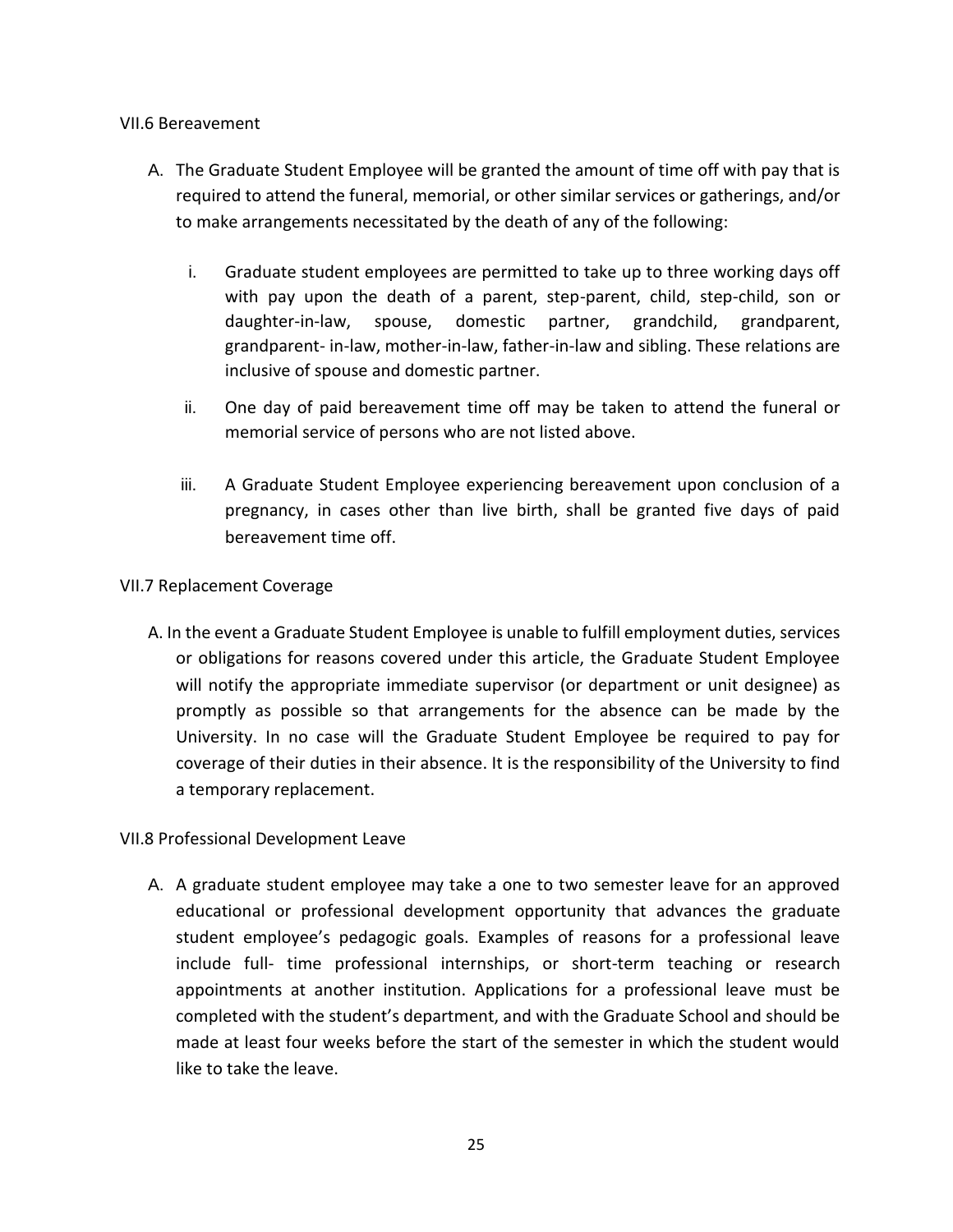### VII.6 Bereavement

A. The Graduate Student Employee will be granted the amount of time off with pay that is required to attend the funeral, memorial, or other similar services or gatherings, and/or to make arrangements necessitated by the death of any of the following:

   i. Graduate student employees are permitted to take up to three working days off with pay upon the death of a parent, step-parent, child, step-child, son or daughter-in-law, spouse, domestic partner, grandchild, grandparent, grandparent- in-law, mother-in-law, father-in-law and sibling. These relations are inclusive of spouse and domestic partner.

   ii. One day of paid bereavement time off may be taken to attend the funeral or memorial service of persons who are not listed above.

   iii. A Graduate Student Employee experiencing bereavement upon conclusion of a pregnancy, in cases other than live birth, shall be granted five days of paid bereavement time off.

### VII.7 Replacement Coverage

A. In the event a Graduate Student Employee is unable to fulfill employment duties, services or obligations for reasons covered under this article, the Graduate Student Employee will notify the appropriate immediate supervisor (or department or unit designee) as promptly as possible so that arrangements for the absence can be made by the University. In no case will the Graduate Student Employee be required to pay for coverage of their duties in their absence. It is the responsibility of the University to find a temporary replacement.

### VII.8 Professional Development Leave

A. A graduate student employee may take a one to two semester leave for an approved educational or professional development opportunity that advances the graduate student employee's pedagogic goals. Examples of reasons for a professional leave include full- time professional internships, or short-term teaching or research appointments at another institution. Applications for a professional leave must be completed with the student's department, and with the Graduate School and should be made at least four weeks before the start of the semester in which the student would like to take the leave.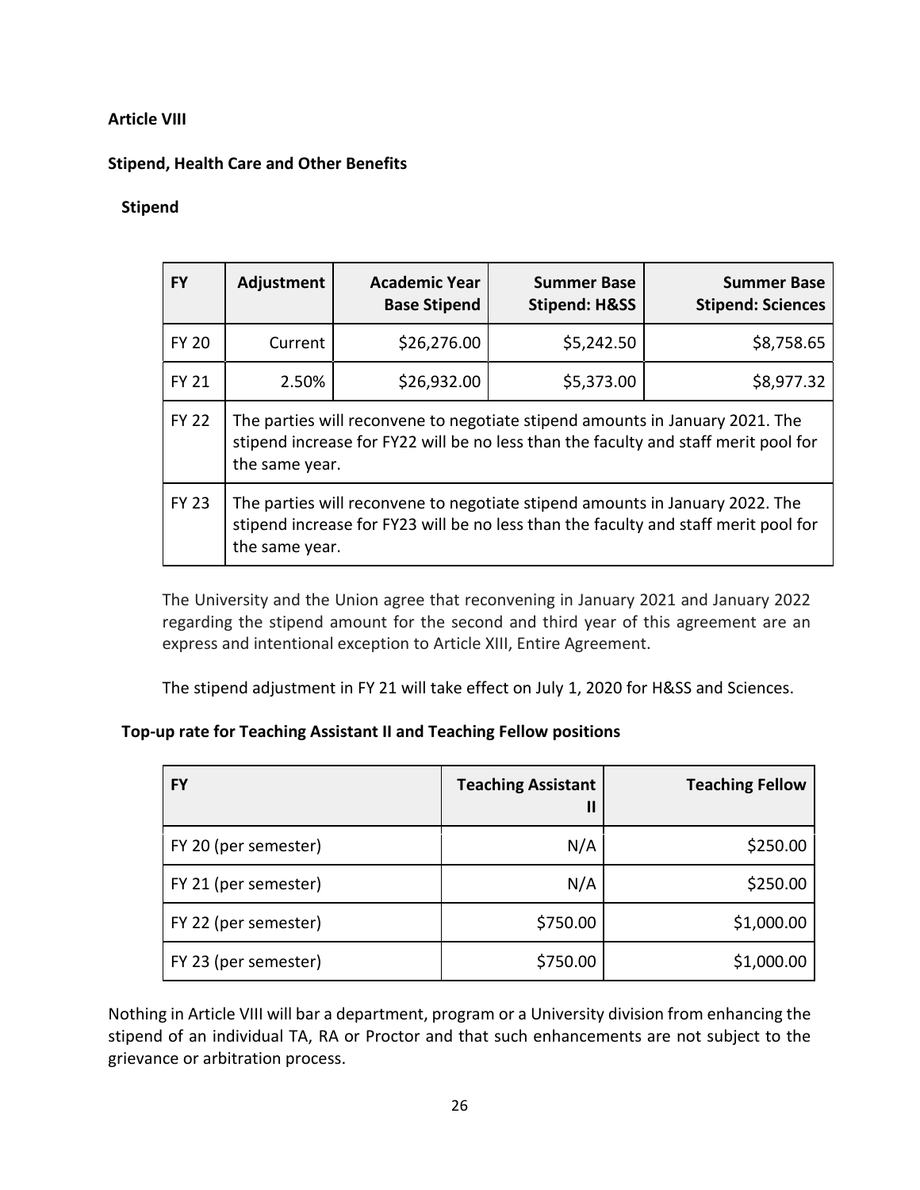**Article VIII**

**Stipend, Health Care and Other Benefits**

**Stipend**

| FY | Adjustment | Academic Year Base Stipend | Summer Base Stipend: H&SS | Summer Base Stipend: Sciences |
|---|---|---|---|---|
| FY 20 | Current | $26,276.00 | $5,242.50 | $8,758.65 |
| FY 21 | 2.50% | $26,932.00 | $5,373.00 | $8,977.32 |
| FY 22 | The parties will reconvene to negotiate stipend amounts in January 2021. The stipend increase for FY22 will be no less than the faculty and staff merit pool for the same year. | | | |
| FY 23 | The parties will reconvene to negotiate stipend amounts in January 2022. The stipend increase for FY23 will be no less than the faculty and staff merit pool for the same year. | | | |

The University and the Union agree that reconvening in January 2021 and January 2022 regarding the stipend amount for the second and third year of this agreement are an express and intentional exception to Article XIII, Entire Agreement.

The stipend adjustment in FY 21 will take effect on July 1, 2020 for H&SS and Sciences.

**Top-up rate for Teaching Assistant II and Teaching Fellow positions**

| FY | Teaching Assistant II | Teaching Fellow |
|---|---|---|
| FY 20 (per semester) | N/A | $250.00 |
| FY 21 (per semester) | N/A | $250.00 |
| FY 22 (per semester) | $750.00 | $1,000.00 |
| FY 23 (per semester) | $750.00 | $1,000.00 |

Nothing in Article VIII will bar a department, program or a University division from enhancing the stipend of an individual TA, RA or Proctor and that such enhancements are not subject to the grievance or arbitration process.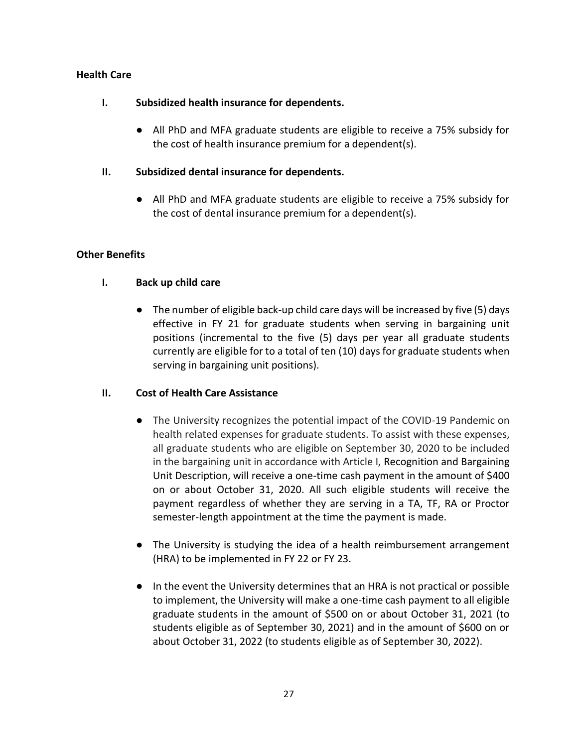**Health Care**

**I. Subsidized health insurance for dependents.**

- All PhD and MFA graduate students are eligible to receive a 75% subsidy for the cost of health insurance premium for a dependent(s).

**II. Subsidized dental insurance for dependents.**

- All PhD and MFA graduate students are eligible to receive a 75% subsidy for the cost of dental insurance premium for a dependent(s).

**Other Benefits**

**I. Back up child care**

- The number of eligible back-up child care days will be increased by five (5) days effective in FY 21 for graduate students when serving in bargaining unit positions (incremental to the five (5) days per year all graduate students currently are eligible for to a total of ten (10) days for graduate students when serving in bargaining unit positions).

**II. Cost of Health Care Assistance**

- The University recognizes the potential impact of the COVID-19 Pandemic on health related expenses for graduate students. To assist with these expenses, all graduate students who are eligible on September 30, 2020 to be included in the bargaining unit in accordance with Article I, Recognition and Bargaining Unit Description, will receive a one-time cash payment in the amount of $400 on or about October 31, 2020. All such eligible students will receive the payment regardless of whether they are serving in a TA, TF, RA or Proctor semester-length appointment at the time the payment is made.

- The University is studying the idea of a health reimbursement arrangement (HRA) to be implemented in FY 22 or FY 23.

- In the event the University determines that an HRA is not practical or possible to implement, the University will make a one-time cash payment to all eligible graduate students in the amount of $500 on or about October 31, 2021 (to students eligible as of September 30, 2021) and in the amount of $600 on or about October 31, 2022 (to students eligible as of September 30, 2022).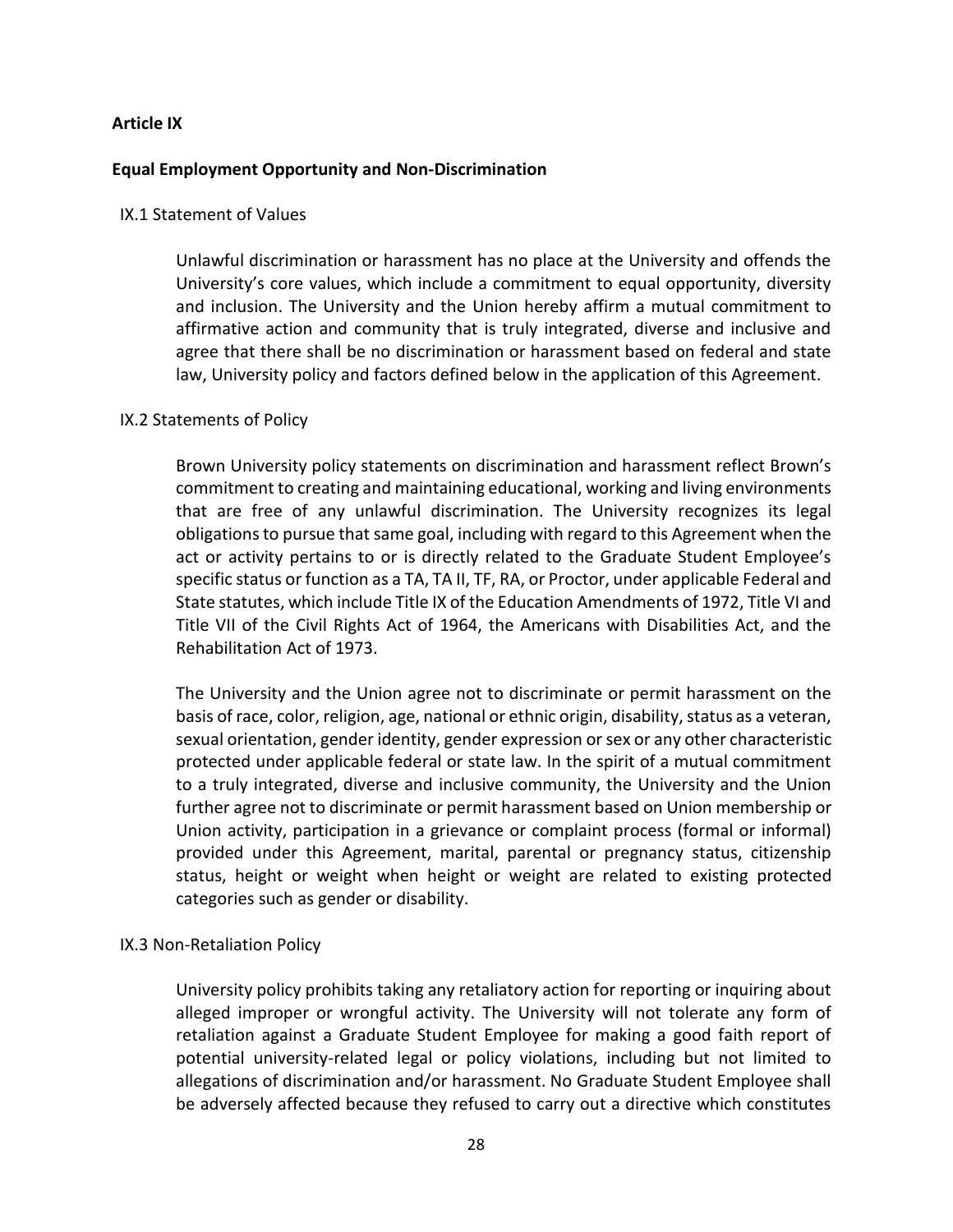**Article IX**

**Equal Employment Opportunity and Non-Discrimination**

IX.1 Statement of Values

Unlawful discrimination or harassment has no place at the University and offends the University's core values, which include a commitment to equal opportunity, diversity and inclusion. The University and the Union hereby affirm a mutual commitment to affirmative action and community that is truly integrated, diverse and inclusive and agree that there shall be no discrimination or harassment based on federal and state law, University policy and factors defined below in the application of this Agreement.

IX.2 Statements of Policy

Brown University policy statements on discrimination and harassment reflect Brown's commitment to creating and maintaining educational, working and living environments that are free of any unlawful discrimination. The University recognizes its legal obligations to pursue that same goal, including with regard to this Agreement when the act or activity pertains to or is directly related to the Graduate Student Employee's specific status or function as a TA, TA II, TF, RA, or Proctor, under applicable Federal and State statutes, which include Title IX of the Education Amendments of 1972, Title VI and Title VII of the Civil Rights Act of 1964, the Americans with Disabilities Act, and the Rehabilitation Act of 1973.

The University and the Union agree not to discriminate or permit harassment on the basis of race, color, religion, age, national or ethnic origin, disability, status as a veteran, sexual orientation, gender identity, gender expression or sex or any other characteristic protected under applicable federal or state law. In the spirit of a mutual commitment to a truly integrated, diverse and inclusive community, the University and the Union further agree not to discriminate or permit harassment based on Union membership or Union activity, participation in a grievance or complaint process (formal or informal) provided under this Agreement, marital, parental or pregnancy status, citizenship status, height or weight when height or weight are related to existing protected categories such as gender or disability.

IX.3 Non-Retaliation Policy

University policy prohibits taking any retaliatory action for reporting or inquiring about alleged improper or wrongful activity. The University will not tolerate any form of retaliation against a Graduate Student Employee for making a good faith report of potential university-related legal or policy violations, including but not limited to allegations of discrimination and/or harassment. No Graduate Student Employee shall be adversely affected because they refused to carry out a directive which constitutes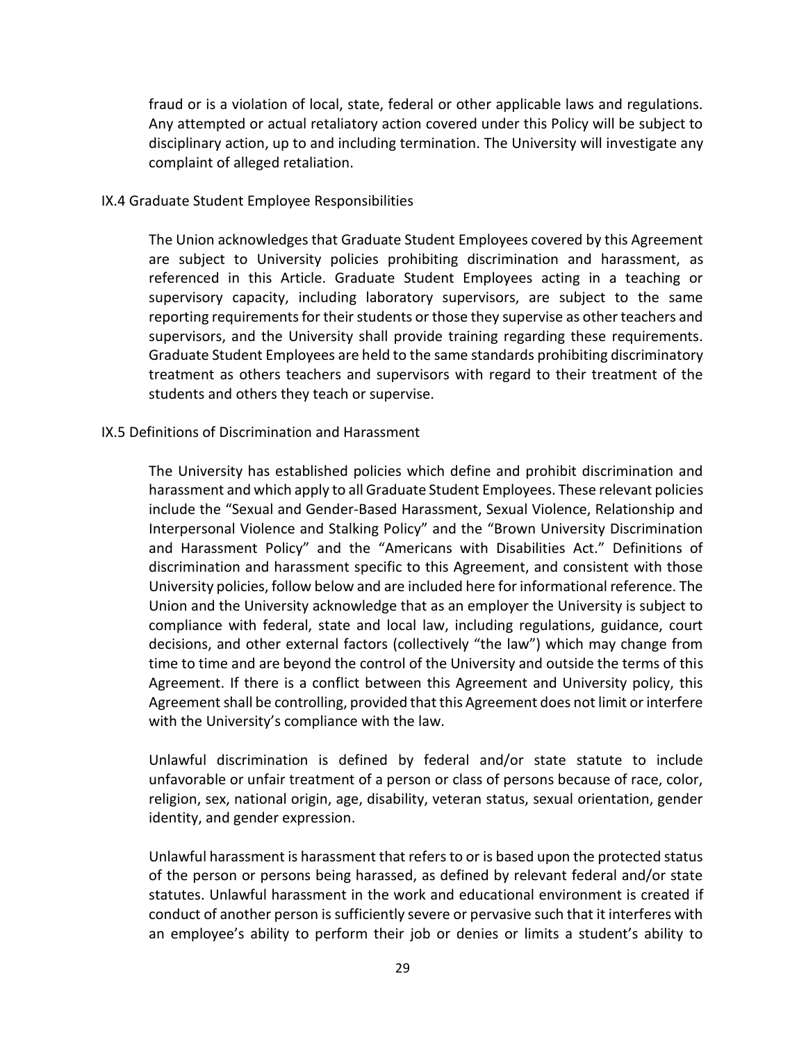fraud or is a violation of local, state, federal or other applicable laws and regulations. Any attempted or actual retaliatory action covered under this Policy will be subject to disciplinary action, up to and including termination. The University will investigate any complaint of alleged retaliation.

### IX.4 Graduate Student Employee Responsibilities

The Union acknowledges that Graduate Student Employees covered by this Agreement are subject to University policies prohibiting discrimination and harassment, as referenced in this Article. Graduate Student Employees acting in a teaching or supervisory capacity, including laboratory supervisors, are subject to the same reporting requirements for their students or those they supervise as other teachers and supervisors, and the University shall provide training regarding these requirements. Graduate Student Employees are held to the same standards prohibiting discriminatory treatment as others teachers and supervisors with regard to their treatment of the students and others they teach or supervise.

### IX.5 Definitions of Discrimination and Harassment

The University has established policies which define and prohibit discrimination and harassment and which apply to all Graduate Student Employees. These relevant policies include the "Sexual and Gender-Based Harassment, Sexual Violence, Relationship and Interpersonal Violence and Stalking Policy" and the "Brown University Discrimination and Harassment Policy" and the "Americans with Disabilities Act." Definitions of discrimination and harassment specific to this Agreement, and consistent with those University policies, follow below and are included here for informational reference. The Union and the University acknowledge that as an employer the University is subject to compliance with federal, state and local law, including regulations, guidance, court decisions, and other external factors (collectively "the law") which may change from time to time and are beyond the control of the University and outside the terms of this Agreement. If there is a conflict between this Agreement and University policy, this Agreement shall be controlling, provided that this Agreement does not limit or interfere with the University's compliance with the law.

Unlawful discrimination is defined by federal and/or state statute to include unfavorable or unfair treatment of a person or class of persons because of race, color, religion, sex, national origin, age, disability, veteran status, sexual orientation, gender identity, and gender expression.

Unlawful harassment is harassment that refers to or is based upon the protected status of the person or persons being harassed, as defined by relevant federal and/or state statutes. Unlawful harassment in the work and educational environment is created if conduct of another person is sufficiently severe or pervasive such that it interferes with an employee's ability to perform their job or denies or limits a student's ability to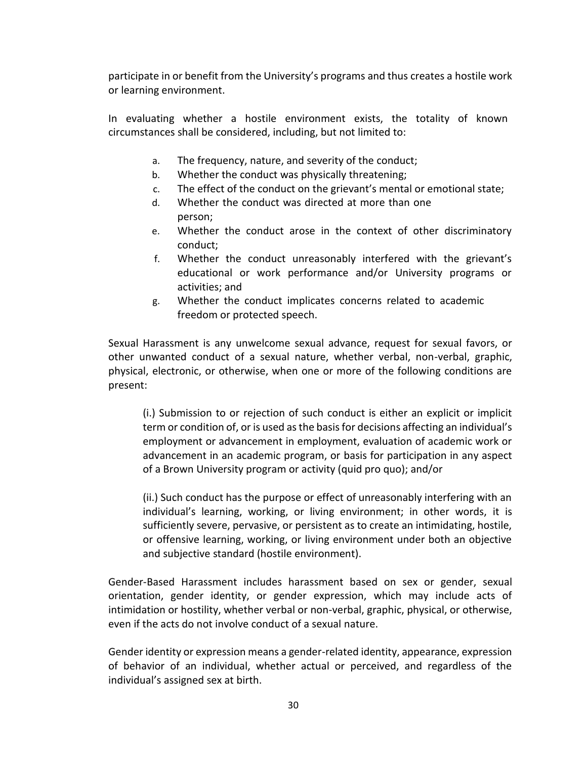participate in or benefit from the University's programs and thus creates a hostile work or learning environment.

In evaluating whether a hostile environment exists, the totality of known circumstances shall be considered, including, but not limited to:

a. The frequency, nature, and severity of the conduct;
b. Whether the conduct was physically threatening;
c. The effect of the conduct on the grievant's mental or emotional state;
d. Whether the conduct was directed at more than one person;
e. Whether the conduct arose in the context of other discriminatory conduct;
f. Whether the conduct unreasonably interfered with the grievant's educational or work performance and/or University programs or activities; and
g. Whether the conduct implicates concerns related to academic freedom or protected speech.

Sexual Harassment is any unwelcome sexual advance, request for sexual favors, or other unwanted conduct of a sexual nature, whether verbal, non-verbal, graphic, physical, electronic, or otherwise, when one or more of the following conditions are present:

(i.) Submission to or rejection of such conduct is either an explicit or implicit term or condition of, or is used as the basis for decisions affecting an individual's employment or advancement in employment, evaluation of academic work or advancement in an academic program, or basis for participation in any aspect of a Brown University program or activity (quid pro quo); and/or

(ii.) Such conduct has the purpose or effect of unreasonably interfering with an individual's learning, working, or living environment; in other words, it is sufficiently severe, pervasive, or persistent as to create an intimidating, hostile, or offensive learning, working, or living environment under both an objective and subjective standard (hostile environment).

Gender-Based Harassment includes harassment based on sex or gender, sexual orientation, gender identity, or gender expression, which may include acts of intimidation or hostility, whether verbal or non-verbal, graphic, physical, or otherwise, even if the acts do not involve conduct of a sexual nature.

Gender identity or expression means a gender-related identity, appearance, expression of behavior of an individual, whether actual or perceived, and regardless of the individual's assigned sex at birth.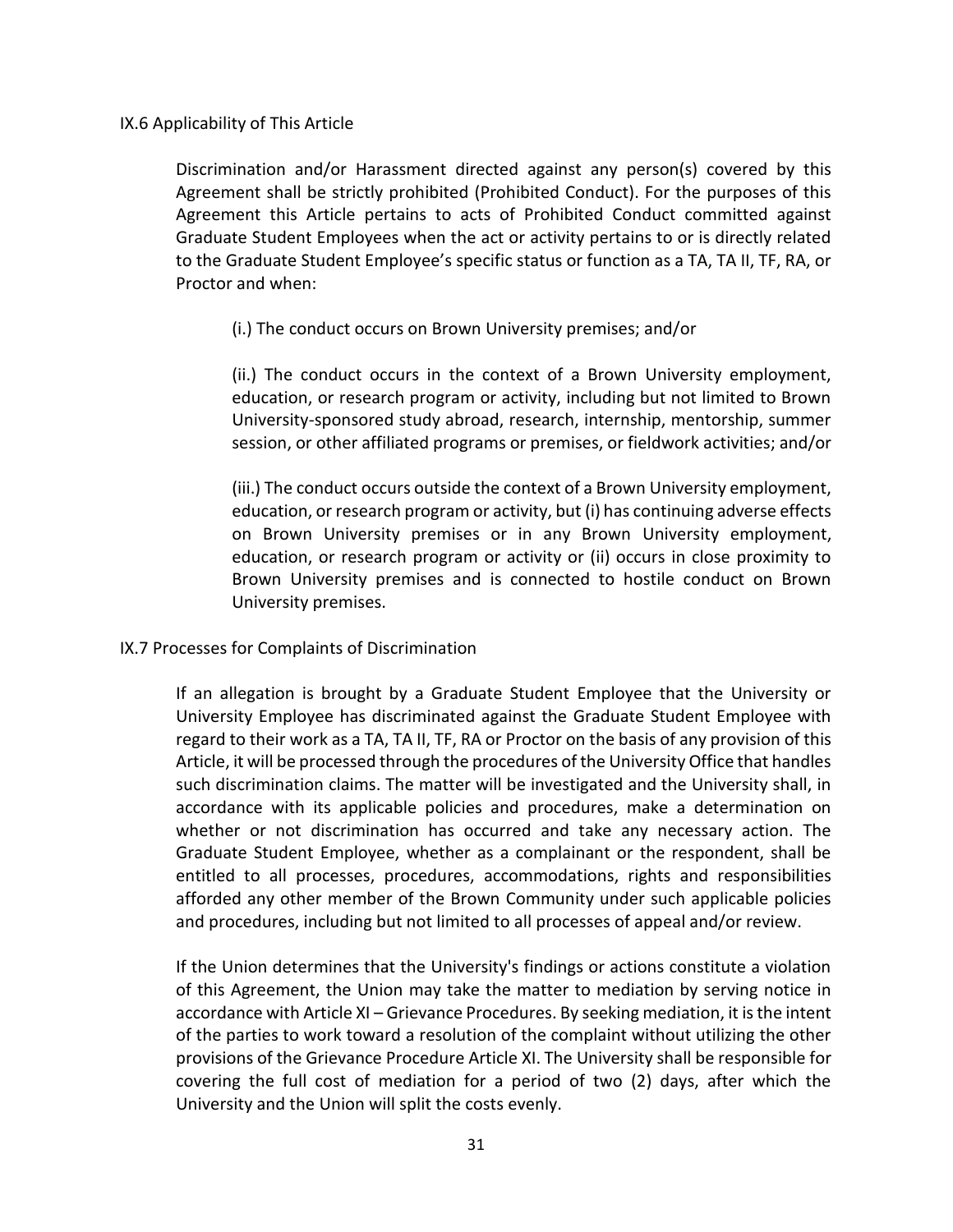### IX.6 Applicability of This Article

Discrimination and/or Harassment directed against any person(s) covered by this Agreement shall be strictly prohibited (Prohibited Conduct). For the purposes of this Agreement this Article pertains to acts of Prohibited Conduct committed against Graduate Student Employees when the act or activity pertains to or is directly related to the Graduate Student Employee's specific status or function as a TA, TA II, TF, RA, or Proctor and when:

(i.) The conduct occurs on Brown University premises; and/or

(ii.) The conduct occurs in the context of a Brown University employment, education, or research program or activity, including but not limited to Brown University-sponsored study abroad, research, internship, mentorship, summer session, or other affiliated programs or premises, or fieldwork activities; and/or

(iii.) The conduct occurs outside the context of a Brown University employment, education, or research program or activity, but (i) has continuing adverse effects on Brown University premises or in any Brown University employment, education, or research program or activity or (ii) occurs in close proximity to Brown University premises and is connected to hostile conduct on Brown University premises.

### IX.7 Processes for Complaints of Discrimination

If an allegation is brought by a Graduate Student Employee that the University or University Employee has discriminated against the Graduate Student Employee with regard to their work as a TA, TA II, TF, RA or Proctor on the basis of any provision of this Article, it will be processed through the procedures of the University Office that handles such discrimination claims. The matter will be investigated and the University shall, in accordance with its applicable policies and procedures, make a determination on whether or not discrimination has occurred and take any necessary action. The Graduate Student Employee, whether as a complainant or the respondent, shall be entitled to all processes, procedures, accommodations, rights and responsibilities afforded any other member of the Brown Community under such applicable policies and procedures, including but not limited to all processes of appeal and/or review.

If the Union determines that the University's findings or actions constitute a violation of this Agreement, the Union may take the matter to mediation by serving notice in accordance with Article XI – Grievance Procedures. By seeking mediation, it is the intent of the parties to work toward a resolution of the complaint without utilizing the other provisions of the Grievance Procedure Article XI. The University shall be responsible for covering the full cost of mediation for a period of two (2) days, after which the University and the Union will split the costs evenly.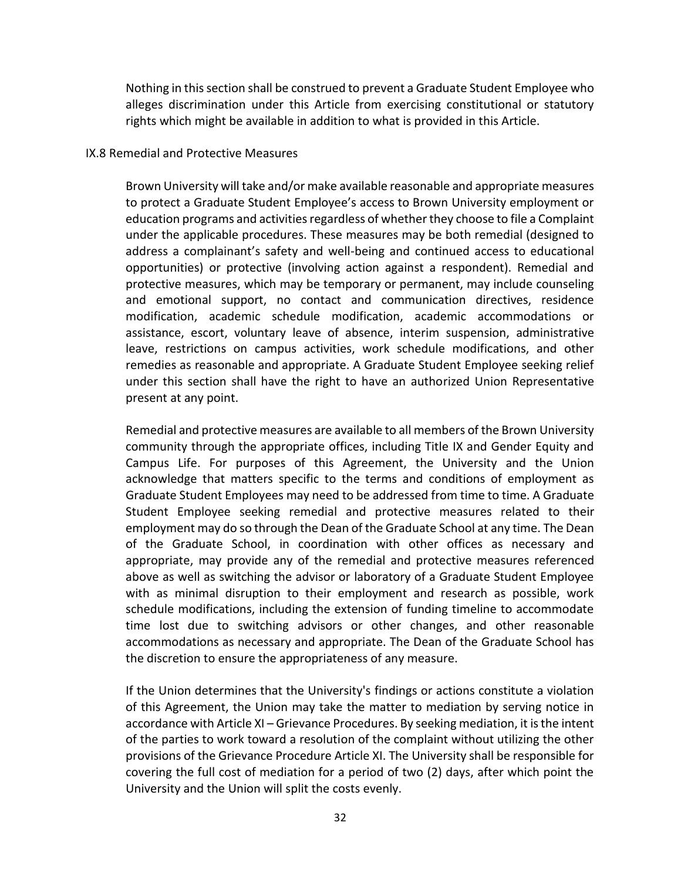Nothing in this section shall be construed to prevent a Graduate Student Employee who alleges discrimination under this Article from exercising constitutional or statutory rights which might be available in addition to what is provided in this Article.

### IX.8 Remedial and Protective Measures

Brown University will take and/or make available reasonable and appropriate measures to protect a Graduate Student Employee's access to Brown University employment or education programs and activities regardless of whether they choose to file a Complaint under the applicable procedures. These measures may be both remedial (designed to address a complainant's safety and well-being and continued access to educational opportunities) or protective (involving action against a respondent). Remedial and protective measures, which may be temporary or permanent, may include counseling and emotional support, no contact and communication directives, residence modification, academic schedule modification, academic accommodations or assistance, escort, voluntary leave of absence, interim suspension, administrative leave, restrictions on campus activities, work schedule modifications, and other remedies as reasonable and appropriate. A Graduate Student Employee seeking relief under this section shall have the right to have an authorized Union Representative present at any point.

Remedial and protective measures are available to all members of the Brown University community through the appropriate offices, including Title IX and Gender Equity and Campus Life. For purposes of this Agreement, the University and the Union acknowledge that matters specific to the terms and conditions of employment as Graduate Student Employees may need to be addressed from time to time. A Graduate Student Employee seeking remedial and protective measures related to their employment may do so through the Dean of the Graduate School at any time. The Dean of the Graduate School, in coordination with other offices as necessary and appropriate, may provide any of the remedial and protective measures referenced above as well as switching the advisor or laboratory of a Graduate Student Employee with as minimal disruption to their employment and research as possible, work schedule modifications, including the extension of funding timeline to accommodate time lost due to switching advisors or other changes, and other reasonable accommodations as necessary and appropriate. The Dean of the Graduate School has the discretion to ensure the appropriateness of any measure.

If the Union determines that the University's findings or actions constitute a violation of this Agreement, the Union may take the matter to mediation by serving notice in accordance with Article XI – Grievance Procedures. By seeking mediation, it is the intent of the parties to work toward a resolution of the complaint without utilizing the other provisions of the Grievance Procedure Article XI. The University shall be responsible for covering the full cost of mediation for a period of two (2) days, after which point the University and the Union will split the costs evenly.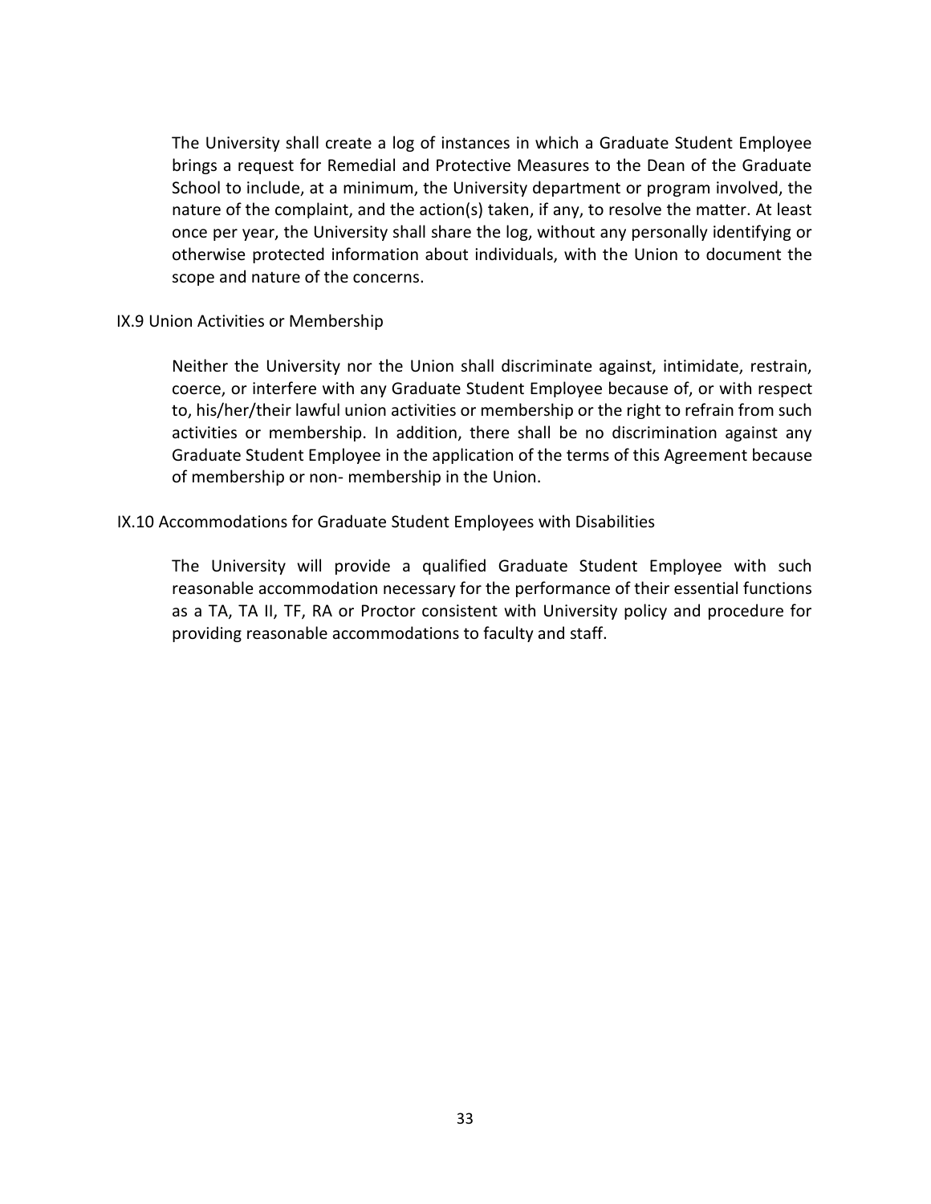The University shall create a log of instances in which a Graduate Student Employee brings a request for Remedial and Protective Measures to the Dean of the Graduate School to include, at a minimum, the University department or program involved, the nature of the complaint, and the action(s) taken, if any, to resolve the matter. At least once per year, the University shall share the log, without any personally identifying or otherwise protected information about individuals, with the Union to document the scope and nature of the concerns.

### IX.9 Union Activities or Membership

Neither the University nor the Union shall discriminate against, intimidate, restrain, coerce, or interfere with any Graduate Student Employee because of, or with respect to, his/her/their lawful union activities or membership or the right to refrain from such activities or membership. In addition, there shall be no discrimination against any Graduate Student Employee in the application of the terms of this Agreement because of membership or non- membership in the Union.

### IX.10 Accommodations for Graduate Student Employees with Disabilities

The University will provide a qualified Graduate Student Employee with such reasonable accommodation necessary for the performance of their essential functions as a TA, TA II, TF, RA or Proctor consistent with University policy and procedure for providing reasonable accommodations to faculty and staff.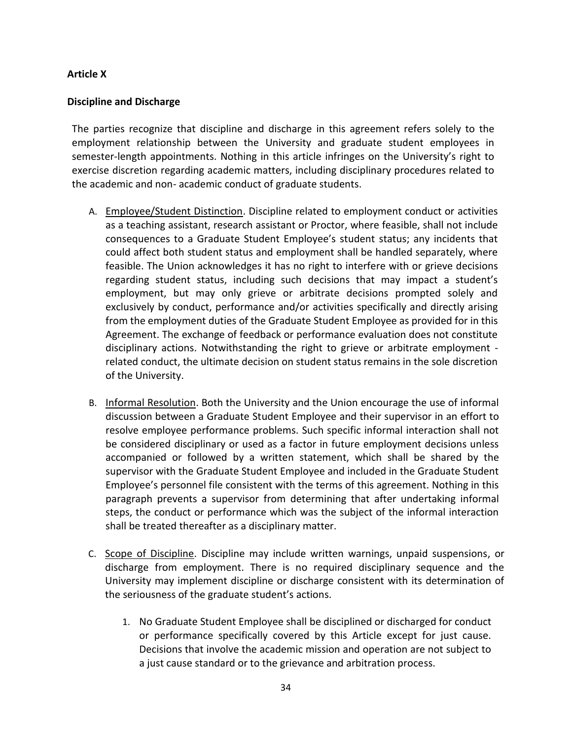**Article X**

**Discipline and Discharge**

The parties recognize that discipline and discharge in this agreement refers solely to the employment relationship between the University and graduate student employees in semester-length appointments. Nothing in this article infringes on the University's right to exercise discretion regarding academic matters, including disciplinary procedures related to the academic and non- academic conduct of graduate students.

A. Employee/Student Distinction. Discipline related to employment conduct or activities as a teaching assistant, research assistant or Proctor, where feasible, shall not include consequences to a Graduate Student Employee's student status; any incidents that could affect both student status and employment shall be handled separately, where feasible. The Union acknowledges it has no right to interfere with or grieve decisions regarding student status, including such decisions that may impact a student's employment, but may only grieve or arbitrate decisions prompted solely and exclusively by conduct, performance and/or activities specifically and directly arising from the employment duties of the Graduate Student Employee as provided for in this Agreement. The exchange of feedback or performance evaluation does not constitute disciplinary actions. Notwithstanding the right to grieve or arbitrate employment - related conduct, the ultimate decision on student status remains in the sole discretion of the University.

B. Informal Resolution. Both the University and the Union encourage the use of informal discussion between a Graduate Student Employee and their supervisor in an effort to resolve employee performance problems. Such specific informal interaction shall not be considered disciplinary or used as a factor in future employment decisions unless accompanied or followed by a written statement, which shall be shared by the supervisor with the Graduate Student Employee and included in the Graduate Student Employee's personnel file consistent with the terms of this agreement. Nothing in this paragraph prevents a supervisor from determining that after undertaking informal steps, the conduct or performance which was the subject of the informal interaction shall be treated thereafter as a disciplinary matter.

C. Scope of Discipline. Discipline may include written warnings, unpaid suspensions, or discharge from employment. There is no required disciplinary sequence and the University may implement discipline or discharge consistent with its determination of the seriousness of the graduate student's actions.

   1. No Graduate Student Employee shall be disciplined or discharged for conduct or performance specifically covered by this Article except for just cause. Decisions that involve the academic mission and operation are not subject to a just cause standard or to the grievance and arbitration process.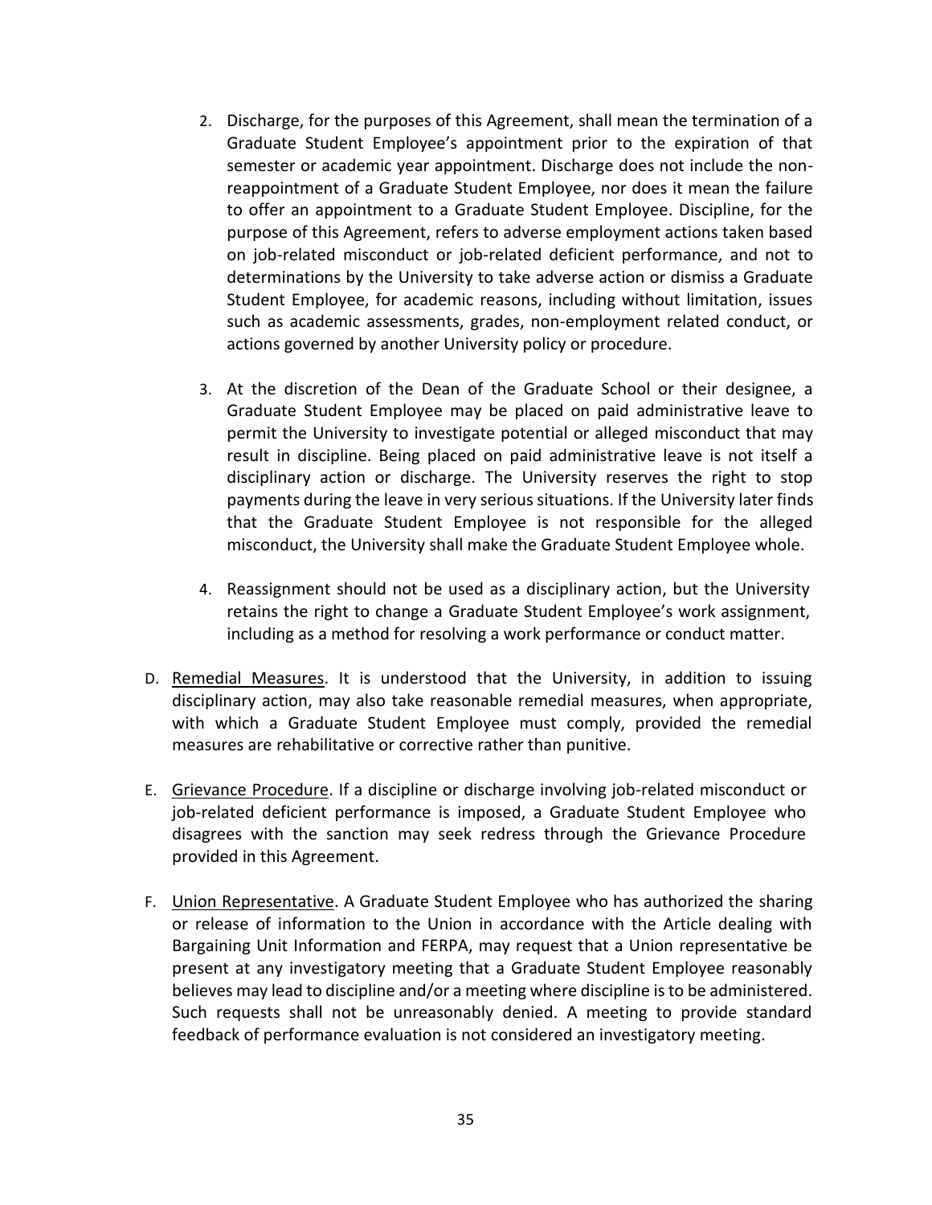2. Discharge, for the purposes of this Agreement, shall mean the termination of a Graduate Student Employee's appointment prior to the expiration of that semester or academic year appointment. Discharge does not include the non-reappointment of a Graduate Student Employee, nor does it mean the failure to offer an appointment to a Graduate Student Employee. Discipline, for the purpose of this Agreement, refers to adverse employment actions taken based on job-related misconduct or job-related deficient performance, and not to determinations by the University to take adverse action or dismiss a Graduate Student Employee, for academic reasons, including without limitation, issues such as academic assessments, grades, non-employment related conduct, or actions governed by another University policy or procedure.

3. At the discretion of the Dean of the Graduate School or their designee, a Graduate Student Employee may be placed on paid administrative leave to permit the University to investigate potential or alleged misconduct that may result in discipline. Being placed on paid administrative leave is not itself a disciplinary action or discharge. The University reserves the right to stop payments during the leave in very serious situations. If the University later finds that the Graduate Student Employee is not responsible for the alleged misconduct, the University shall make the Graduate Student Employee whole.

4. Reassignment should not be used as a disciplinary action, but the University retains the right to change a Graduate Student Employee's work assignment, including as a method for resolving a work performance or conduct matter.

D. <u>Remedial Measures</u>. It is understood that the University, in addition to issuing disciplinary action, may also take reasonable remedial measures, when appropriate, with which a Graduate Student Employee must comply, provided the remedial measures are rehabilitative or corrective rather than punitive.

E. <u>Grievance Procedure</u>. If a discipline or discharge involving job-related misconduct or job-related deficient performance is imposed, a Graduate Student Employee who disagrees with the sanction may seek redress through the Grievance Procedure provided in this Agreement.

F. <u>Union Representative</u>. A Graduate Student Employee who has authorized the sharing or release of information to the Union in accordance with the Article dealing with Bargaining Unit Information and FERPA, may request that a Union representative be present at any investigatory meeting that a Graduate Student Employee reasonably believes may lead to discipline and/or a meeting where discipline is to be administered. Such requests shall not be unreasonably denied. A meeting to provide standard feedback of performance evaluation is not considered an investigatory meeting.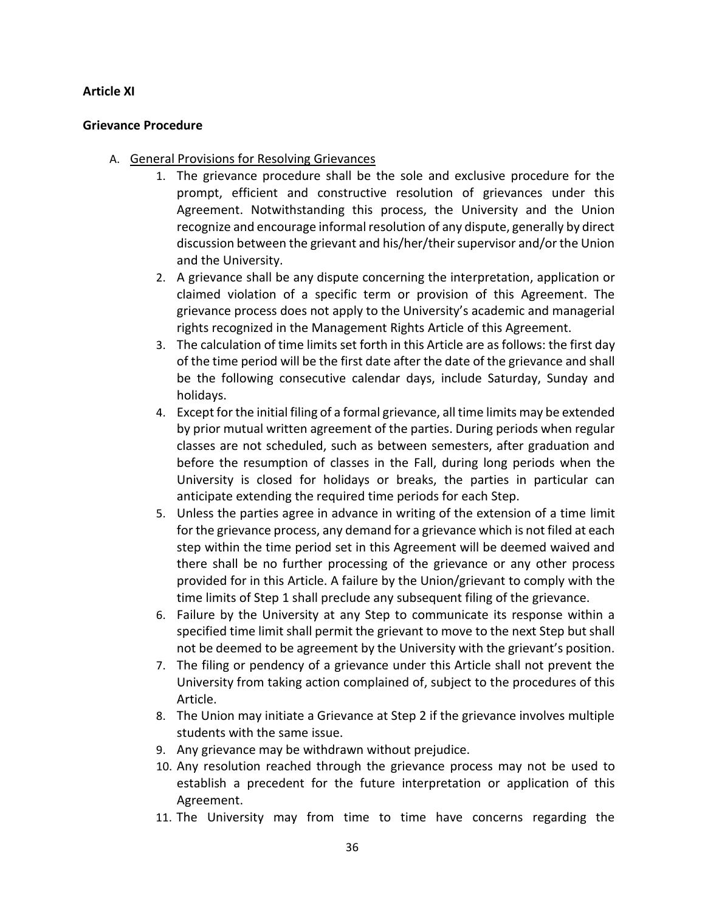**Article XI**

**Grievance Procedure**

A. General Provisions for Resolving Grievances

1. The grievance procedure shall be the sole and exclusive procedure for the prompt, efficient and constructive resolution of grievances under this Agreement. Notwithstanding this process, the University and the Union recognize and encourage informal resolution of any dispute, generally by direct discussion between the grievant and his/her/their supervisor and/or the Union and the University.
2. A grievance shall be any dispute concerning the interpretation, application or claimed violation of a specific term or provision of this Agreement. The grievance process does not apply to the University's academic and managerial rights recognized in the Management Rights Article of this Agreement.
3. The calculation of time limits set forth in this Article are as follows: the first day of the time period will be the first date after the date of the grievance and shall be the following consecutive calendar days, include Saturday, Sunday and holidays.
4. Except for the initial filing of a formal grievance, all time limits may be extended by prior mutual written agreement of the parties. During periods when regular classes are not scheduled, such as between semesters, after graduation and before the resumption of classes in the Fall, during long periods when the University is closed for holidays or breaks, the parties in particular can anticipate extending the required time periods for each Step.
5. Unless the parties agree in advance in writing of the extension of a time limit for the grievance process, any demand for a grievance which is not filed at each step within the time period set in this Agreement will be deemed waived and there shall be no further processing of the grievance or any other process provided for in this Article. A failure by the Union/grievant to comply with the time limits of Step 1 shall preclude any subsequent filing of the grievance.
6. Failure by the University at any Step to communicate its response within a specified time limit shall permit the grievant to move to the next Step but shall not be deemed to be agreement by the University with the grievant's position.
7. The filing or pendency of a grievance under this Article shall not prevent the University from taking action complained of, subject to the procedures of this Article.
8. The Union may initiate a Grievance at Step 2 if the grievance involves multiple students with the same issue.
9. Any grievance may be withdrawn without prejudice.
10. Any resolution reached through the grievance process may not be used to establish a precedent for the future interpretation or application of this Agreement.
11. The University may from time to time have concerns regarding the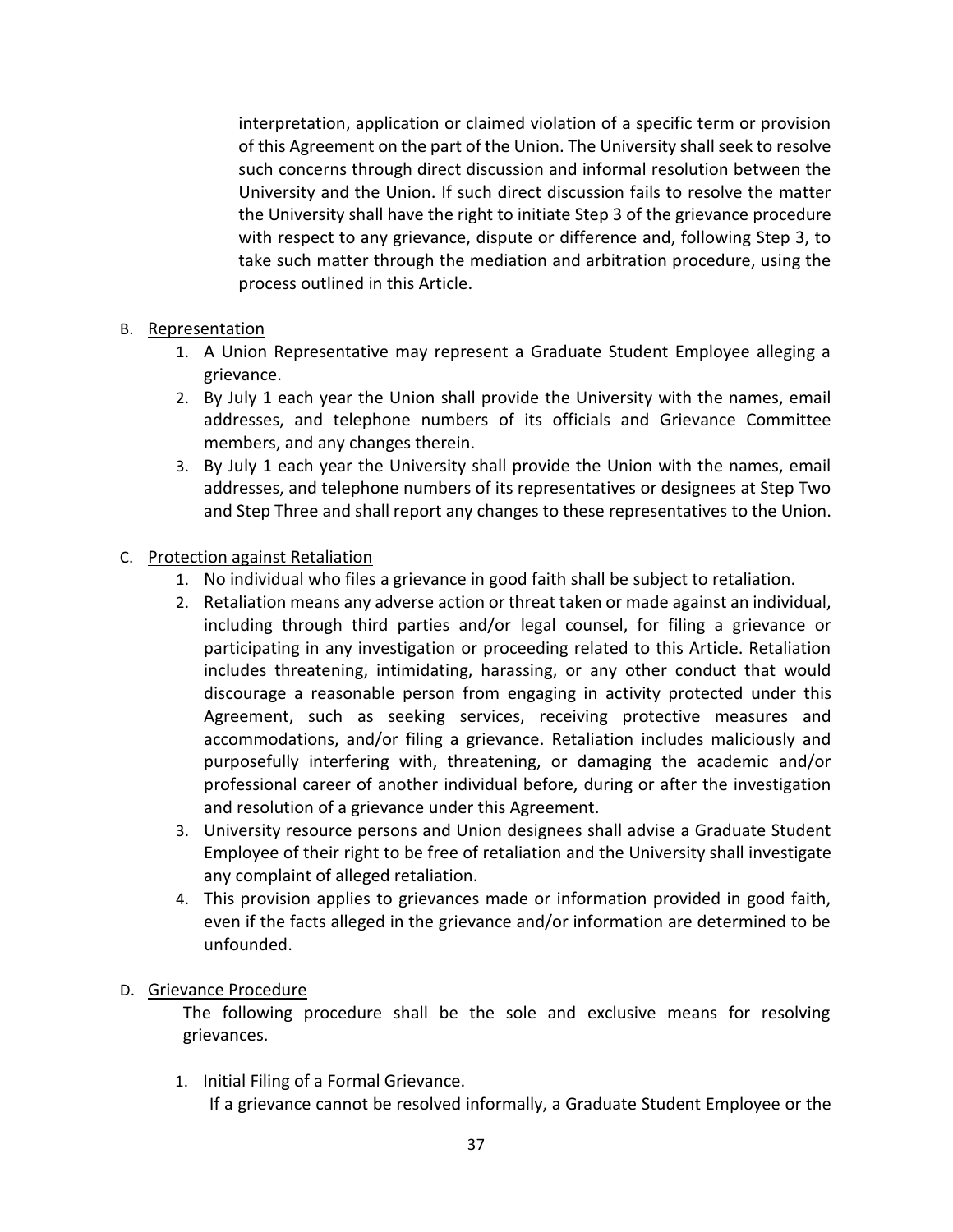interpretation, application or claimed violation of a specific term or provision of this Agreement on the part of the Union. The University shall seek to resolve such concerns through direct discussion and informal resolution between the University and the Union. If such direct discussion fails to resolve the matter the University shall have the right to initiate Step 3 of the grievance procedure with respect to any grievance, dispute or difference and, following Step 3, to take such matter through the mediation and arbitration procedure, using the process outlined in this Article.

B. Representation

1. A Union Representative may represent a Graduate Student Employee alleging a grievance.
2. By July 1 each year the Union shall provide the University with the names, email addresses, and telephone numbers of its officials and Grievance Committee members, and any changes therein.
3. By July 1 each year the University shall provide the Union with the names, email addresses, and telephone numbers of its representatives or designees at Step Two and Step Three and shall report any changes to these representatives to the Union.

C. Protection against Retaliation

1. No individual who files a grievance in good faith shall be subject to retaliation.
2. Retaliation means any adverse action or threat taken or made against an individual, including through third parties and/or legal counsel, for filing a grievance or participating in any investigation or proceeding related to this Article. Retaliation includes threatening, intimidating, harassing, or any other conduct that would discourage a reasonable person from engaging in activity protected under this Agreement, such as seeking services, receiving protective measures and accommodations, and/or filing a grievance. Retaliation includes maliciously and purposefully interfering with, threatening, or damaging the academic and/or professional career of another individual before, during or after the investigation and resolution of a grievance under this Agreement.
3. University resource persons and Union designees shall advise a Graduate Student Employee of their right to be free of retaliation and the University shall investigate any complaint of alleged retaliation.
4. This provision applies to grievances made or information provided in good faith, even if the facts alleged in the grievance and/or information are determined to be unfounded.

D. Grievance Procedure

The following procedure shall be the sole and exclusive means for resolving grievances.

1. Initial Filing of a Formal Grievance.

   If a grievance cannot be resolved informally, a Graduate Student Employee or the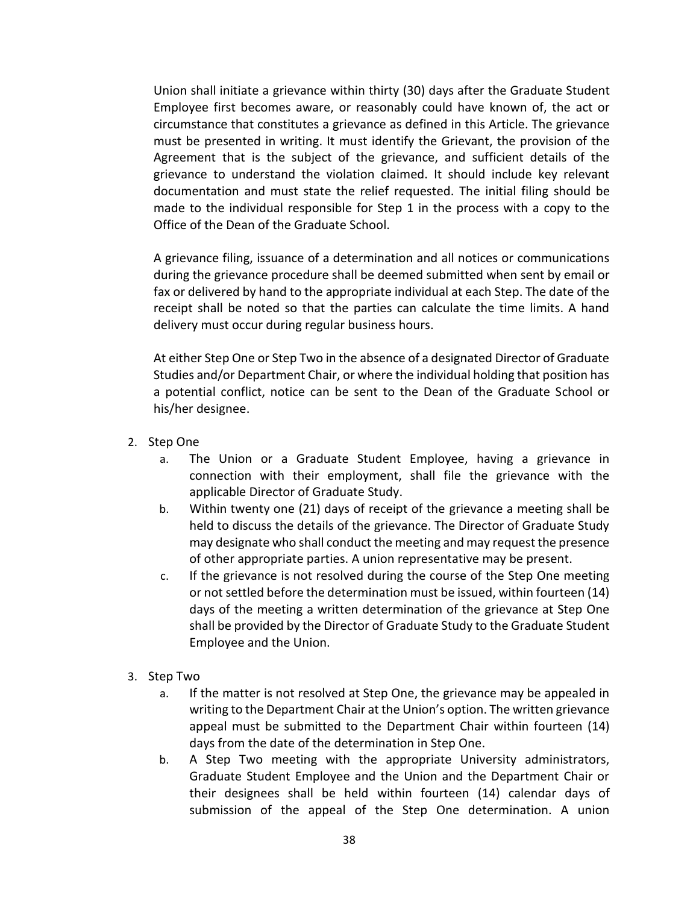Union shall initiate a grievance within thirty (30) days after the Graduate Student Employee first becomes aware, or reasonably could have known of, the act or circumstance that constitutes a grievance as defined in this Article. The grievance must be presented in writing. It must identify the Grievant, the provision of the Agreement that is the subject of the grievance, and sufficient details of the grievance to understand the violation claimed. It should include key relevant documentation and must state the relief requested. The initial filing should be made to the individual responsible for Step 1 in the process with a copy to the Office of the Dean of the Graduate School.

A grievance filing, issuance of a determination and all notices or communications during the grievance procedure shall be deemed submitted when sent by email or fax or delivered by hand to the appropriate individual at each Step. The date of the receipt shall be noted so that the parties can calculate the time limits. A hand delivery must occur during regular business hours.

At either Step One or Step Two in the absence of a designated Director of Graduate Studies and/or Department Chair, or where the individual holding that position has a potential conflict, notice can be sent to the Dean of the Graduate School or his/her designee.

2. Step One
   a. The Union or a Graduate Student Employee, having a grievance in connection with their employment, shall file the grievance with the applicable Director of Graduate Study.
   b. Within twenty one (21) days of receipt of the grievance a meeting shall be held to discuss the details of the grievance. The Director of Graduate Study may designate who shall conduct the meeting and may request the presence of other appropriate parties. A union representative may be present.
   c. If the grievance is not resolved during the course of the Step One meeting or not settled before the determination must be issued, within fourteen (14) days of the meeting a written determination of the grievance at Step One shall be provided by the Director of Graduate Study to the Graduate Student Employee and the Union.

3. Step Two
   a. If the matter is not resolved at Step One, the grievance may be appealed in writing to the Department Chair at the Union's option. The written grievance appeal must be submitted to the Department Chair within fourteen (14) days from the date of the determination in Step One.
   b. A Step Two meeting with the appropriate University administrators, Graduate Student Employee and the Union and the Department Chair or their designees shall be held within fourteen (14) calendar days of submission of the appeal of the Step One determination. A union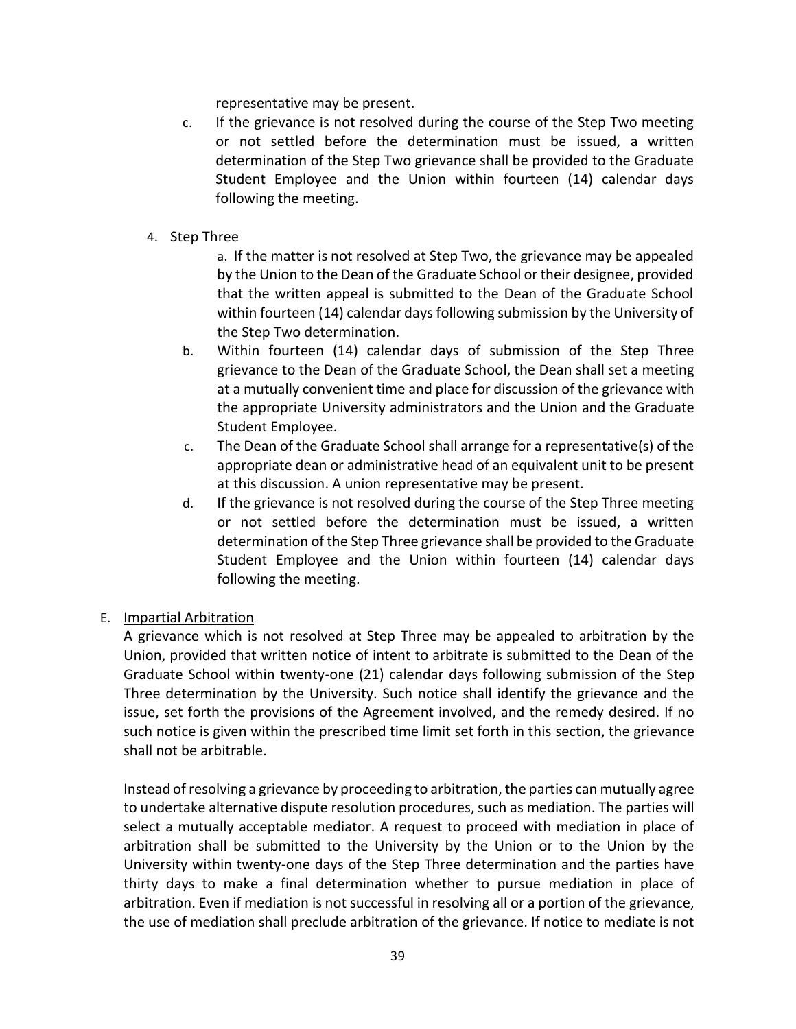representative may be present.

c. If the grievance is not resolved during the course of the Step Two meeting or not settled before the determination must be issued, a written determination of the Step Two grievance shall be provided to the Graduate Student Employee and the Union within fourteen (14) calendar days following the meeting.

4. Step Three

   a. If the matter is not resolved at Step Two, the grievance may be appealed by the Union to the Dean of the Graduate School or their designee, provided that the written appeal is submitted to the Dean of the Graduate School within fourteen (14) calendar days following submission by the University of the Step Two determination.

   b. Within fourteen (14) calendar days of submission of the Step Three grievance to the Dean of the Graduate School, the Dean shall set a meeting at a mutually convenient time and place for discussion of the grievance with the appropriate University administrators and the Union and the Graduate Student Employee.

   c. The Dean of the Graduate School shall arrange for a representative(s) of the appropriate dean or administrative head of an equivalent unit to be present at this discussion. A union representative may be present.

   d. If the grievance is not resolved during the course of the Step Three meeting or not settled before the determination must be issued, a written determination of the Step Three grievance shall be provided to the Graduate Student Employee and the Union within fourteen (14) calendar days following the meeting.

E. Impartial Arbitration

A grievance which is not resolved at Step Three may be appealed to arbitration by the Union, provided that written notice of intent to arbitrate is submitted to the Dean of the Graduate School within twenty-one (21) calendar days following submission of the Step Three determination by the University. Such notice shall identify the grievance and the issue, set forth the provisions of the Agreement involved, and the remedy desired. If no such notice is given within the prescribed time limit set forth in this section, the grievance shall not be arbitrable.

Instead of resolving a grievance by proceeding to arbitration, the parties can mutually agree to undertake alternative dispute resolution procedures, such as mediation. The parties will select a mutually acceptable mediator. A request to proceed with mediation in place of arbitration shall be submitted to the University by the Union or to the Union by the University within twenty-one days of the Step Three determination and the parties have thirty days to make a final determination whether to pursue mediation in place of arbitration. Even if mediation is not successful in resolving all or a portion of the grievance, the use of mediation shall preclude arbitration of the grievance. If notice to mediate is not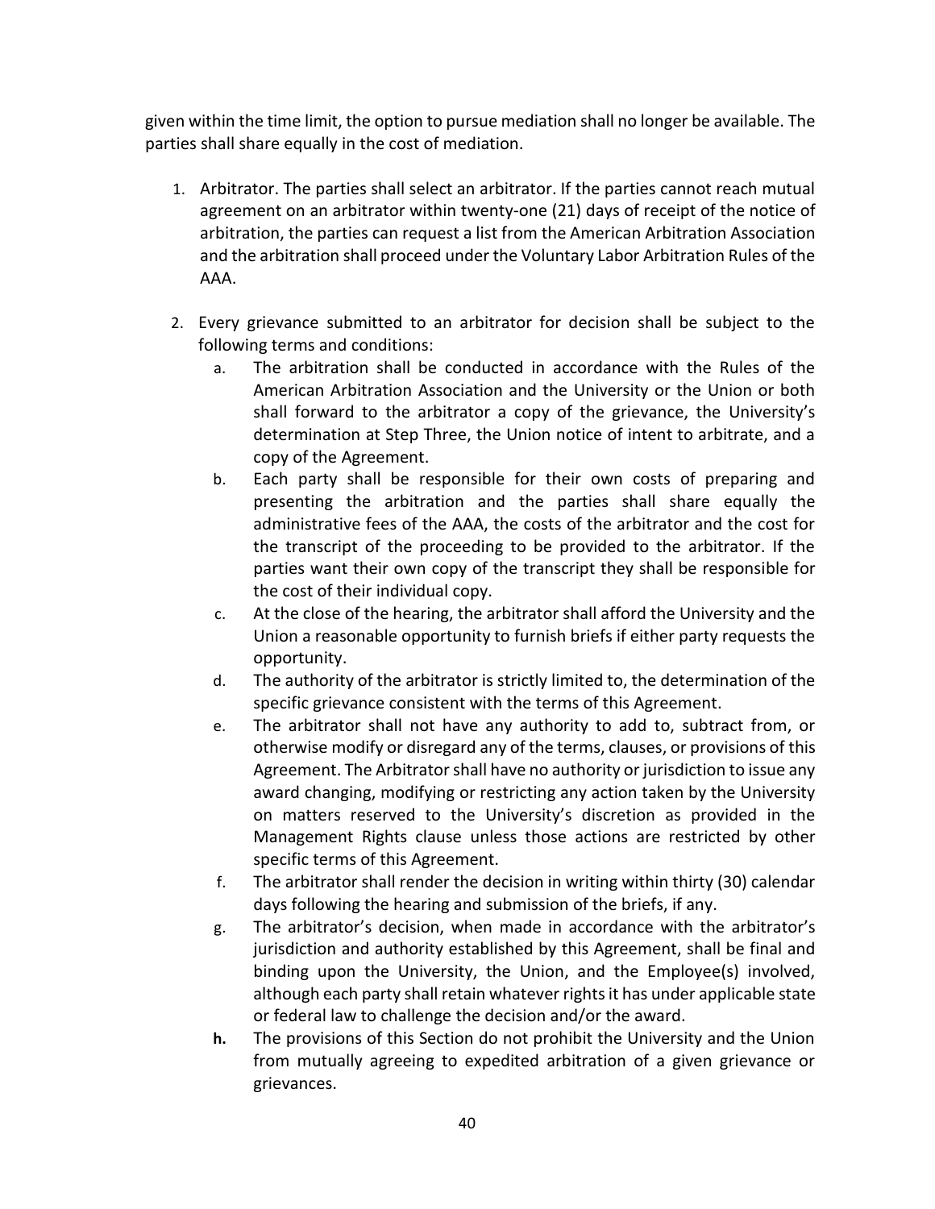given within the time limit, the option to pursue mediation shall no longer be available. The parties shall share equally in the cost of mediation.

1. Arbitrator. The parties shall select an arbitrator. If the parties cannot reach mutual agreement on an arbitrator within twenty-one (21) days of receipt of the notice of arbitration, the parties can request a list from the American Arbitration Association and the arbitration shall proceed under the Voluntary Labor Arbitration Rules of the AAA.

2. Every grievance submitted to an arbitrator for decision shall be subject to the following terms and conditions:
   a. The arbitration shall be conducted in accordance with the Rules of the American Arbitration Association and the University or the Union or both shall forward to the arbitrator a copy of the grievance, the University's determination at Step Three, the Union notice of intent to arbitrate, and a copy of the Agreement.
   b. Each party shall be responsible for their own costs of preparing and presenting the arbitration and the parties shall share equally the administrative fees of the AAA, the costs of the arbitrator and the cost for the transcript of the proceeding to be provided to the arbitrator. If the parties want their own copy of the transcript they shall responsible for the cost of their individual copy.
   c. At the close of the hearing, the arbitrator shall afford the University and the Union a reasonable opportunity to furnish briefs if either party requests the opportunity.
   d. The authority of the arbitrator is strictly limited to, the determination of the specific grievance consistent with the terms of this Agreement.
   e. The arbitrator shall not have any authority to add to, subtract from, or otherwise modify or disregard any of the terms, clauses, or provisions of this Agreement. The Arbitrator shall have no authority or jurisdiction to issue any award changing, modifying or restricting any action taken by the University on matters reserved to the University's discretion as provided in the Management Rights clause unless those actions are restricted by other specific terms of this Agreement.
   f. The arbitrator shall render the decision in writing within thirty (30) calendar days following the hearing and submission of the briefs, if any.
   g. The arbitrator's decision, when made in accordance with the arbitrator's jurisdiction and authority established by this Agreement, shall be final and binding upon the University, the Union, and the Employee(s) involved, although each party shall retain whatever rights it has under applicable state or federal law to challenge the decision and/or the award.
   **h.** The provisions of this Section do not prohibit the University and the Union from mutually agreeing to expedited arbitration of a given grievance or grievances.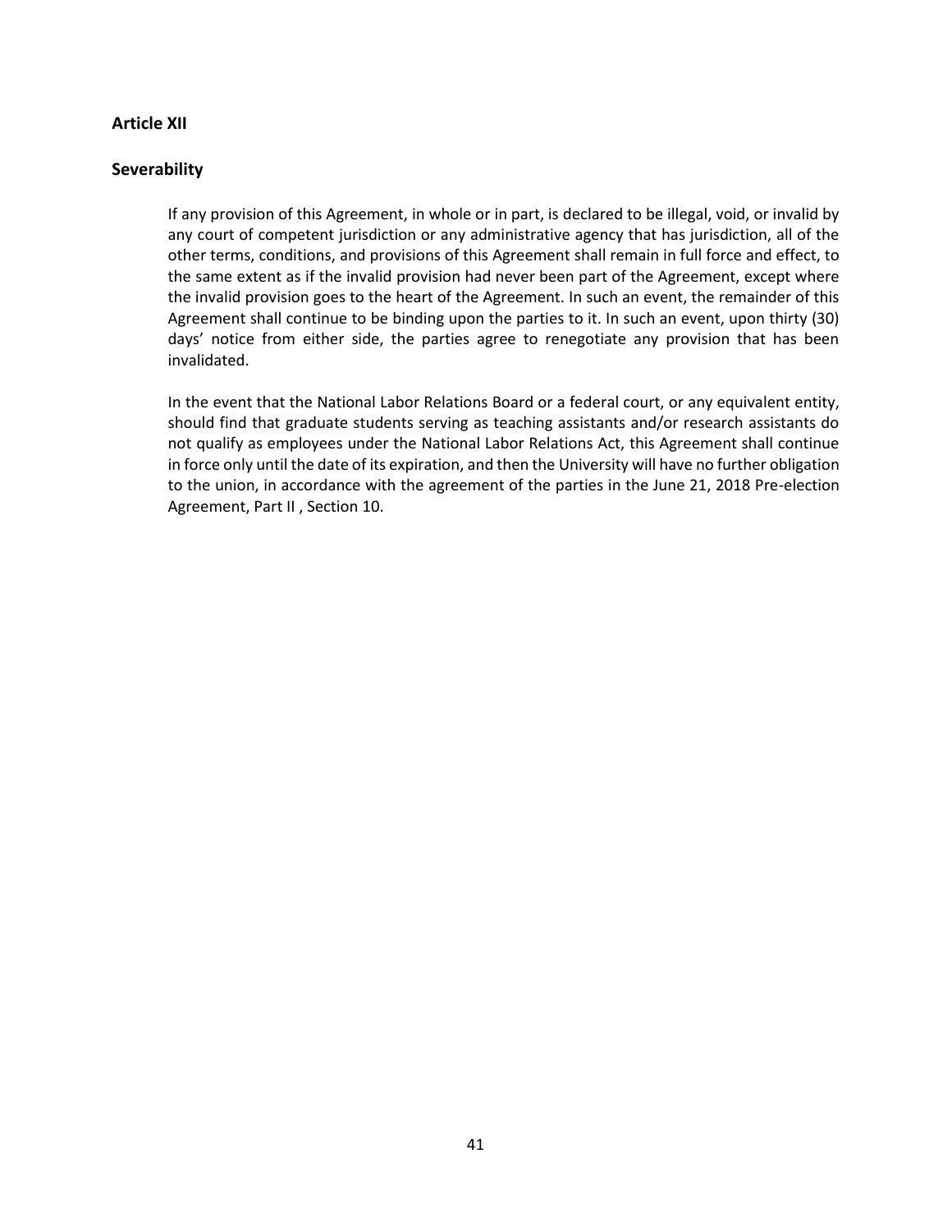## Article XII

## Severability

If any provision of this Agreement, in whole or in part, is declared to be illegal, void, or invalid by any court of competent jurisdiction or any administrative agency that has jurisdiction, all of the other terms, conditions, and provisions of this Agreement shall remain in full force and effect, to the same extent as if the invalid provision had never been part of the Agreement, except where the invalid provision goes to the heart of the Agreement. In such an event, the remainder of this Agreement shall continue to be binding upon the parties to it. In such an event, upon thirty (30) days' notice from either side, the parties agree to renegotiate any provision that has been invalidated.

In the event that the National Labor Relations Board or a federal court, or any equivalent entity, should find that graduate students serving as teaching assistants and/or research assistants do not qualify as employees under the National Labor Relations Act, this Agreement shall continue in force only until the date of its expiration, and then the University will have no further obligation to the union, in accordance with the agreement of the parties in the June 21, 2018 Pre-election Agreement, Part II , Section 10.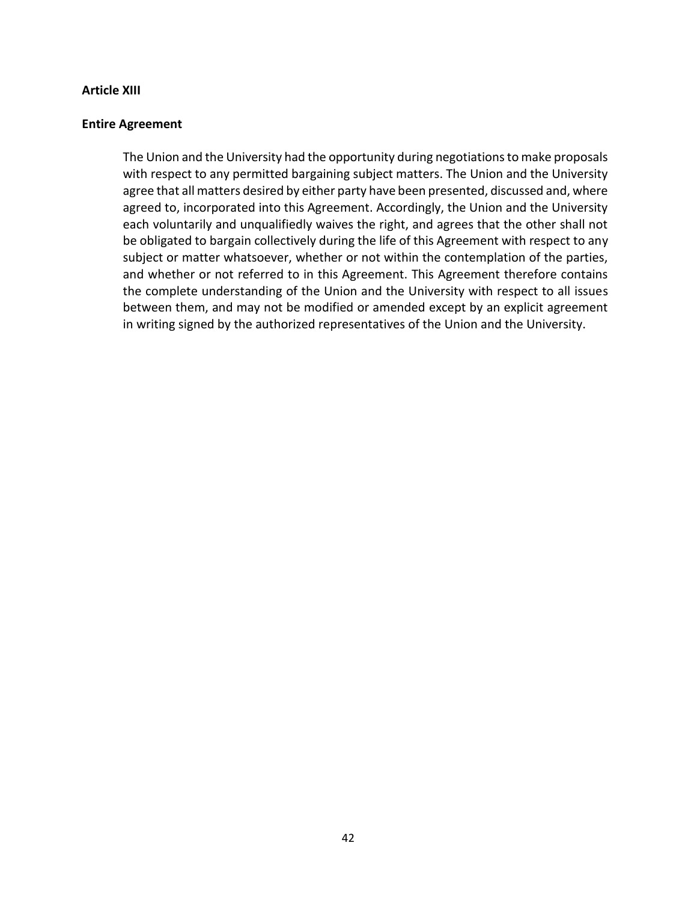**Article XIII**

**Entire Agreement**

The Union and the University had the opportunity during negotiations to make proposals with respect to any permitted bargaining subject matters. The Union and the University agree that all matters desired by either party have been presented, discussed and, where agreed to, incorporated into this Agreement. Accordingly, the Union and the University each voluntarily and unqualifiedly waives the right, and agrees that the other shall not be obligated to bargain collectively during the life of this Agreement with respect to any subject or matter whatsoever, whether or not within the contemplation of the parties, and whether or not referred to in this Agreement. This Agreement therefore contains the complete understanding of the Union and the University with respect to all issues between them, and may not be modified or amended except by an explicit agreement in writing signed by the authorized representatives of the Union and the University.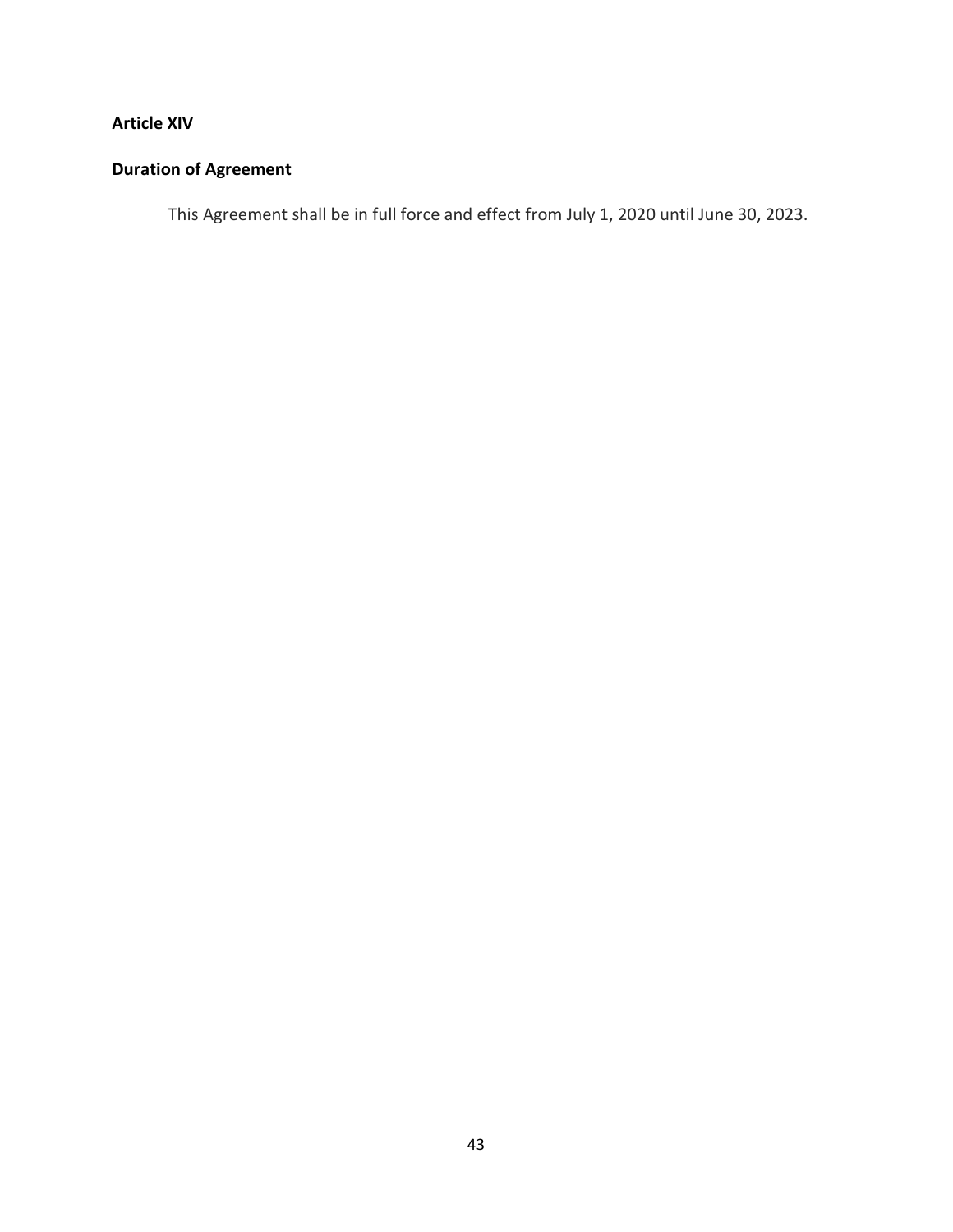**Article XIV**

**Duration of Agreement**

This Agreement shall be in full force and effect from July 1, 2020 until June 30, 2023.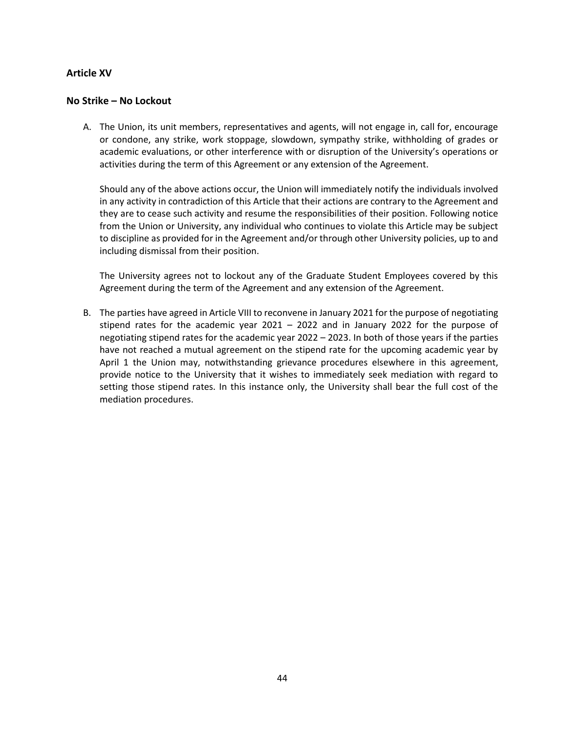## Article XV

## No Strike – No Lockout

A. The Union, its unit members, representatives and agents, will not engage in, call for, encourage or condone, any strike, work stoppage, slowdown, sympathy strike, withholding of grades or academic evaluations, or other interference with or disruption of the University's operations or activities during the term of this Agreement or any extension of the Agreement.

   Should any of the above actions occur, the Union will immediately notify the individuals involved in any activity in contradiction of this Article that their actions are contrary to the Agreement and they are to cease such activity and resume the responsibilities of their position. Following notice from the Union or University, any individual who continues to violate this Article may be subject to discipline as provided for in the Agreement and/or through other University policies, up to and including dismissal from their position.

   The University agrees not to lockout any of the Graduate Student Employees covered by this Agreement during the term of the Agreement and any extension of the Agreement.

B. The parties have agreed in Article VIII to reconvene in January 2021 for the purpose of negotiating stipend rates for the academic year 2021 – 2022 and in January 2022 for the purpose of negotiating stipend rates for the academic year 2022 – 2023. In both of those years if the parties have not reached a mutual agreement on the stipend rate for the upcoming academic year by April 1 the Union may, notwithstanding grievance procedures elsewhere in this agreement, provide notice to the University that it wishes to immediately seek mediation with regard to setting those stipend rates. In this instance only, the University shall bear the full cost of the mediation procedures.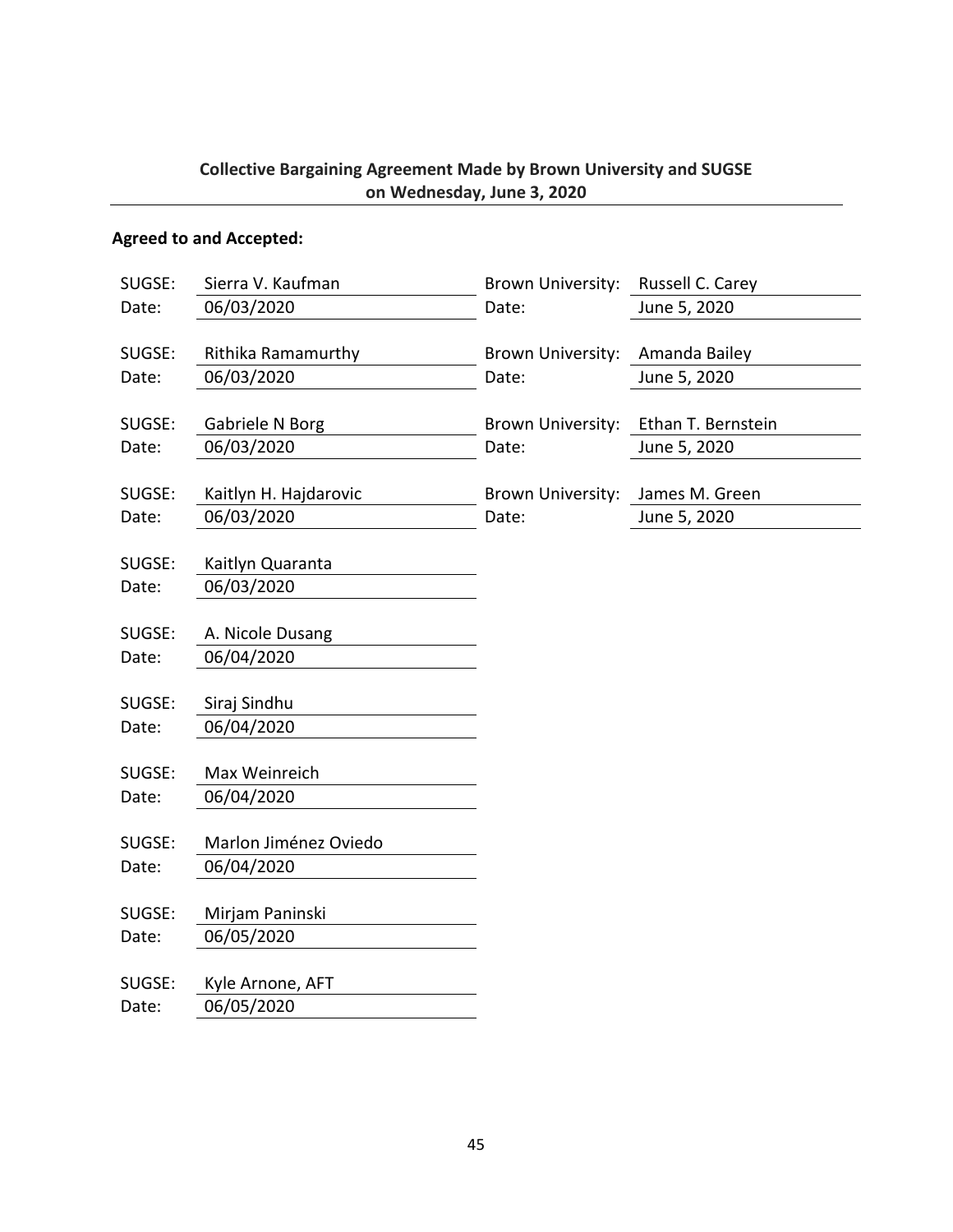**Collective Bargaining Agreement Made by Brown University and SUGSE on Wednesday, June 3, 2020**

**Agreed to and Accepted:**

| | | | |
|---|---|---|---|
| SUGSE: | Sierra V. Kaufman | Brown University: | Russell C. Carey |
| Date: | 06/03/2020 | Date: | June 5, 2020 |
| SUGSE: | Rithika Ramamurthy | Brown University: | Amanda Bailey |
| Date: | 06/03/2020 | Date: | June 5, 2020 |
| SUGSE: | Gabriele N Borg | Brown University: | Ethan T. Bernstein |
| Date: | 06/03/2020 | Date: | June 5, 2020 |
| SUGSE: | Kaitlyn H. Hajdarovic | Brown University: | James M. Green |
| Date: | 06/03/2020 | Date: | June 5, 2020 |
| SUGSE: | Kaitlyn Quaranta | | |
| Date: | 06/03/2020 | | |
| SUGSE: | A. Nicole Dusang | | |
| Date: | 06/04/2020 | | |
| SUGSE: | Siraj Sindhu | | |
| Date: | 06/04/2020 | | |
| SUGSE: | Max Weinreich | | |
| Date: | 06/04/2020 | | |
| SUGSE: | Marlon Jiménez Oviedo | | |
| Date: | 06/04/2020 | | |
| SUGSE: | Mirjam Paninski | | |
| Date: | 06/05/2020 | | |
| SUGSE: | Kyle Arnone, AFT | | |
| Date: | 06/05/2020 | | |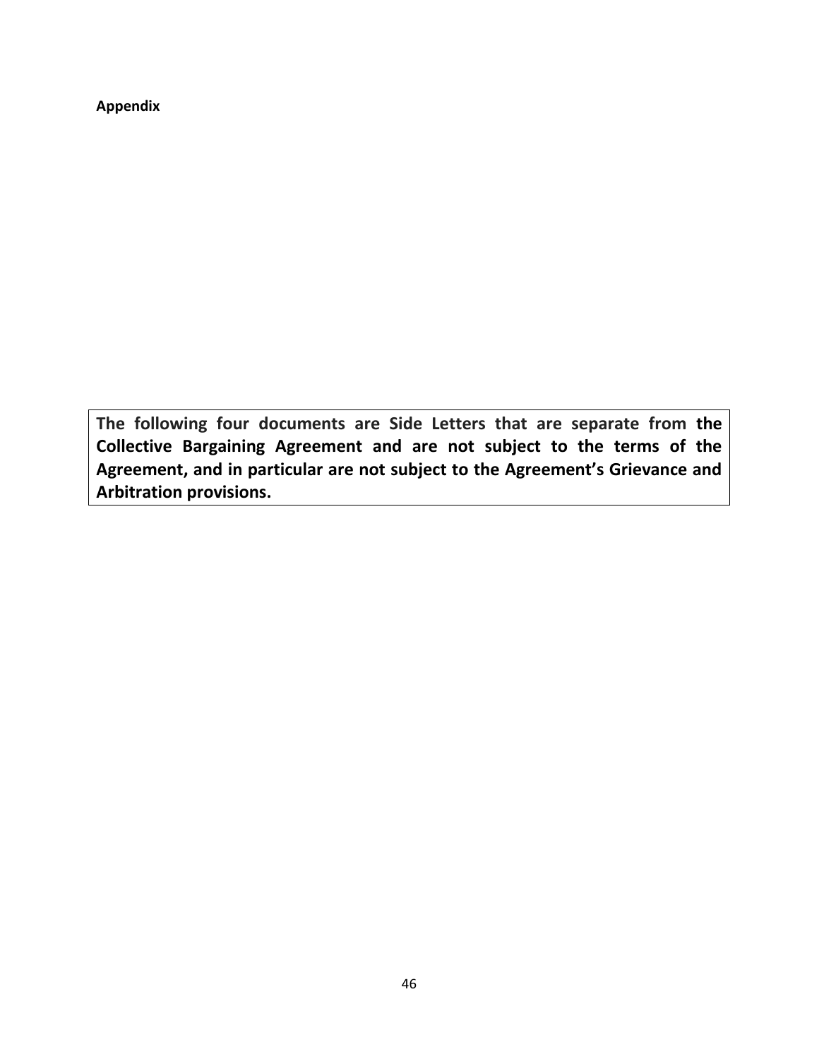**Appendix**

**The following four documents are Side Letters that are separate from the Collective Bargaining Agreement and are not subject to the terms of the Agreement, and in particular are not subject to the Agreement's Grievance and Arbitration provisions.**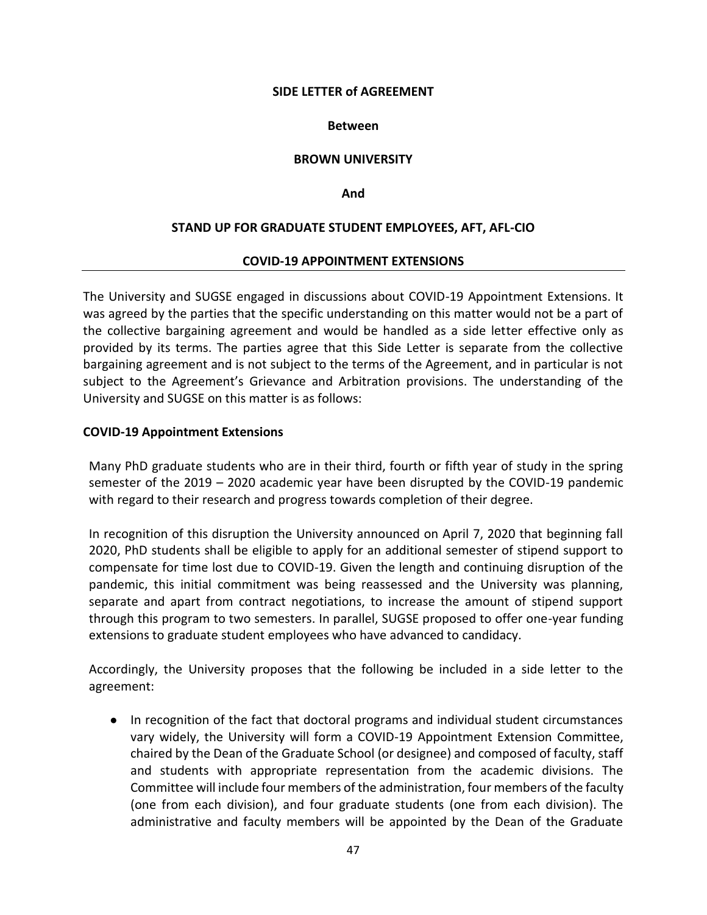**SIDE LETTER of AGREEMENT**

**Between**

**BROWN UNIVERSITY**

**And**

**STAND UP FOR GRADUATE STUDENT EMPLOYEES, AFT, AFL-CIO**

**COVID-19 APPOINTMENT EXTENSIONS**

---

The University and SUGSE engaged in discussions about COVID-19 Appointment Extensions. It was agreed by the parties that the specific understanding on this matter would not be a part of the collective bargaining agreement and would be handled as a side letter effective only as provided by its terms. The parties agree that this Side Letter is separate from the collective bargaining agreement and is not subject to the terms of the Agreement, and in particular is not subject to the Agreement's Grievance and Arbitration provisions. The understanding of the University and SUGSE on this matter is as follows:

**COVID-19 Appointment Extensions**

Many PhD graduate students who are in their third, fourth or fifth year of study in the spring semester of the 2019 – 2020 academic year have been disrupted by the COVID-19 pandemic with regard to their research and progress towards completion of their degree.

In recognition of this disruption the University announced on April 7, 2020 that beginning fall 2020, PhD students shall be eligible to apply for an additional semester of stipend support to compensate for time lost due to COVID-19. Given the length and continuing disruption of the pandemic, this initial commitment was being reassessed and the University was planning, separate and apart from contract negotiations, to increase the amount of stipend support through this program to two semesters. In parallel, SUGSE proposed to offer one-year funding extensions to graduate student employees who have advanced to candidacy.

Accordingly, the University proposes that the following be included in a side letter to the agreement:

- In recognition of the fact that doctoral programs and individual student circumstances vary widely, the University will form a COVID-19 Appointment Extension Committee, chaired by the Dean of the Graduate School (or designee) and composed of faculty, staff and students with appropriate representation from the academic divisions. The Committee will include four members of the administration, four members of the faculty (one from each division), and four graduate students (one from each division). The administrative and faculty members will be appointed by the Dean of the Graduate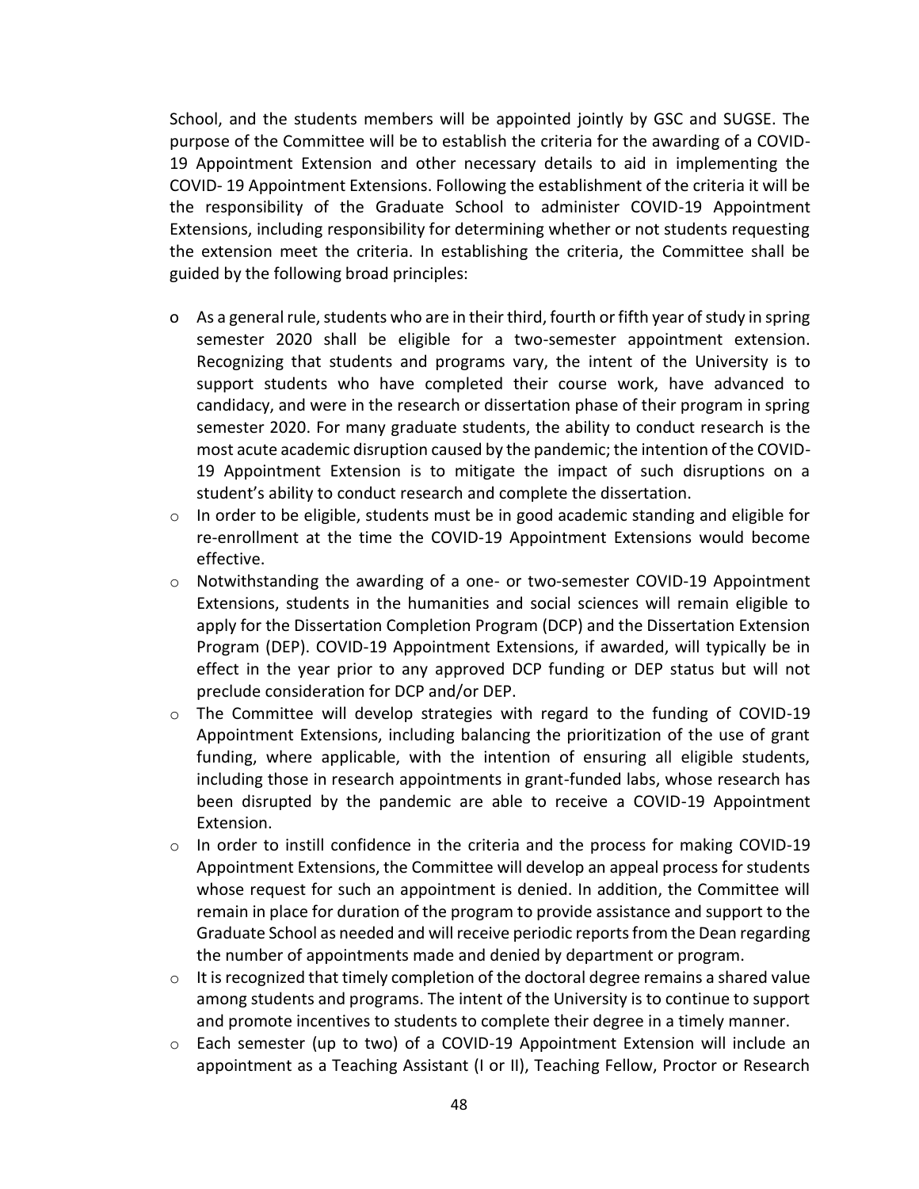School, and the students members will be appointed jointly by GSC and SUGSE. The purpose of the Committee will be to establish the criteria for the awarding of a COVID-19 Appointment Extension and other necessary details to aid in implementing the COVID- 19 Appointment Extensions. Following the establishment of the criteria it will be the responsibility of the Graduate School to administer COVID-19 Appointment Extensions, including responsibility for determining whether or not students requesting the extension meet the criteria. In establishing the criteria, the Committee shall be guided by the following broad principles:

- As a general rule, students who are in their third, fourth or fifth year of study in spring semester 2020 shall be eligible for a two-semester appointment extension. Recognizing that students and programs vary, the intent of the University is to support students who have completed their course work, have advanced to candidacy, and were in the research or dissertation phase of their program in spring semester 2020. For many graduate students, the ability to conduct research is the most acute academic disruption caused by the pandemic; the intention of the COVID-19 Appointment Extension is to mitigate the impact of such disruptions on a student's ability to conduct research and complete the dissertation.
- In order to be eligible, students must be in good academic standing and eligible for re-enrollment at the time the COVID-19 Appointment Extensions would become effective.
- Notwithstanding the awarding of a one- or two-semester COVID-19 Appointment Extensions, students in the humanities and social sciences will remain eligible to apply for the Dissertation Completion Program (DCP) and the Dissertation Extension Program (DEP). COVID-19 Appointment Extensions, if awarded, will typically be in effect in the year prior to any approved DCP funding or DEP status but will not preclude consideration for DCP and/or DEP.
- The Committee will develop strategies with regard to the funding of COVID-19 Appointment Extensions, including balancing the prioritization of the use of grant funding, where applicable, with the intention of ensuring all eligible students, including those in research appointments in grant-funded labs, whose research has been disrupted by the pandemic are able to receive a COVID-19 Appointment Extension.
- In order to instill confidence in the criteria and the process for making COVID-19 Appointment Extensions, the Committee will develop an appeal process for students whose request for such an appointment is denied. In addition, the Committee will remain in place for duration of the program to provide assistance and support to the Graduate School as needed and will receive periodic reports from the Dean regarding the number of appointments made and denied by department or program.
- It is recognized that timely completion of the doctoral degree remains a shared value among students and programs. The intent of the University is to continue to support and promote incentives to students to complete their degree in a timely manner.
- Each semester (up to two) of a COVID-19 Appointment Extension will include an appointment as a Teaching Assistant (I or II), Teaching Fellow, Proctor or Research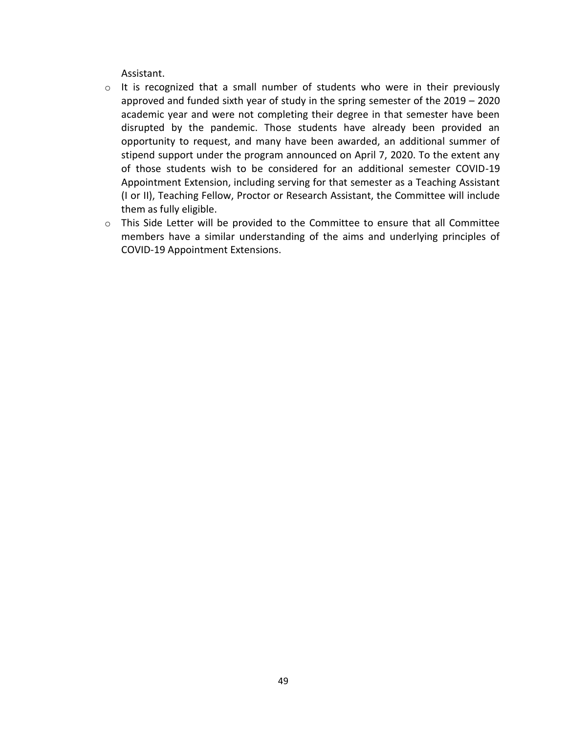Assistant.

- It is recognized that a small number of students who were in their previously approved and funded sixth year of study in the spring semester of the 2019 – 2020 academic year and were not completing their degree in that semester have been disrupted by the pandemic. Those students have already been provided an opportunity to request, and many have been awarded, an additional summer of stipend support under the program announced on April 7, 2020. To the extent any of those students wish to be considered for an additional semester COVID-19 Appointment Extension, including serving for that semester as a Teaching Assistant (I or II), Teaching Fellow, Proctor or Research Assistant, the Committee will include them as fully eligible.
- This Side Letter will be provided to the Committee to ensure that all Committee members have a similar understanding of the aims and underlying principles of COVID-19 Appointment Extensions.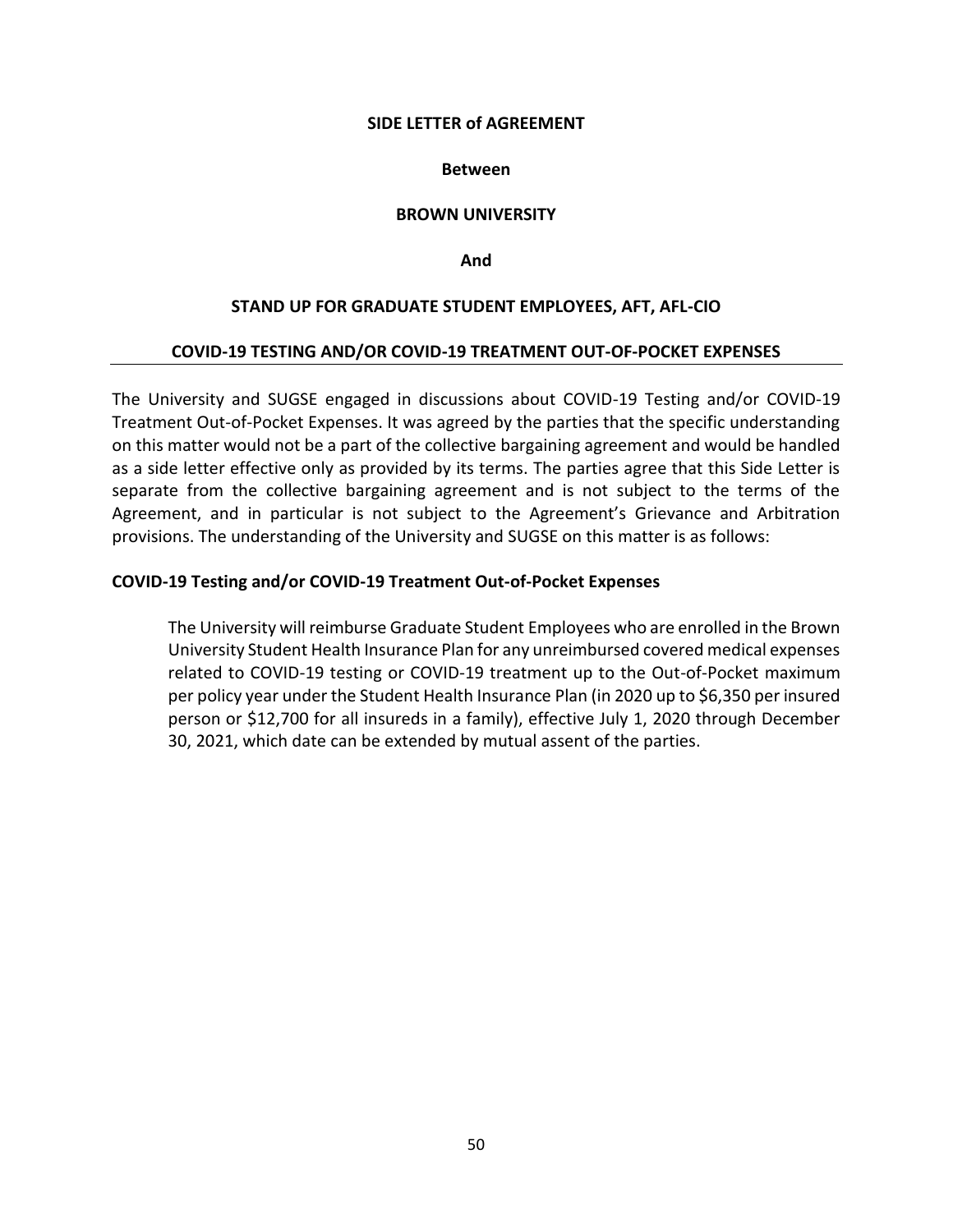**SIDE LETTER of AGREEMENT**

**Between**

**BROWN UNIVERSITY**

**And**

**STAND UP FOR GRADUATE STUDENT EMPLOYEES, AFT, AFL-CIO**

**COVID-19 TESTING AND/OR COVID-19 TREATMENT OUT-OF-POCKET EXPENSES**

---

The University and SUGSE engaged in discussions about COVID-19 Testing and/or COVID-19 Treatment Out-of-Pocket Expenses. It was agreed by the parties that the specific understanding on this matter would not be a part of the collective bargaining agreement and would be handled as a side letter effective only as provided by its terms. The parties agree that this Side Letter is separate from the collective bargaining agreement and is not subject to the terms of the Agreement, and in particular is not subject to the Agreement's Grievance and Arbitration provisions. The understanding of the University and SUGSE on this matter is as follows:

**COVID-19 Testing and/or COVID-19 Treatment Out-of-Pocket Expenses**

The University will reimburse Graduate Student Employees who are enrolled in the Brown University Student Health Insurance Plan for any unreimbursed covered medical expenses related to COVID-19 testing or COVID-19 treatment up to the Out-of-Pocket maximum per policy year under the Student Health Insurance Plan (in 2020 up to $6,350 per insured person or $12,700 for all insureds in a family), effective July 1, 2020 through December 30, 2021, which date can be extended by mutual assent of the parties.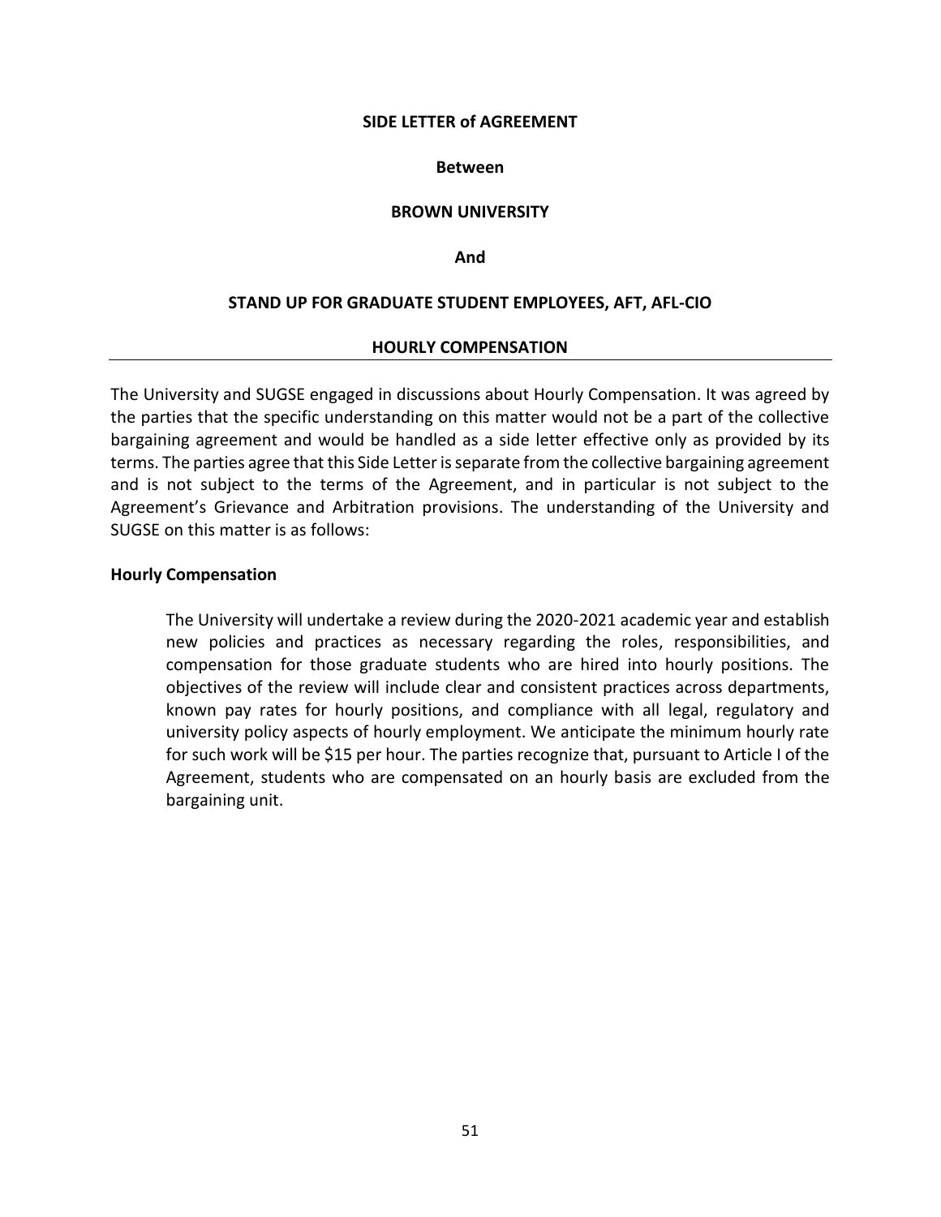**SIDE LETTER of AGREEMENT**

**Between**

**BROWN UNIVERSITY**

**And**

**STAND UP FOR GRADUATE STUDENT EMPLOYEES, AFT, AFL-CIO**

**HOURLY COMPENSATION**

---

The University and SUGSE engaged in discussions about Hourly Compensation. It was agreed by the parties that the specific understanding on this matter would not be a part of the collective bargaining agreement and would be handled as a side letter effective only as provided by its terms. The parties agree that this Side Letter is separate from the collective bargaining agreement and is not subject to the terms of the Agreement, and in particular is not subject to the Agreement's Grievance and Arbitration provisions. The understanding of the University and SUGSE on this matter is as follows:

**Hourly Compensation**

> The University will undertake a review during the 2020-2021 academic year and establish new policies and practices as necessary regarding the roles, responsibilities, and compensation for those graduate students who are hired into hourly positions. The objectives of the review will include clear and consistent practices across departments, known pay rates for hourly positions, and compliance with all legal, regulatory and university policy aspects of hourly employment. We anticipate the minimum hourly rate for such work will be $15 per hour. The parties recognize that, pursuant to Article I of the Agreement, students who are compensated on an hourly basis are excluded from the bargaining unit.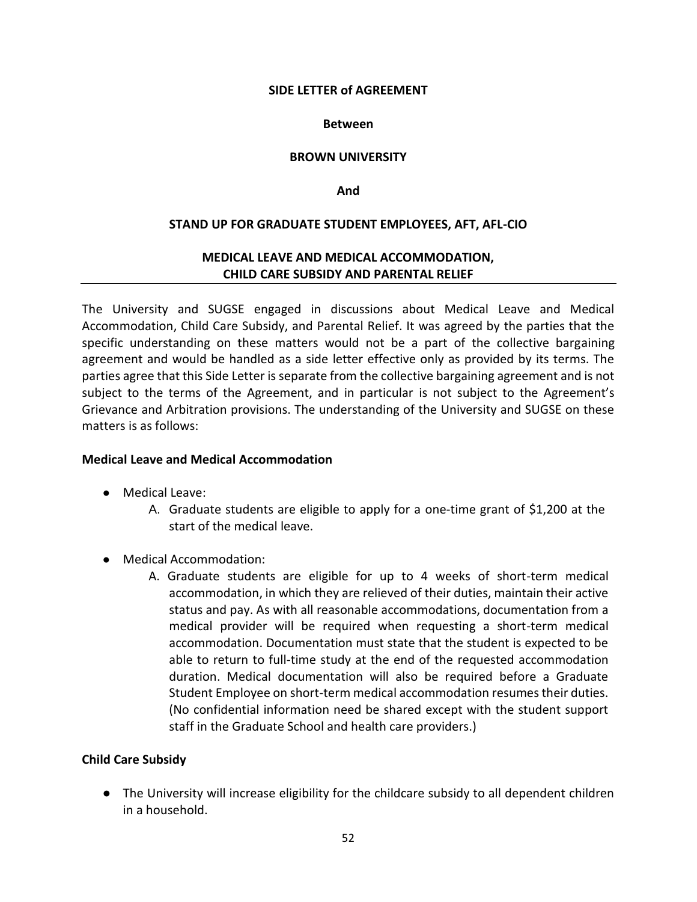**SIDE LETTER of AGREEMENT**

**Between**

**BROWN UNIVERSITY**

**And**

**STAND UP FOR GRADUATE STUDENT EMPLOYEES, AFT, AFL-CIO**

**MEDICAL LEAVE AND MEDICAL ACCOMMODATION, CHILD CARE SUBSIDY AND PARENTAL RELIEF**

---

The University and SUGSE engaged in discussions about Medical Leave and Medical Accommodation, Child Care Subsidy, and Parental Relief. It was agreed by the parties that the specific understanding on these matters would not be a part of the collective bargaining agreement and would be handled as a side letter effective only as provided by its terms. The parties agree that this Side Letter is separate from the collective bargaining agreement and is not subject to the terms of the Agreement, and in particular is not subject to the Agreement's Grievance and Arbitration provisions. The understanding of the University and SUGSE on these matters is as follows:

**Medical Leave and Medical Accommodation**

- Medical Leave:
    A. Graduate students are eligible to apply for a one-time grant of $1,200 at the start of the medical leave.

- Medical Accommodation:
    A. Graduate students are eligible for up to 4 weeks of short-term medical accommodation, in which they are relieved of their duties, maintain their active status and pay. As with all reasonable accommodations, documentation from a medical provider will be required when requesting a short-term medical accommodation. Documentation must state that the student is expected to be able to return to full-time study at the end of the requested accommodation duration. Medical documentation will also be required before a Graduate Student Employee on short-term medical accommodation resumes their duties. (No confidential information need be shared except with the student support staff in the Graduate School and health care providers.)

**Child Care Subsidy**

- The University will increase eligibility for the childcare subsidy to all dependent children in a household.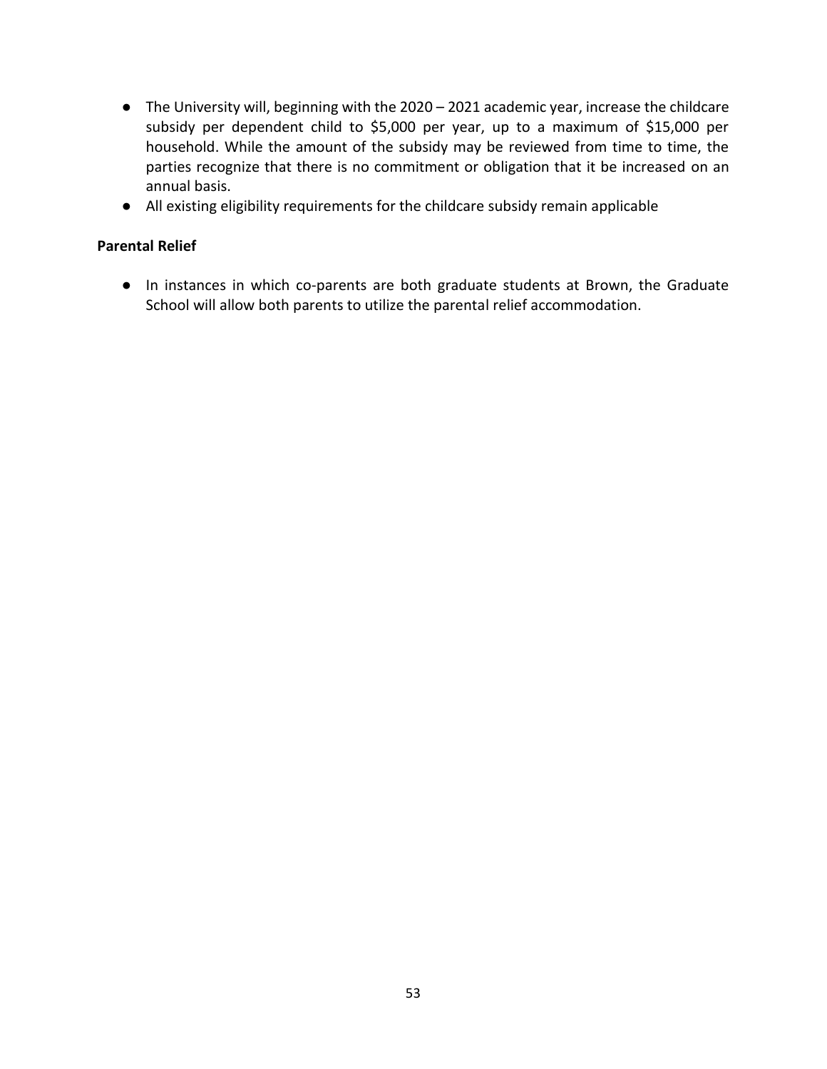- The University will, beginning with the 2020 – 2021 academic year, increase the childcare subsidy per dependent child to $5,000 per year, up to a maximum of $15,000 per household. While the amount of the subsidy may be reviewed from time to time, the parties recognize that there is no commitment or obligation that it be increased on an annual basis.
- All existing eligibility requirements for the childcare subsidy remain applicable

**Parental Relief**

- In instances in which co-parents are both graduate students at Brown, the Graduate School will allow both parents to utilize the parental relief accommodation.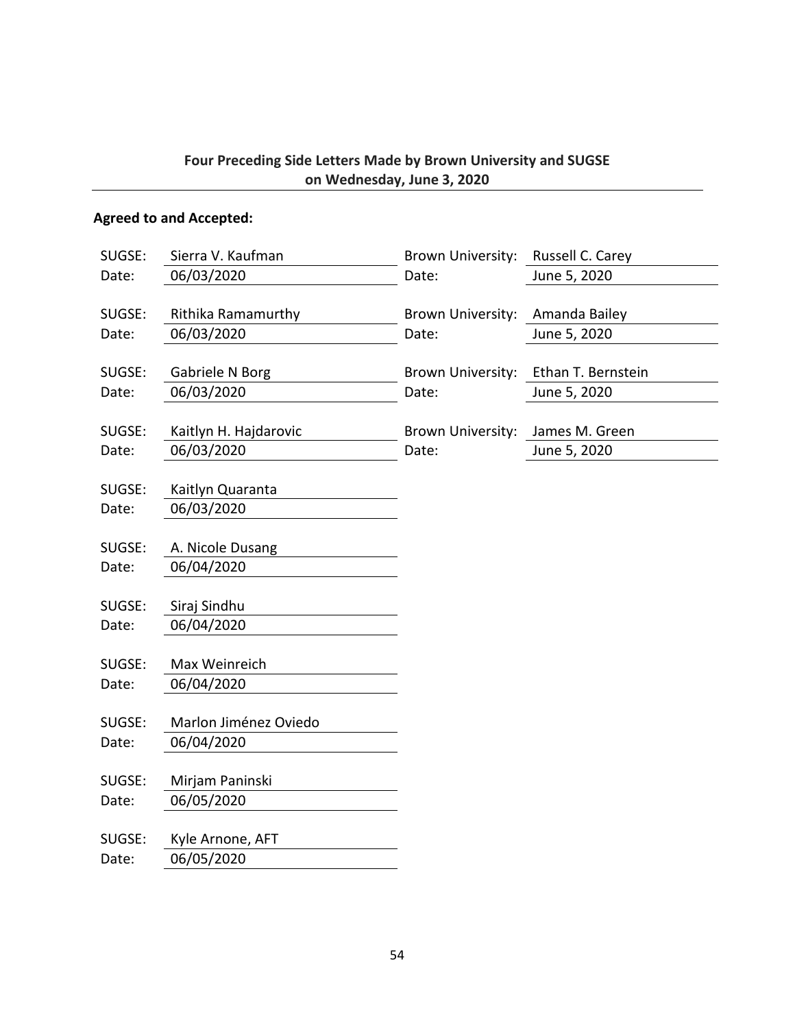**Four Preceding Side Letters Made by Brown University and SUGSE on Wednesday, June 3, 2020**

---

**Agreed to and Accepted:**

| | | | |
|---|---|---|---|
| SUGSE: | Sierra V. Kaufman | Brown University: | Russell C. Carey |
| Date: | 06/03/2020 | Date: | June 5, 2020 |
| SUGSE: | Rithika Ramamurthy | Brown University: | Amanda Bailey |
| Date: | 06/03/2020 | Date: | June 5, 2020 |
| SUGSE: | Gabriele N Borg | Brown University: | Ethan T. Bernstein |
| Date: | 06/03/2020 | Date: | June 5, 2020 |
| SUGSE: | Kaitlyn H. Hajdarovic | Brown University: | James M. Green |
| Date: | 06/03/2020 | Date: | June 5, 2020 |
| SUGSE: | Kaitlyn Quaranta | | |
| Date: | 06/03/2020 | | |
| SUGSE: | A. Nicole Dusang | | |
| Date: | 06/04/2020 | | |
| SUGSE: | Siraj Sindhu | | |
| Date: | 06/04/2020 | | |
| SUGSE: | Max Weinreich | | |
| Date: | 06/04/2020 | | |
| SUGSE: | Marlon Jiménez Oviedo | | |
| Date: | 06/04/2020 | | |
| SUGSE: | Mirjam Paninski | | |
| Date: | 06/05/2020 | | |
| SUGSE: | Kyle Arnone, AFT | | |
| Date: | 06/05/2020 | | |